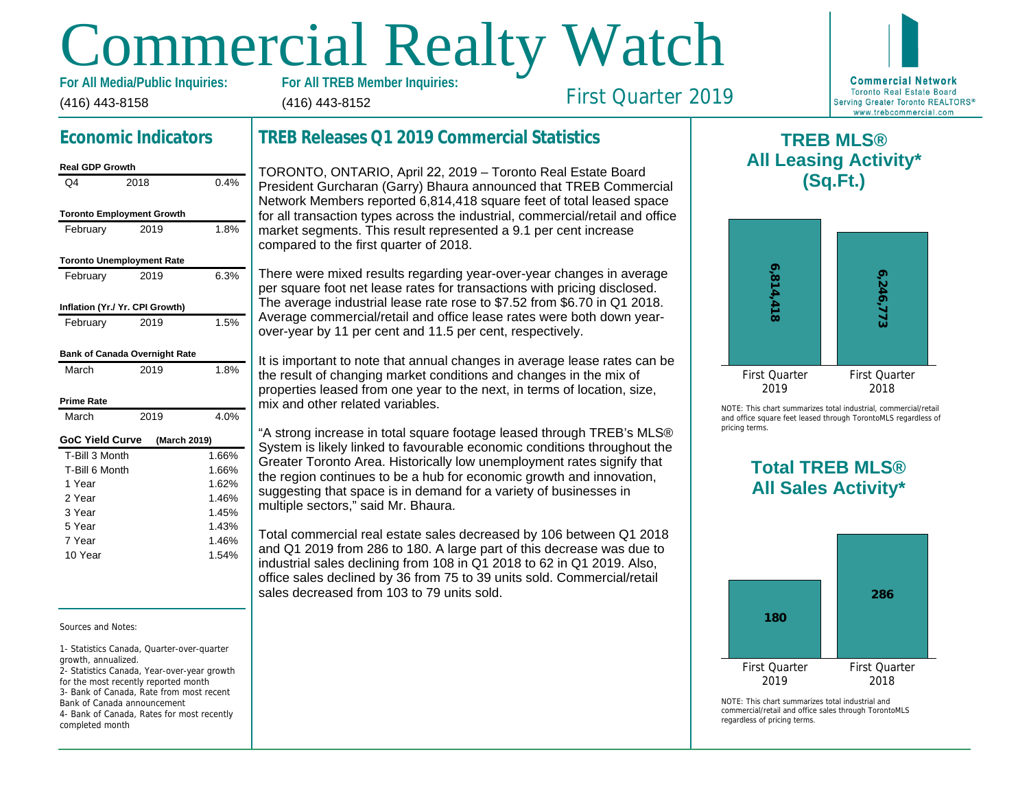# Commercial Realty Watch

**For All Media/Public Inquiries:**
(416) 443-8158

**For All TREB Member Inquiries:**
(416) 443-8152

First Quarter 2019

**Commercial Network**
Toronto Real Estate Board
Serving Greater Toronto REALTORS®
www.trebcommercial.com

## Economic Indicators

**Real GDP Growth**

| | | |
|---|---|---|
| Q4 | 2018 | 0.4% |

**Toronto Employment Growth**

| | | |
|---|---|---|
| February | 2019 | 1.8% |

**Toronto Unemployment Rate**

| | | |
|---|---|---|
| February | 2019 | 6.3% |

**Inflation (Yr./ Yr. CPI Growth)**

| | | |
|---|---|---|
| February | 2019 | 1.5% |

**Bank of Canada Overnight Rate**

| | | |
|---|---|---|
| March | 2019 | 1.8% |

**Prime Rate**

| | | |
|---|---|---|
| March | 2019 | 4.0% |

**GoC Yield Curve** (March 2019)

| | |
|---|---|
| T-Bill 3 Month | 1.66% |
| T-Bill 6 Month | 1.66% |
| 1 Year | 1.62% |
| 2 Year | 1.46% |
| 3 Year | 1.45% |
| 5 Year | 1.43% |
| 7 Year | 1.46% |
| 10 Year | 1.54% |

Sources and Notes:

1- Statistics Canada, Quarter-over-quarter growth, annualized.
2- Statistics Canada, Year-over-year growth for the most recently reported month
3- Bank of Canada, Rate from most recent Bank of Canada announcement
4- Bank of Canada, Rates for most recently completed month

## TREB Releases Q1 2019 Commercial Statistics

TORONTO, ONTARIO, April 22, 2019 – Toronto Real Estate Board President Gurcharan (Garry) Bhaura announced that TREB Commercial Network Members reported 6,814,418 square feet of total leased space for all transaction types across the industrial, commercial/retail and office market segments. This result represented a 9.1 per cent increase compared to the first quarter of 2018.

There were mixed results regarding year-over-year changes in average per square foot net lease rates for transactions with pricing disclosed. The average industrial lease rate rose to $7.52 from $6.70 in Q1 2018. Average commercial/retail and office lease rates were both down year-over-year by 11 per cent and 11.5 per cent, respectively.

It is important to note that annual changes in average lease rates can be the result of changing market conditions and changes in the mix of properties leased from one year to the next, in terms of location, size, mix and other related variables.

"A strong increase in total square footage leased through TREB's MLS® System is likely linked to favourable economic conditions throughout the Greater Toronto Area. Historically low unemployment rates signify that the region continues to be a hub for economic growth and innovation, suggesting that space is in demand for a variety of businesses in multiple sectors," said Mr. Bhaura.

Total commercial real estate sales decreased by 106 between Q1 2018 and Q1 2019 from 286 to 180. A large part of this decrease was due to industrial sales declining from 108 in Q1 2018 to 62 in Q1 2019. Also, office sales declined by 36 from 75 to 39 units sold. Commercial/retail sales decreased from 103 to 79 units sold.

## TREB MLS® All Leasing Activity* (Sq.Ft.)

| First Quarter 2019 | First Quarter 2018 |
|---|---|
| 6,814,418 | 6,246,773 |

NOTE: This chart summarizes total industrial, commercial/retail and office square feet leased through TorontoMLS regardless of pricing terms.

## Total TREB MLS® All Sales Activity*

| First Quarter 2019 | First Quarter 2018 |
|---|---|
| 180 | 286 |

NOTE: This chart summarizes total industrial and commercial/retail and office sales through TorontoMLS regardless of pricing terms.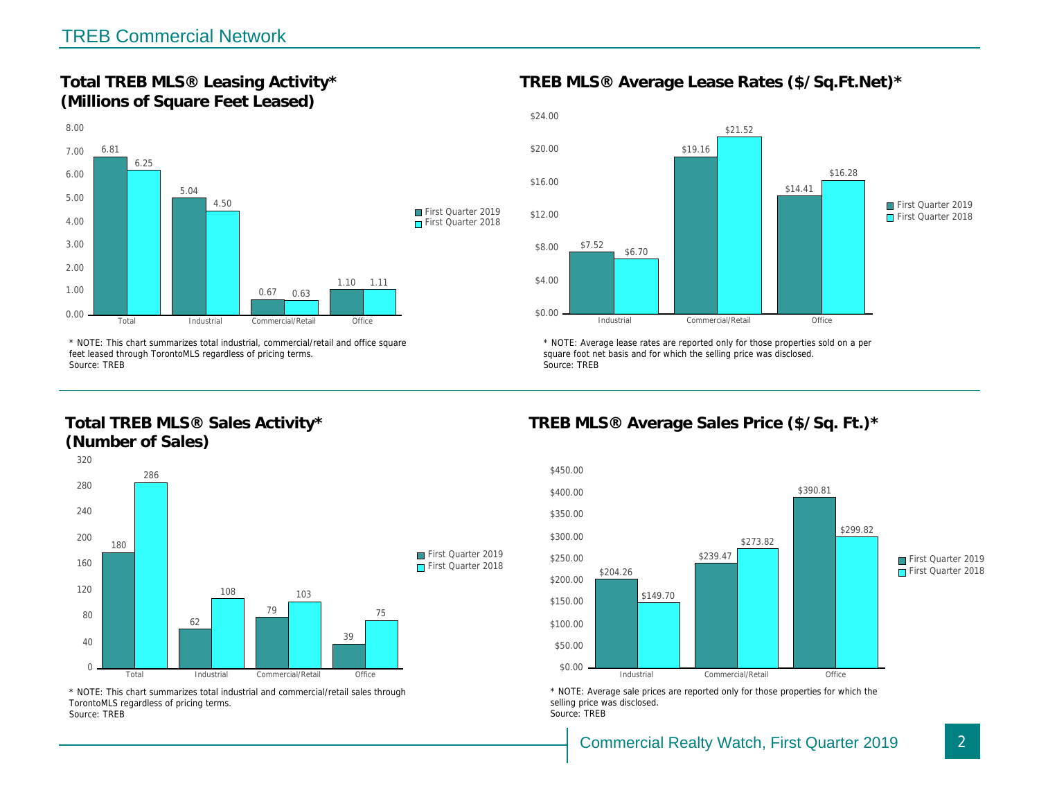# TREB Commercial Network

## Total TREB MLS® Leasing Activity* (Millions of Square Feet Leased)

| | First Quarter 2019 | First Quarter 2018 |
|---|---|---|
| Total | 6.81 | 6.25 |
| Industrial | 5.04 | 4.50 |
| Commercial/Retail | 0.67 | 0.63 |
| Office | 1.10 | 1.11 |

* NOTE: This chart summarizes total industrial, commercial/retail and office square feet leased through TorontoMLS regardless of pricing terms.
Source: TREB

## TREB MLS® Average Lease Rates ($/Sq.Ft.Net)*

| | First Quarter 2019 | First Quarter 2018 |
|---|---|---|
| Industrial | $7.52 | $6.70 |
| Commercial/Retail | $19.16 | $21.52 |
| Office | $14.41 | $16.28 |

* NOTE: Average lease rates are reported only for those properties sold on a per square foot net basis and for which the selling price was disclosed.
Source: TREB

## Total TREB MLS® Sales Activity* (Number of Sales)

| | First Quarter 2019 | First Quarter 2018 |
|---|---|---|
| Total | 180 | 286 |
| Industrial | 62 | 108 |
| Commercial/Retail | 79 | 103 |
| Office | 39 | 75 |

* NOTE: This chart summarizes total industrial and commercial/retail sales through TorontoMLS regardless of pricing terms.
Source: TREB

## TREB MLS® Average Sales Price ($/Sq. Ft.)*

| | First Quarter 2019 | First Quarter 2018 |
|---|---|---|
| Industrial | $204.26 | $149.70 |
| Commercial/Retail | $239.47 | $273.82 |
| Office | $390.81 | $299.82 |

* NOTE: Average sale prices are reported only for those properties for which the selling price was disclosed.
Source: TREB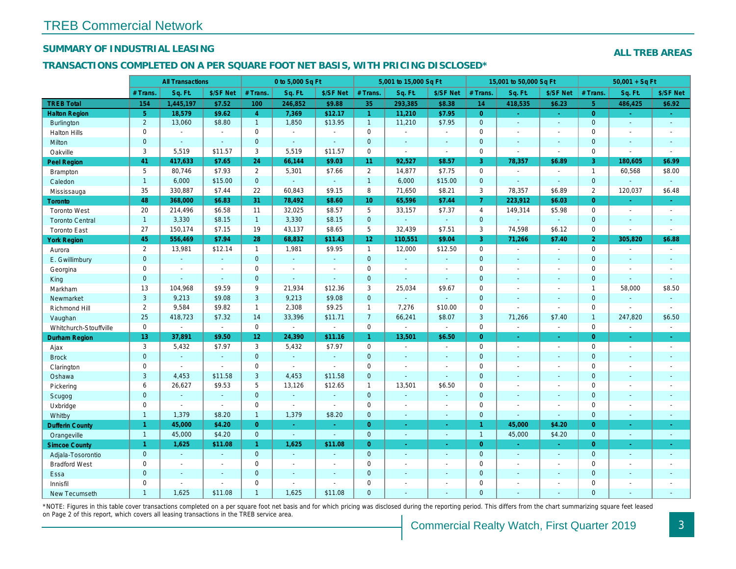# TREB Commercial Network

## SUMMARY OF INDUSTRIAL LEASING

**ALL TREB AREAS**

### TRANSACTIONS COMPLETED ON A PER SQUARE FOOT NET BASIS, WITH PRICING DISCLOSED*

| | All Transactions | | | 0 to 5,000 Sq Ft | | | 5,001 to 15,000 Sq Ft | | | 15,001 to 50,000 Sq Ft | | | 50,001 + Sq Ft | | |
|---|---|---|---|---|---|---|---|---|---|---|---|---|---|---|---|
| | # Trans. | Sq. Ft. | $/SF Net | # Trans. | Sq. Ft. | $/SF Net | # Trans. | Sq. Ft. | $/SF Net | # Trans. | Sq. Ft. | $/SF Net | # Trans. | Sq. Ft. | $/SF Net |
| **TREB Total** | **154** | **1,445,197** | **$7.52** | **100** | **246,852** | **$9.88** | **35** | **293,385** | **$8.38** | **14** | **418,535** | **$6.23** | **5** | **486,425** | **$6.92** |
| **Halton Region** | **5** | **18,579** | **$9.62** | **4** | **7,369** | **$12.17** | **1** | **11,210** | **$7.95** | **0** | **-** | **-** | **0** | **-** | **-** |
| Burlington | 2 | 13,060 | $8.80 | 1 | 1,850 | $13.95 | 1 | 11,210 | $7.95 | 0 | - | - | 0 | - | - |
| Halton Hills | 0 | - | - | 0 | - | - | 0 | - | - | 0 | - | - | 0 | - | - |
| Milton | 0 | - | - | 0 | - | - | 0 | - | - | 0 | - | - | 0 | - | - |
| Oakville | 3 | 5,519 | $11.57 | 3 | 5,519 | $11.57 | 0 | - | - | 0 | - | - | 0 | - | - |
| **Peel Region** | **41** | **417,633** | **$7.65** | **24** | **66,144** | **$9.03** | **11** | **92,527** | **$8.57** | **3** | **78,357** | **$6.89** | **3** | **180,605** | **$6.99** |
| Brampton | 5 | 80,746 | $7.93 | 2 | 5,301 | $7.66 | 2 | 14,877 | $7.75 | 0 | - | - | 1 | 60,568 | $8.00 |
| Caledon | 1 | 6,000 | $15.00 | 0 | - | - | 1 | 6,000 | $15.00 | 0 | - | - | 0 | - | - |
| Mississauga | 35 | 330,887 | $7.44 | 22 | 60,843 | $9.15 | 8 | 71,650 | $8.21 | 3 | 78,357 | $6.89 | 2 | 120,037 | $6.48 |
| **Toronto** | **48** | **368,000** | **$6.83** | **31** | **78,492** | **$8.60** | **10** | **65,596** | **$7.44** | **7** | **223,912** | **$6.03** | **0** | **-** | **-** |
| Toronto West | 20 | 214,496 | $6.58 | 11 | 32,025 | $8.57 | 5 | 33,157 | $7.37 | 4 | 149,314 | $5.98 | 0 | - | - |
| Toronto Central | 1 | 3,330 | $8.15 | 1 | 3,330 | $8.15 | 0 | - | - | 0 | - | - | 0 | - | - |
| Toronto East | 27 | 150,174 | $7.15 | 19 | 43,137 | $8.65 | 5 | 32,439 | $7.51 | 3 | 74,598 | $6.12 | 0 | - | - |
| **York Region** | **45** | **556,469** | **$7.94** | **28** | **68,832** | **$11.43** | **12** | **110,551** | **$9.04** | **3** | **71,266** | **$7.40** | **2** | **305,820** | **$6.88** |
| Aurora | 2 | 13,981 | $12.14 | 1 | 1,981 | $9.95 | 1 | 12,000 | $12.50 | 0 | - | - | 0 | - | - |
| E. Gwillimbury | 0 | - | - | 0 | - | - | 0 | - | - | 0 | - | - | 0 | - | - |
| Georgina | 0 | - | - | 0 | - | - | 0 | - | - | 0 | - | - | 0 | - | - |
| King | 0 | - | - | 0 | - | - | 0 | - | - | 0 | - | - | 0 | - | - |
| Markham | 13 | 104,968 | $9.59 | 9 | 21,934 | $12.36 | 3 | 25,034 | $9.67 | 0 | - | - | 1 | 58,000 | $8.50 |
| Newmarket | 3 | 9,213 | $9.08 | 3 | 9,213 | $9.08 | 0 | - | - | 0 | - | - | 0 | - | - |
| Richmond Hill | 2 | 9,584 | $9.82 | 1 | 2,308 | $9.25 | 1 | 7,276 | $10.00 | 0 | - | - | 0 | - | - |
| Vaughan | 25 | 418,723 | $7.32 | 14 | 33,396 | $11.71 | 7 | 66,241 | $8.07 | 3 | 71,266 | $7.40 | 1 | 247,820 | $6.50 |
| Whitchurch-Stouffville | 0 | - | - | 0 | - | - | 0 | - | - | 0 | - | - | 0 | - | - |
| **Durham Region** | **13** | **37,891** | **$9.50** | **12** | **24,390** | **$11.16** | **1** | **13,501** | **$6.50** | **0** | **-** | **-** | **0** | **-** | **-** |
| Ajax | 3 | 5,432 | $7.97 | 3 | 5,432 | $7.97 | 0 | - | - | 0 | - | - | 0 | - | - |
| Brock | 0 | - | - | 0 | - | - | 0 | - | - | 0 | - | - | 0 | - | - |
| Clarington | 0 | - | - | 0 | - | - | 0 | - | - | 0 | - | - | 0 | - | - |
| Oshawa | 3 | 4,453 | $11.58 | 3 | 4,453 | $11.58 | 0 | - | - | 0 | - | - | 0 | - | - |
| Pickering | 6 | 26,627 | $9.53 | 5 | 13,126 | $12.65 | 1 | 13,501 | $6.50 | 0 | - | - | 0 | - | - |
| Scugog | 0 | - | - | 0 | - | - | 0 | - | - | 0 | - | - | 0 | - | - |
| Uxbridge | 0 | - | - | 0 | - | - | 0 | - | - | 0 | - | - | 0 | - | - |
| Whitby | 1 | 1,379 | $8.20 | 1 | 1,379 | $8.20 | 0 | - | - | 0 | - | - | 0 | - | - |
| **Dufferin County** | **1** | **45,000** | **$4.20** | **0** | **-** | **-** | **0** | **-** | **-** | **1** | **45,000** | **$4.20** | **0** | **-** | **-** |
| Orangeville | 1 | 45,000 | $4.20 | 0 | - | - | 0 | - | - | 1 | 45,000 | $4.20 | 0 | - | - |
| **Simcoe County** | **1** | **1,625** | **$11.08** | **1** | **1,625** | **$11.08** | **0** | **-** | **-** | **0** | **-** | **-** | **0** | **-** | **-** |
| Adjala-Tosorontio | 0 | - | - | 0 | - | - | 0 | - | - | 0 | - | - | 0 | - | - |
| Bradford West | 0 | - | - | 0 | - | - | 0 | - | - | 0 | - | - | 0 | - | - |
| Essa | 0 | - | - | 0 | - | - | 0 | - | - | 0 | - | - | 0 | - | - |
| Innisfil | 0 | - | - | 0 | - | - | 0 | - | - | 0 | - | - | 0 | - | - |
| New Tecumseth | 1 | 1,625 | $11.08 | 1 | 1,625 | $11.08 | 0 | - | - | 0 | - | - | 0 | - | - |

*NOTE: Figures in this table cover transactions completed on a per square foot net basis and for which pricing was disclosed during the reporting period. This differs from the chart summarizing square feet leased on Page 2 of this report, which covers all leasing transactions in the TREB service area.

Commercial Realty Watch, First Quarter 2019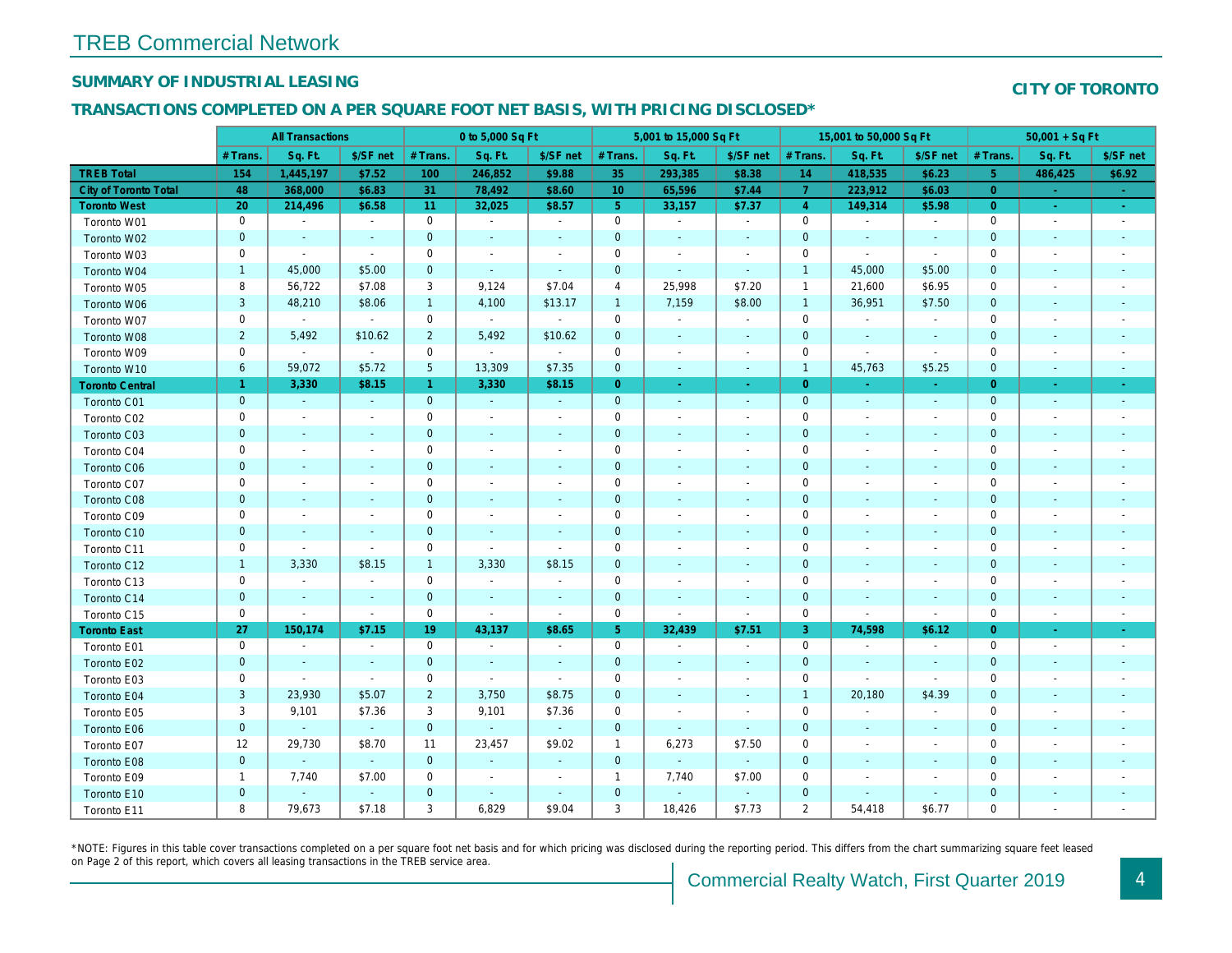# TREB Commercial Network

## SUMMARY OF INDUSTRIAL LEASING

**CITY OF TORONTO**

### TRANSACTIONS COMPLETED ON A PER SQUARE FOOT NET BASIS, WITH PRICING DISCLOSED*

| | All Transactions | | | 0 to 5,000 Sq Ft | | | 5,001 to 15,000 Sq Ft | | | 15,001 to 50,000 Sq Ft | | | 50,001 + Sq Ft | | |
|---|---|---|---|---|---|---|---|---|---|---|---|---|---|---|---|
| | # Trans. | Sq. Ft. | $/SF net | # Trans. | Sq. Ft. | $/SF net | # Trans. | Sq. Ft. | $/SF net | # Trans. | Sq. Ft. | $/SF net | # Trans. | Sq. Ft. | $/SF net |
| **TREB Total** | **154** | **1,445,197** | **$7.52** | **100** | **246,852** | **$9.88** | **35** | **293,385** | **$8.38** | **14** | **418,535** | **$6.23** | **5** | **486,425** | **$6.92** |
| **City of Toronto Total** | **48** | **368,000** | **$6.83** | **31** | **78,492** | **$8.60** | **10** | **65,596** | **$7.44** | **7** | **223,912** | **$6.03** | **0** | **-** | **-** |
| **Toronto West** | **20** | **214,496** | **$6.58** | **11** | **32,025** | **$8.57** | **5** | **33,157** | **$7.37** | **4** | **149,314** | **$5.98** | **0** | **-** | **-** |
| Toronto W01 | 0 | - | - | 0 | - | - | 0 | - | - | 0 | - | - | 0 | - | - |
| Toronto W02 | 0 | - | - | 0 | - | - | 0 | - | - | 0 | - | - | 0 | - | - |
| Toronto W03 | 0 | - | - | 0 | - | - | 0 | - | - | 0 | - | - | 0 | - | - |
| Toronto W04 | 1 | 45,000 | $5.00 | 0 | - | - | 0 | - | - | 1 | 45,000 | $5.00 | 0 | - | - |
| Toronto W05 | 8 | 56,722 | $7.08 | 3 | 9,124 | $7.04 | 4 | 25,998 | $7.20 | 1 | 21,600 | $6.95 | 0 | - | - |
| Toronto W06 | 3 | 48,210 | $8.06 | 1 | 4,100 | $13.17 | 1 | 7,159 | $8.00 | 1 | 36,951 | $7.50 | 0 | - | - |
| Toronto W07 | 0 | - | - | 0 | - | - | 0 | - | - | 0 | - | - | 0 | - | - |
| Toronto W08 | 2 | 5,492 | $10.62 | 2 | 5,492 | $10.62 | 0 | - | - | 0 | - | - | 0 | - | - |
| Toronto W09 | 0 | - | - | 0 | - | - | 0 | - | - | 0 | - | - | 0 | - | - |
| Toronto W10 | 6 | 59,072 | $5.72 | 5 | 13,309 | $7.35 | 0 | - | - | 1 | 45,763 | $5.25 | 0 | - | - |
| **Toronto Central** | **1** | **3,330** | **$8.15** | **1** | **3,330** | **$8.15** | **0** | **-** | **-** | **0** | **-** | **-** | **0** | **-** | **-** |
| Toronto C01 | 0 | - | - | 0 | - | - | 0 | - | - | 0 | - | - | 0 | - | - |
| Toronto C02 | 0 | - | - | 0 | - | - | 0 | - | - | 0 | - | - | 0 | - | - |
| Toronto C03 | 0 | - | - | 0 | - | - | 0 | - | - | 0 | - | - | 0 | - | - |
| Toronto C04 | 0 | - | - | 0 | - | - | 0 | - | - | 0 | - | - | 0 | - | - |
| Toronto C06 | 0 | - | - | 0 | - | - | 0 | - | - | 0 | - | - | 0 | - | - |
| Toronto C07 | 0 | - | - | 0 | - | - | 0 | - | - | 0 | - | - | 0 | - | - |
| Toronto C08 | 0 | - | - | 0 | - | - | 0 | - | - | 0 | - | - | 0 | - | - |
| Toronto C09 | 0 | - | - | 0 | - | - | 0 | - | - | 0 | - | - | 0 | - | - |
| Toronto C10 | 0 | - | - | 0 | - | - | 0 | - | - | 0 | - | - | 0 | - | - |
| Toronto C11 | 0 | - | - | 0 | - | - | 0 | - | - | 0 | - | - | 0 | - | - |
| Toronto C12 | 1 | 3,330 | $8.15 | 1 | 3,330 | $8.15 | 0 | - | - | 0 | - | - | 0 | - | - |
| Toronto C13 | 0 | - | - | 0 | - | - | 0 | - | - | 0 | - | - | 0 | - | - |
| Toronto C14 | 0 | - | - | 0 | - | - | 0 | - | - | 0 | - | - | 0 | - | - |
| Toronto C15 | 0 | - | - | 0 | - | - | 0 | - | - | 0 | - | - | 0 | - | - |
| **Toronto East** | **27** | **150,174** | **$7.15** | **19** | **43,137** | **$8.65** | **5** | **32,439** | **$7.51** | **3** | **74,598** | **$6.12** | **0** | **-** | **-** |
| Toronto E01 | 0 | - | - | 0 | - | - | 0 | - | - | 0 | - | - | 0 | - | - |
| Toronto E02 | 0 | - | - | 0 | - | - | 0 | - | - | 0 | - | - | 0 | - | - |
| Toronto E03 | 0 | - | - | 0 | - | - | 0 | - | - | 0 | - | - | 0 | - | - |
| Toronto E04 | 3 | 23,930 | $5.07 | 2 | 3,750 | $8.75 | 0 | - | - | 1 | 20,180 | $4.39 | 0 | - | - |
| Toronto E05 | 3 | 9,101 | $7.36 | 3 | 9,101 | $7.36 | 0 | - | - | 0 | - | - | 0 | - | - |
| Toronto E06 | 0 | - | - | 0 | - | - | 0 | - | - | 0 | - | - | 0 | - | - |
| Toronto E07 | 12 | 29,730 | $8.70 | 11 | 23,457 | $9.02 | 1 | 6,273 | $7.50 | 0 | - | - | 0 | - | - |
| Toronto E08 | 0 | - | - | 0 | - | - | 0 | - | - | 0 | - | - | 0 | - | - |
| Toronto E09 | 1 | 7,740 | $7.00 | 0 | - | - | 1 | 7,740 | $7.00 | 0 | - | - | 0 | - | - |
| Toronto E10 | 0 | - | - | 0 | - | - | 0 | - | - | 0 | - | - | 0 | - | - |
| Toronto E11 | 8 | 79,673 | $7.18 | 3 | 6,829 | $9.04 | 3 | 18,426 | $7.73 | 2 | 54,418 | $6.77 | 0 | - | - |

*NOTE: Figures in this table cover transactions completed on a per square foot net basis and for which pricing was disclosed during the reporting period. This differs from the chart summarizing square feet leased on Page 2 of this report, which covers all leasing transactions in the TREB service area.

Commercial Realty Watch, First Quarter 2019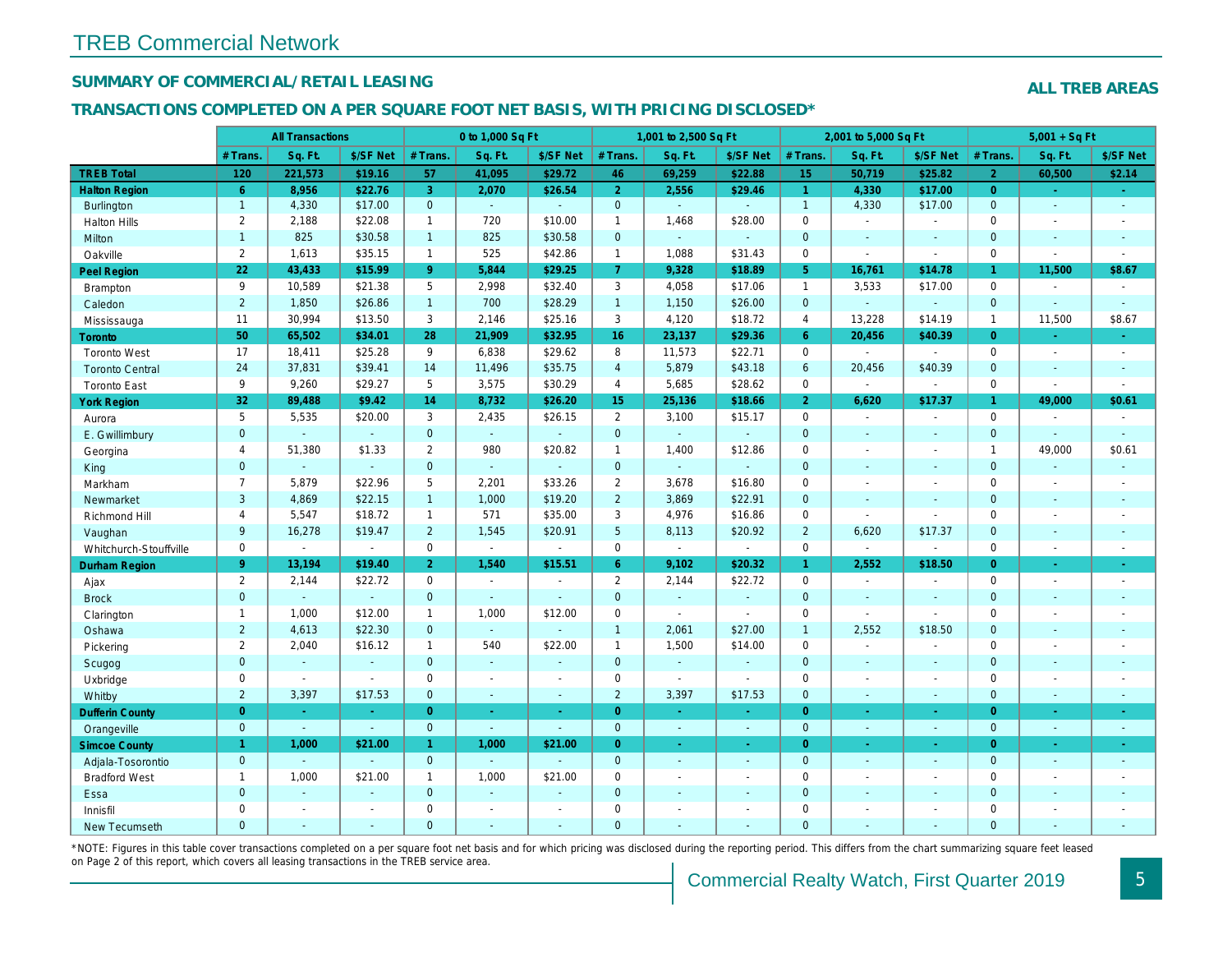# TREB Commercial Network

## SUMMARY OF COMMERCIAL/RETAIL LEASING

**ALL TREB AREAS**

## TRANSACTIONS COMPLETED ON A PER SQUARE FOOT NET BASIS, WITH PRICING DISCLOSED*

| | All Transactions | | | 0 to 1,000 Sq Ft | | | 1,001 to 2,500 Sq Ft | | | 2,001 to 5,000 Sq Ft | | | 5,001 + Sq Ft | | |
|---|---|---|---|---|---|---|---|---|---|---|---|---|---|---|---|
| | # Trans. | Sq. Ft. | $/SF Net | # Trans. | Sq. Ft. | $/SF Net | # Trans. | Sq. Ft. | $/SF Net | # Trans. | Sq. Ft. | $/SF Net | # Trans. | Sq. Ft. | $/SF Net |
| **TREB Total** | **120** | **221,573** | **$19.16** | **57** | **41,095** | **$29.72** | **46** | **69,259** | **$22.88** | **15** | **50,719** | **$25.82** | **2** | **60,500** | **$2.14** |
| **Halton Region** | **6** | **8,956** | **$22.76** | **3** | **2,070** | **$26.54** | **2** | **2,556** | **$29.46** | **1** | **4,330** | **$17.00** | **0** | **-** | **-** |
| Burlington | 1 | 4,330 | $17.00 | 0 | - | - | 0 | - | - | 1 | 4,330 | $17.00 | 0 | - | - |
| Halton Hills | 2 | 2,188 | $22.08 | 1 | 720 | $10.00 | 1 | 1,468 | $28.00 | 0 | - | - | 0 | - | - |
| Milton | 1 | 825 | $30.58 | 1 | 825 | $30.58 | 0 | - | - | 0 | - | - | 0 | - | - |
| Oakville | 2 | 1,613 | $35.15 | 1 | 525 | $42.86 | 1 | 1,088 | $31.43 | 0 | - | - | 0 | - | - |
| **Peel Region** | **22** | **43,433** | **$15.99** | **9** | **5,844** | **$29.25** | **7** | **9,328** | **$18.89** | **5** | **16,761** | **$14.78** | **1** | **11,500** | **$8.67** |
| Brampton | 9 | 10,589 | $21.38 | 5 | 2,998 | $32.40 | 3 | 4,058 | $17.06 | 1 | 3,533 | $17.00 | 0 | - | - |
| Caledon | 2 | 1,850 | $26.86 | 1 | 700 | $28.29 | 1 | 1,150 | $26.00 | 0 | - | - | 0 | - | - |
| Mississauga | 11 | 30,994 | $13.50 | 3 | 2,146 | $25.16 | 3 | 4,120 | $18.72 | 4 | 13,228 | $14.19 | 1 | 11,500 | $8.67 |
| **Toronto** | **50** | **65,502** | **$34.01** | **28** | **21,909** | **$32.95** | **16** | **23,137** | **$29.36** | **6** | **20,456** | **$40.39** | **0** | **-** | **-** |
| Toronto West | 17 | 18,411 | $25.28 | 9 | 6,838 | $29.62 | 8 | 11,573 | $22.71 | 0 | - | - | 0 | - | - |
| Toronto Central | 24 | 37,831 | $39.41 | 14 | 11,496 | $35.75 | 4 | 5,879 | $43.18 | 6 | 20,456 | $40.39 | 0 | - | - |
| Toronto East | 9 | 9,260 | $29.27 | 5 | 3,575 | $30.29 | 4 | 5,685 | $28.62 | 0 | - | - | 0 | - | - |
| **York Region** | **32** | **89,488** | **$9.42** | **14** | **8,732** | **$26.20** | **15** | **25,136** | **$18.66** | **2** | **6,620** | **$17.37** | **1** | **49,000** | **$0.61** |
| Aurora | 5 | 5,535 | $20.00 | 3 | 2,435 | $26.15 | 2 | 3,100 | $15.17 | 0 | - | - | 0 | - | - |
| E. Gwillimbury | 0 | - | - | 0 | - | - | 0 | - | - | 0 | - | - | 0 | - | - |
| Georgina | 4 | 51,380 | $1.33 | 2 | 980 | $20.82 | 1 | 1,400 | $12.86 | 0 | - | - | 1 | 49,000 | $0.61 |
| King | 0 | - | - | 0 | - | - | 0 | - | - | 0 | - | - | 0 | - | - |
| Markham | 7 | 5,879 | $22.96 | 5 | 2,201 | $33.26 | 2 | 3,678 | $16.80 | 0 | - | - | 0 | - | - |
| Newmarket | 3 | 4,869 | $22.15 | 1 | 1,000 | $19.20 | 2 | 3,869 | $22.91 | 0 | - | - | 0 | - | - |
| Richmond Hill | 4 | 5,547 | $18.72 | 1 | 571 | $35.00 | 3 | 4,976 | $16.86 | 0 | - | - | 0 | - | - |
| Vaughan | 9 | 16,278 | $19.47 | 2 | 1,545 | $20.91 | 5 | 8,113 | $20.92 | 2 | 6,620 | $17.37 | 0 | - | - |
| Whitchurch-Stouffville | 0 | - | - | 0 | - | - | 0 | - | - | 0 | - | - | 0 | - | - |
| **Durham Region** | **9** | **13,194** | **$19.40** | **2** | **1,540** | **$15.51** | **6** | **9,102** | **$20.32** | **1** | **2,552** | **$18.50** | **0** | **-** | **-** |
| Ajax | 2 | 2,144 | $22.72 | 0 | - | - | 2 | 2,144 | $22.72 | 0 | - | - | 0 | - | - |
| Brock | 0 | - | - | 0 | - | - | 0 | - | - | 0 | - | - | 0 | - | - |
| Clarington | 1 | 1,000 | $12.00 | 1 | 1,000 | $12.00 | 0 | - | - | 0 | - | - | 0 | - | - |
| Oshawa | 2 | 4,613 | $22.30 | 0 | - | - | 1 | 2,061 | $27.00 | 1 | 2,552 | $18.50 | 0 | - | - |
| Pickering | 2 | 2,040 | $16.12 | 1 | 540 | $22.00 | 1 | 1,500 | $14.00 | 0 | - | - | 0 | - | - |
| Scugog | 0 | - | - | 0 | - | - | 0 | - | - | 0 | - | - | 0 | - | - |
| Uxbridge | 0 | - | - | 0 | - | - | 0 | - | - | 0 | - | - | 0 | - | - |
| Whitby | 2 | 3,397 | $17.53 | 0 | - | - | 2 | 3,397 | $17.53 | 0 | - | - | 0 | - | - |
| **Dufferin County** | **0** | **-** | **-** | **0** | **-** | **-** | **0** | **-** | **-** | **0** | **-** | **-** | **0** | **-** | **-** |
| Orangeville | 0 | - | - | 0 | - | - | 0 | - | - | 0 | - | - | 0 | - | - |
| **Simcoe County** | **1** | **1,000** | **$21.00** | **1** | **1,000** | **$21.00** | **0** | **-** | **-** | **0** | **-** | **-** | **0** | **-** | **-** |
| Adjala-Tosorontio | 0 | - | - | 0 | - | - | 0 | - | - | 0 | - | - | 0 | - | - |
| Bradford West | 1 | 1,000 | $21.00 | 1 | 1,000 | $21.00 | 0 | - | - | 0 | - | - | 0 | - | - |
| Essa | 0 | - | - | 0 | - | - | 0 | - | - | 0 | - | - | 0 | - | - |
| Innisfil | 0 | - | - | 0 | - | - | 0 | - | - | 0 | - | - | 0 | - | - |
| New Tecumseth | 0 | - | - | 0 | - | - | 0 | - | - | 0 | - | - | 0 | - | - |

*NOTE: Figures in this table cover transactions completed on a per square foot net basis and for which pricing was disclosed during the reporting period. This differs from the chart summarizing square feet leased on Page 2 of this report, which covers all leasing transactions in the TREB service area.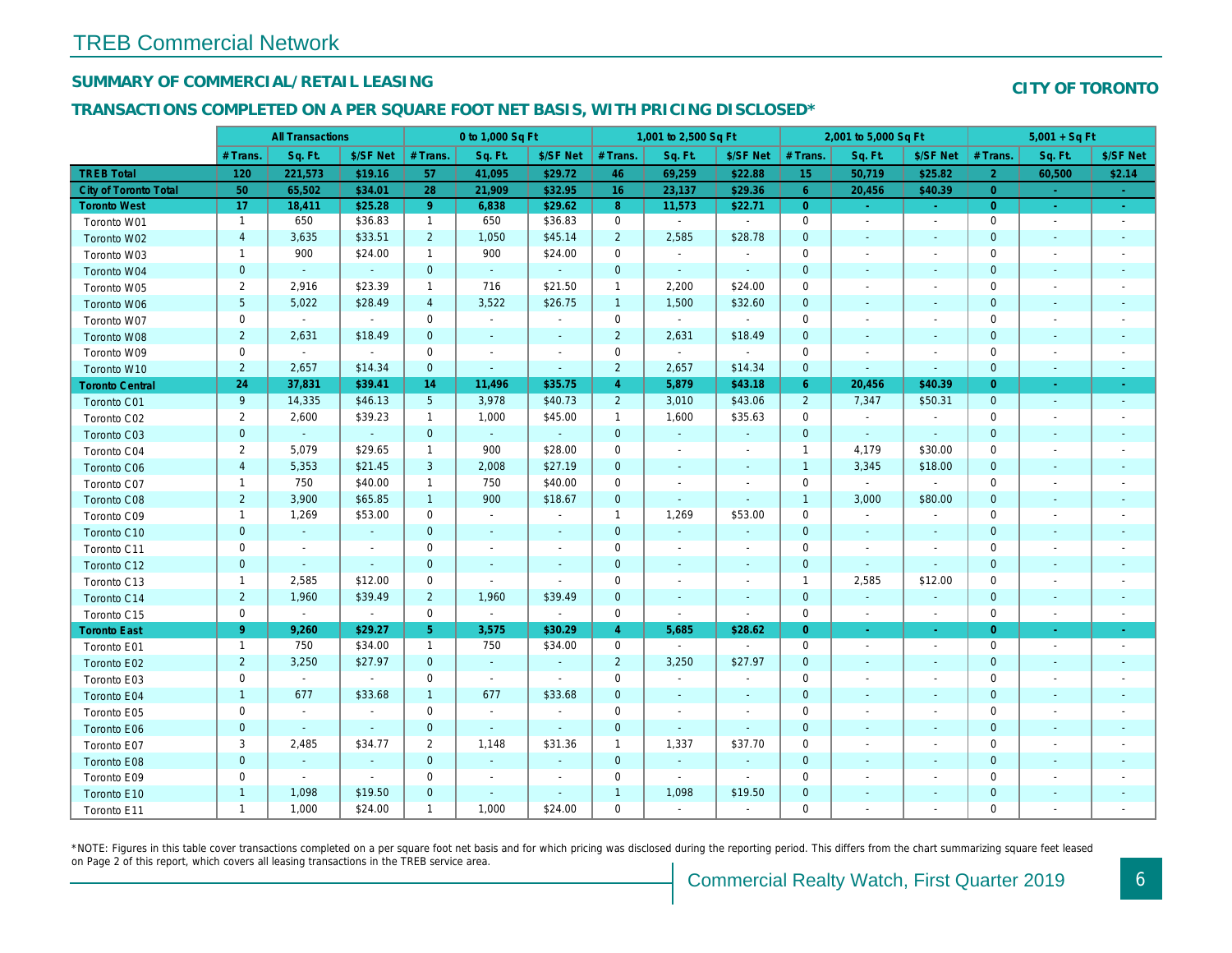# TREB Commercial Network

## SUMMARY OF COMMERCIAL/RETAIL LEASING

**CITY OF TORONTO**

## TRANSACTIONS COMPLETED ON A PER SQUARE FOOT NET BASIS, WITH PRICING DISCLOSED*

| | All Transactions | | | 0 to 1,000 Sq Ft | | | 1,001 to 2,500 Sq Ft | | | 2,001 to 5,000 Sq Ft | | | 5,001 + Sq Ft | | |
|---|---|---|---|---|---|---|---|---|---|---|---|---|---|---|---|
| | # Trans. | Sq. Ft. | $/SF Net | # Trans. | Sq. Ft. | $/SF Net | # Trans. | Sq. Ft. | $/SF Net | # Trans. | Sq. Ft. | $/SF Net | # Trans. | Sq. Ft. | $/SF Net |
| **TREB Total** | **120** | **221,573** | **$19.16** | **57** | **41,095** | **$29.72** | **46** | **69,259** | **$22.88** | **15** | **50,719** | **$25.82** | **2** | **60,500** | **$2.14** |
| **City of Toronto Total** | **50** | **65,502** | **$34.01** | **28** | **21,909** | **$32.95** | **16** | **23,137** | **$29.36** | **6** | **20,456** | **$40.39** | **0** | **-** | **-** |
| **Toronto West** | **17** | **18,411** | **$25.28** | **9** | **6,838** | **$29.62** | **8** | **11,573** | **$22.71** | **0** | **-** | **-** | **0** | **-** | **-** |
| Toronto W01 | 1 | 650 | $36.83 | 1 | 650 | $36.83 | 0 | - | - | 0 | - | - | 0 | - | - |
| Toronto W02 | 4 | 3,635 | $33.51 | 2 | 1,050 | $45.14 | 2 | 2,585 | $28.78 | 0 | - | - | 0 | - | - |
| Toronto W03 | 1 | 900 | $24.00 | 1 | 900 | $24.00 | 0 | - | - | 0 | - | - | 0 | - | - |
| Toronto W04 | 0 | - | - | 0 | - | - | 0 | - | - | 0 | - | - | 0 | - | - |
| Toronto W05 | 2 | 2,916 | $23.39 | 1 | 716 | $21.50 | 1 | 2,200 | $24.00 | 0 | - | - | 0 | - | - |
| Toronto W06 | 5 | 5,022 | $28.49 | 4 | 3,522 | $26.75 | 1 | 1,500 | $32.60 | 0 | - | - | 0 | - | - |
| Toronto W07 | 0 | - | - | 0 | - | - | 0 | - | - | 0 | - | - | 0 | - | - |
| Toronto W08 | 2 | 2,631 | $18.49 | 0 | - | - | 2 | 2,631 | $18.49 | 0 | - | - | 0 | - | - |
| Toronto W09 | 0 | - | - | 0 | - | - | 0 | - | - | 0 | - | - | 0 | - | - |
| Toronto W10 | 2 | 2,657 | $14.34 | 0 | - | - | 2 | 2,657 | $14.34 | 0 | - | - | 0 | - | - |
| **Toronto Central** | **24** | **37,831** | **$39.41** | **14** | **11,496** | **$35.75** | **4** | **5,879** | **$43.18** | **6** | **20,456** | **$40.39** | **0** | **-** | **-** |
| Toronto C01 | 9 | 14,335 | $46.13 | 5 | 3,978 | $40.73 | 2 | 3,010 | $43.06 | 2 | 7,347 | $50.31 | 0 | - | - |
| Toronto C02 | 2 | 2,600 | $39.23 | 1 | 1,000 | $45.00 | 1 | 1,600 | $35.63 | 0 | - | - | 0 | - | - |
| Toronto C03 | 0 | - | - | 0 | - | - | 0 | - | - | 0 | - | - | 0 | - | - |
| Toronto C04 | 2 | 5,079 | $29.65 | 1 | 900 | $28.00 | 0 | - | - | 1 | 4,179 | $30.00 | 0 | - | - |
| Toronto C06 | 4 | 5,353 | $21.45 | 3 | 2,008 | $27.19 | 0 | - | - | 1 | 3,345 | $18.00 | 0 | - | - |
| Toronto C07 | 1 | 750 | $40.00 | 1 | 750 | $40.00 | 0 | - | - | 0 | - | - | 0 | - | - |
| Toronto C08 | 2 | 3,900 | $65.85 | 1 | 900 | $18.67 | 0 | - | - | 1 | 3,000 | $80.00 | 0 | - | - |
| Toronto C09 | 1 | 1,269 | $53.00 | 0 | - | - | 1 | 1,269 | $53.00 | 0 | - | - | 0 | - | - |
| Toronto C10 | 0 | - | - | 0 | - | - | 0 | - | - | 0 | - | - | 0 | - | - |
| Toronto C11 | 0 | - | - | 0 | - | - | 0 | - | - | 0 | - | - | 0 | - | - |
| Toronto C12 | 0 | - | - | 0 | - | - | 0 | - | - | 0 | - | - | 0 | - | - |
| Toronto C13 | 1 | 2,585 | $12.00 | 0 | - | - | 0 | - | - | 1 | 2,585 | $12.00 | 0 | - | - |
| Toronto C14 | 2 | 1,960 | $39.49 | 2 | 1,960 | $39.49 | 0 | - | - | 0 | - | - | 0 | - | - |
| Toronto C15 | 0 | - | - | 0 | - | - | 0 | - | - | 0 | - | - | 0 | - | - |
| **Toronto East** | **9** | **9,260** | **$29.27** | **5** | **3,575** | **$30.29** | **4** | **5,685** | **$28.62** | **0** | **-** | **-** | **0** | **-** | **-** |
| Toronto E01 | 1 | 750 | $34.00 | 1 | 750 | $34.00 | 0 | - | - | 0 | - | - | 0 | - | - |
| Toronto E02 | 2 | 3,250 | $27.97 | 0 | - | - | 2 | 3,250 | $27.97 | 0 | - | - | 0 | - | - |
| Toronto E03 | 0 | - | - | 0 | - | - | 0 | - | - | 0 | - | - | 0 | - | - |
| Toronto E04 | 1 | 677 | $33.68 | 1 | 677 | $33.68 | 0 | - | - | 0 | - | - | 0 | - | - |
| Toronto E05 | 0 | - | - | 0 | - | - | 0 | - | - | 0 | - | - | 0 | - | - |
| Toronto E06 | 0 | - | - | 0 | - | - | 0 | - | - | 0 | - | - | 0 | - | - |
| Toronto E07 | 3 | 2,485 | $34.77 | 2 | 1,148 | $31.36 | 1 | 1,337 | $37.70 | 0 | - | - | 0 | - | - |
| Toronto E08 | 0 | - | - | 0 | - | - | 0 | - | - | 0 | - | - | 0 | - | - |
| Toronto E09 | 0 | - | - | 0 | - | - | 0 | - | - | 0 | - | - | 0 | - | - |
| Toronto E10 | 1 | 1,098 | $19.50 | 0 | - | - | 1 | 1,098 | $19.50 | 0 | - | - | 0 | - | - |
| Toronto E11 | 1 | 1,000 | $24.00 | 1 | 1,000 | $24.00 | 0 | - | - | 0 | - | - | 0 | - | - |

*NOTE: Figures in this table cover transactions completed on a per square foot net basis and for which pricing was disclosed during the reporting period. This differs from the chart summarizing square feet leased on Page 2 of this report, which covers all leasing transactions in the TREB service area.

Commercial Realty Watch, First Quarter 2019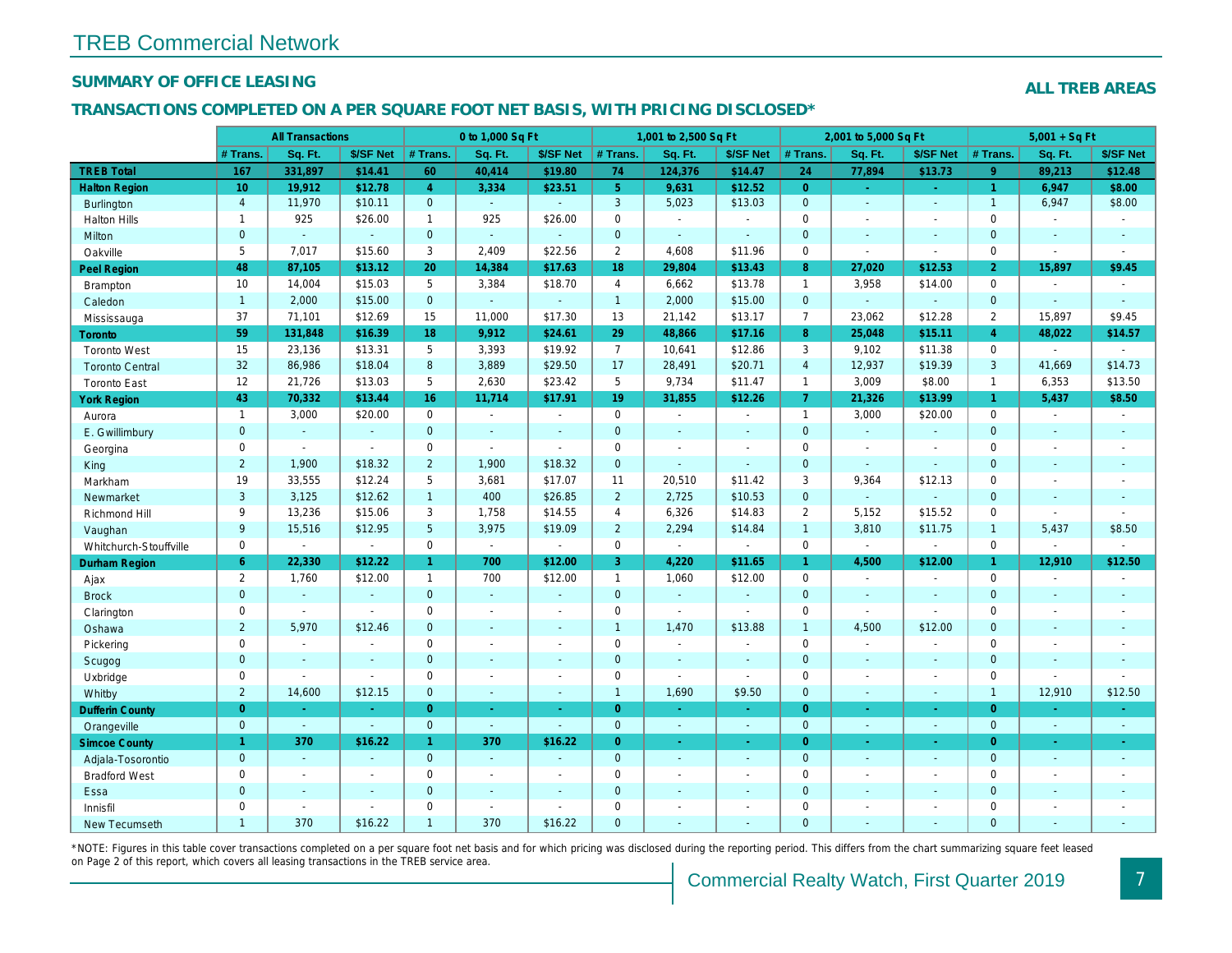# TREB Commercial Network

## SUMMARY OF OFFICE LEASING

**ALL TREB AREAS**

### TRANSACTIONS COMPLETED ON A PER SQUARE FOOT NET BASIS, WITH PRICING DISCLOSED*

| | All Transactions | | | 0 to 1,000 Sq Ft | | | 1,001 to 2,500 Sq Ft | | | 2,001 to 5,000 Sq Ft | | | 5,001 + Sq Ft | | |
|---|---|---|---|---|---|---|---|---|---|---|---|---|---|---|---|
| | # Trans. | Sq. Ft. | $/SF Net | # Trans. | Sq. Ft. | $/SF Net | # Trans. | Sq. Ft. | $/SF Net | # Trans. | Sq. Ft. | $/SF Net | # Trans. | Sq. Ft. | $/SF Net |
| **TREB Total** | **167** | **331,897** | **$14.41** | **60** | **40,414** | **$19.80** | **74** | **124,376** | **$14.47** | **24** | **77,894** | **$13.73** | **9** | **89,213** | **$12.48** |
| **Halton Region** | **10** | **19,912** | **$12.78** | **4** | **3,334** | **$23.51** | **5** | **9,631** | **$12.52** | **0** | **-** | **-** | **1** | **6,947** | **$8.00** |
| Burlington | 4 | 11,970 | $10.11 | 0 | - | - | 3 | 5,023 | $13.03 | 0 | - | - | 1 | 6,947 | $8.00 |
| Halton Hills | 1 | 925 | $26.00 | 1 | 925 | $26.00 | 0 | - | - | 0 | - | - | 0 | - | - |
| Milton | 0 | - | - | 0 | - | - | 0 | - | - | 0 | - | - | 0 | - | - |
| Oakville | 5 | 7,017 | $15.60 | 3 | 2,409 | $22.56 | 2 | 4,608 | $11.96 | 0 | - | - | 0 | - | - |
| **Peel Region** | **48** | **87,105** | **$13.12** | **20** | **14,384** | **$17.63** | **18** | **29,804** | **$13.43** | **8** | **27,020** | **$12.53** | **2** | **15,897** | **$9.45** |
| Brampton | 10 | 14,004 | $15.03 | 5 | 3,384 | $18.70 | 4 | 6,662 | $13.78 | 1 | 3,958 | $14.00 | 0 | - | - |
| Caledon | 1 | 2,000 | $15.00 | 0 | - | - | 1 | 2,000 | $15.00 | 0 | - | - | 0 | - | - |
| Mississauga | 37 | 71,101 | $12.69 | 15 | 11,000 | $17.30 | 13 | 21,142 | $13.17 | 7 | 23,062 | $12.28 | 2 | 15,897 | $9.45 |
| **Toronto** | **59** | **131,848** | **$16.39** | **18** | **9,912** | **$24.61** | **29** | **48,866** | **$17.16** | **8** | **25,048** | **$15.11** | **4** | **48,022** | **$14.57** |
| Toronto West | 15 | 23,136 | $13.31 | 5 | 3,393 | $19.92 | 7 | 10,641 | $12.86 | 3 | 9,102 | $11.38 | 0 | - | - |
| Toronto Central | 32 | 86,986 | $18.04 | 8 | 3,889 | $29.50 | 17 | 28,491 | $20.71 | 4 | 12,937 | $19.39 | 3 | 41,669 | $14.73 |
| Toronto East | 12 | 21,726 | $13.03 | 5 | 2,630 | $23.42 | 5 | 9,734 | $11.47 | 1 | 3,009 | $8.00 | 1 | 6,353 | $13.50 |
| **York Region** | **43** | **70,332** | **$13.44** | **16** | **11,714** | **$17.91** | **19** | **31,855** | **$12.26** | **7** | **21,326** | **$13.99** | **1** | **5,437** | **$8.50** |
| Aurora | 1 | 3,000 | $20.00 | 0 | - | - | 0 | - | - | 1 | 3,000 | $20.00 | 0 | - | - |
| E. Gwillimbury | 0 | - | - | 0 | - | - | 0 | - | - | 0 | - | - | 0 | - | - |
| Georgina | 0 | - | - | 0 | - | - | 0 | - | - | 0 | - | - | 0 | - | - |
| King | 2 | 1,900 | $18.32 | 2 | 1,900 | $18.32 | 0 | - | - | 0 | - | - | 0 | - | - |
| Markham | 19 | 33,555 | $12.24 | 5 | 3,681 | $17.07 | 11 | 20,510 | $11.42 | 3 | 9,364 | $12.13 | 0 | - | - |
| Newmarket | 3 | 3,125 | $12.62 | 1 | 400 | $26.85 | 2 | 2,725 | $10.53 | 0 | - | - | 0 | - | - |
| Richmond Hill | 9 | 13,236 | $15.06 | 3 | 1,758 | $14.55 | 4 | 6,326 | $14.83 | 2 | 5,152 | $15.52 | 0 | - | - |
| Vaughan | 9 | 15,516 | $12.95 | 5 | 3,975 | $19.09 | 2 | 2,294 | $14.84 | 1 | 3,810 | $11.75 | 1 | 5,437 | $8.50 |
| Whitchurch-Stouffville | 0 | - | - | 0 | - | - | 0 | - | - | 0 | - | - | 0 | - | - |
| **Durham Region** | **6** | **22,330** | **$12.22** | **1** | **700** | **$12.00** | **3** | **4,220** | **$11.65** | **1** | **4,500** | **$12.00** | **1** | **12,910** | **$12.50** |
| Ajax | 2 | 1,760 | $12.00 | 1 | 700 | $12.00 | 1 | 1,060 | $12.00 | 0 | - | - | 0 | - | - |
| Brock | 0 | - | - | 0 | - | - | 0 | - | - | 0 | - | - | 0 | - | - |
| Clarington | 0 | - | - | 0 | - | - | 0 | - | - | 0 | - | - | 0 | - | - |
| Oshawa | 2 | 5,970 | $12.46 | 0 | - | - | 1 | 1,470 | $13.88 | 1 | 4,500 | $12.00 | 0 | - | - |
| Pickering | 0 | - | - | 0 | - | - | 0 | - | - | 0 | - | - | 0 | - | - |
| Scugog | 0 | - | - | 0 | - | - | 0 | - | - | 0 | - | - | 0 | - | - |
| Uxbridge | 0 | - | - | 0 | - | - | 0 | - | - | 0 | - | - | 0 | - | - |
| Whitby | 2 | 14,600 | $12.15 | 0 | - | - | 1 | 1,690 | $9.50 | 0 | - | - | 1 | 12,910 | $12.50 |
| **Dufferin County** | **0** | **-** | **-** | **0** | **-** | **-** | **0** | **-** | **-** | **0** | **-** | **-** | **0** | **-** | **-** |
| Orangeville | 0 | - | - | 0 | - | - | 0 | - | - | 0 | - | - | 0 | - | - |
| **Simcoe County** | **1** | **370** | **$16.22** | **1** | **370** | **$16.22** | **0** | **-** | **-** | **0** | **-** | **-** | **0** | **-** | **-** |
| Adjala-Tosorontio | 0 | - | - | 0 | - | - | 0 | - | - | 0 | - | - | 0 | - | - |
| Bradford West | 0 | - | - | 0 | - | - | 0 | - | - | 0 | - | - | 0 | - | - |
| Essa | 0 | - | - | 0 | - | - | 0 | - | - | 0 | - | - | 0 | - | - |
| Innisfil | 0 | - | - | 0 | - | - | 0 | - | - | 0 | - | - | 0 | - | - |
| New Tecumseth | 1 | 370 | $16.22 | 1 | 370 | $16.22 | 0 | - | - | 0 | - | - | 0 | - | - |

*NOTE: Figures in this table cover transactions completed on a per square foot net basis and for which pricing was disclosed during the reporting period. This differs from the chart summarizing square feet leased on Page 2 of this report, which covers all leasing transactions in the TREB service area.

Commercial Realty Watch, First Quarter 2019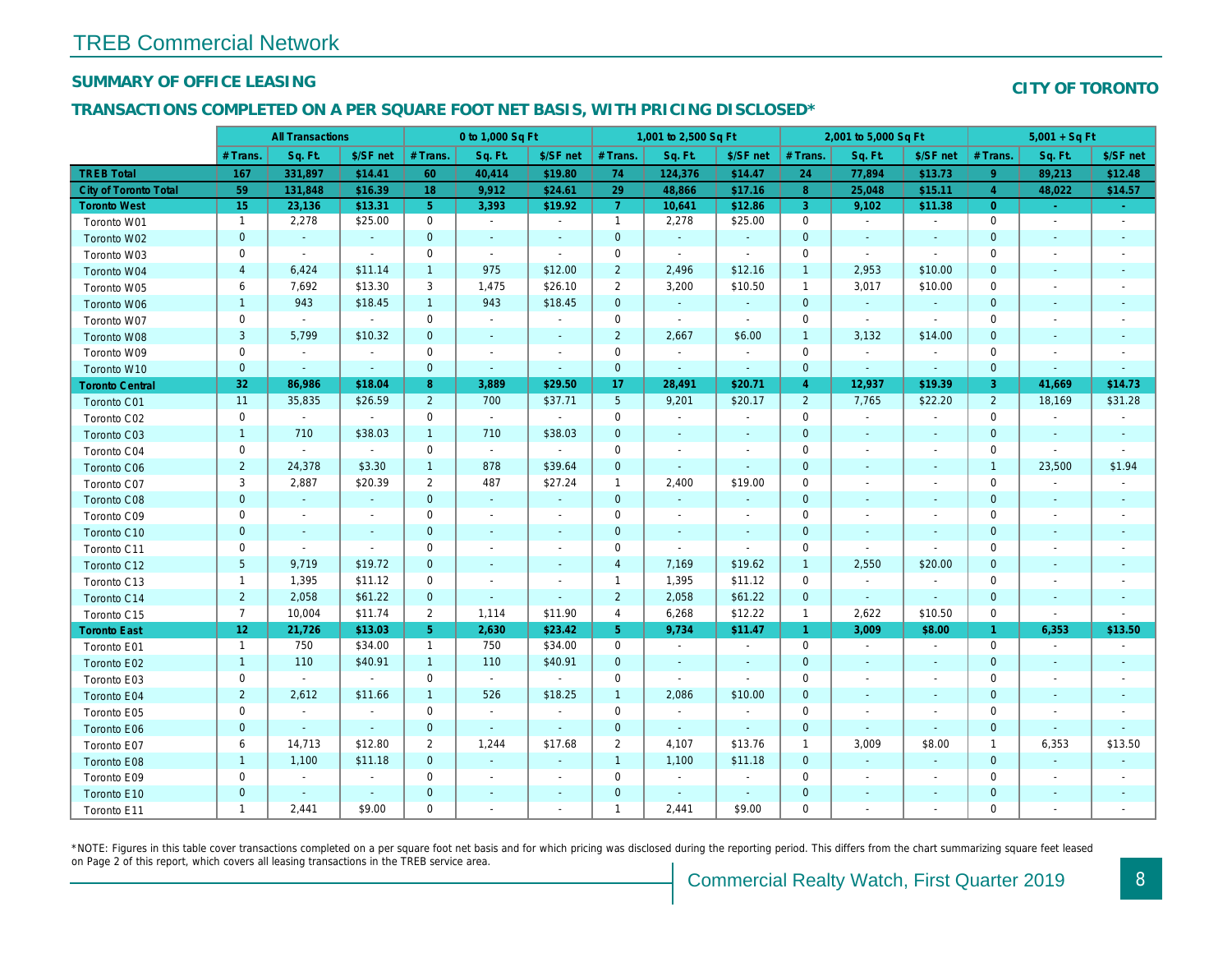# TREB Commercial Network

## SUMMARY OF OFFICE LEASING

**CITY OF TORONTO**

### TRANSACTIONS COMPLETED ON A PER SQUARE FOOT NET BASIS, WITH PRICING DISCLOSED*

| | All Transactions | | | 0 to 1,000 Sq Ft | | | 1,001 to 2,500 Sq Ft | | | 2,001 to 5,000 Sq Ft | | | 5,001 + Sq Ft | | |
|---|---|---|---|---|---|---|---|---|---|---|---|---|---|---|---|
| | # Trans. | Sq. Ft. | $/SF net | # Trans. | Sq. Ft. | $/SF net | # Trans. | Sq. Ft. | $/SF net | # Trans. | Sq. Ft. | $/SF net | # Trans. | Sq. Ft. | $/SF net |
| **TREB Total** | **167** | **331,897** | **$14.41** | **60** | **40,414** | **$19.80** | **74** | **124,376** | **$14.47** | **24** | **77,894** | **$13.73** | **9** | **89,213** | **$12.48** |
| **City of Toronto Total** | **59** | **131,848** | **$16.39** | **18** | **9,912** | **$24.61** | **29** | **48,866** | **$17.16** | **8** | **25,048** | **$15.11** | **4** | **48,022** | **$14.57** |
| **Toronto West** | **15** | **23,136** | **$13.31** | **5** | **3,393** | **$19.92** | **7** | **10,641** | **$12.86** | **3** | **9,102** | **$11.38** | **0** | **-** | **-** |
| Toronto W01 | 1 | 2,278 | $25.00 | 0 | - | - | 1 | 2,278 | $25.00 | 0 | - | - | 0 | - | - |
| Toronto W02 | 0 | - | - | 0 | - | - | 0 | - | - | 0 | - | - | 0 | - | - |
| Toronto W03 | 0 | - | - | 0 | - | - | 0 | - | - | 0 | - | - | 0 | - | - |
| Toronto W04 | 4 | 6,424 | $11.14 | 1 | 975 | $12.00 | 2 | 2,496 | $12.16 | 1 | 2,953 | $10.00 | 0 | - | - |
| Toronto W05 | 6 | 7,692 | $13.30 | 3 | 1,475 | $26.10 | 2 | 3,200 | $10.50 | 1 | 3,017 | $10.00 | 0 | - | - |
| Toronto W06 | 1 | 943 | $18.45 | 1 | 943 | $18.45 | 0 | - | - | 0 | - | - | 0 | - | - |
| Toronto W07 | 0 | - | - | 0 | - | - | 0 | - | - | 0 | - | - | 0 | - | - |
| Toronto W08 | 3 | 5,799 | $10.32 | 0 | - | - | 2 | 2,667 | $6.00 | 1 | 3,132 | $14.00 | 0 | - | - |
| Toronto W09 | 0 | - | - | 0 | - | - | 0 | - | - | 0 | - | - | 0 | - | - |
| Toronto W10 | 0 | - | - | 0 | - | - | 0 | - | - | 0 | - | - | 0 | - | - |
| **Toronto Central** | **32** | **86,986** | **$18.04** | **8** | **3,889** | **$29.50** | **17** | **28,491** | **$20.71** | **4** | **12,937** | **$19.39** | **3** | **41,669** | **$14.73** |
| Toronto C01 | 11 | 35,835 | $26.59 | 2 | 700 | $37.71 | 5 | 9,201 | $20.17 | 2 | 7,765 | $22.20 | 2 | 18,169 | $31.28 |
| Toronto C02 | 0 | - | - | 0 | - | - | 0 | - | - | 0 | - | - | 0 | - | - |
| Toronto C03 | 1 | 710 | $38.03 | 1 | 710 | $38.03 | 0 | - | - | 0 | - | - | 0 | - | - |
| Toronto C04 | 0 | - | - | 0 | - | - | 0 | - | - | 0 | - | - | 0 | - | - |
| Toronto C06 | 2 | 24,378 | $3.30 | 1 | 878 | $39.64 | 0 | - | - | 0 | - | - | 1 | 23,500 | $1.94 |
| Toronto C07 | 3 | 2,887 | $20.39 | 2 | 487 | $27.24 | 1 | 2,400 | $19.00 | 0 | - | - | 0 | - | - |
| Toronto C08 | 0 | - | - | 0 | - | - | 0 | - | - | 0 | - | - | 0 | - | - |
| Toronto C09 | 0 | - | - | 0 | - | - | 0 | - | - | 0 | - | - | 0 | - | - |
| Toronto C10 | 0 | - | - | 0 | - | - | 0 | - | - | 0 | - | - | 0 | - | - |
| Toronto C11 | 0 | - | - | 0 | - | - | 0 | - | - | 0 | - | - | 0 | - | - |
| Toronto C12 | 5 | 9,719 | $19.72 | 0 | - | - | 4 | 7,169 | $19.62 | 1 | 2,550 | $20.00 | 0 | - | - |
| Toronto C13 | 1 | 1,395 | $11.12 | 0 | - | - | 1 | 1,395 | $11.12 | 0 | - | - | 0 | - | - |
| Toronto C14 | 2 | 2,058 | $61.22 | 0 | - | - | 2 | 2,058 | $61.22 | 0 | - | - | 0 | - | - |
| Toronto C15 | 7 | 10,004 | $11.74 | 2 | 1,114 | $11.90 | 4 | 6,268 | $12.22 | 1 | 2,622 | $10.50 | 0 | - | - |
| **Toronto East** | **12** | **21,726** | **$13.03** | **5** | **2,630** | **$23.42** | **5** | **9,734** | **$11.47** | **1** | **3,009** | **$8.00** | **1** | **6,353** | **$13.50** |
| Toronto E01 | 1 | 750 | $34.00 | 1 | 750 | $34.00 | 0 | - | - | 0 | - | - | 0 | - | - |
| Toronto E02 | 1 | 110 | $40.91 | 1 | 110 | $40.91 | 0 | - | - | 0 | - | - | 0 | - | - |
| Toronto E03 | 0 | - | - | 0 | - | - | 0 | - | - | 0 | - | - | 0 | - | - |
| Toronto E04 | 2 | 2,612 | $11.66 | 1 | 526 | $18.25 | 1 | 2,086 | $10.00 | 0 | - | - | 0 | - | - |
| Toronto E05 | 0 | - | - | 0 | - | - | 0 | - | - | 0 | - | - | 0 | - | - |
| Toronto E06 | 0 | - | - | 0 | - | - | 0 | - | - | 0 | - | - | 0 | - | - |
| Toronto E07 | 6 | 14,713 | $12.80 | 2 | 1,244 | $17.68 | 2 | 4,107 | $13.76 | 1 | 3,009 | $8.00 | 1 | 6,353 | $13.50 |
| Toronto E08 | 1 | 1,100 | $11.18 | 0 | - | - | 1 | 1,100 | $11.18 | 0 | - | - | 0 | - | - |
| Toronto E09 | 0 | - | - | 0 | - | - | 0 | - | - | 0 | - | - | 0 | - | - |
| Toronto E10 | 0 | - | - | 0 | - | - | 0 | - | - | 0 | - | - | 0 | - | - |
| Toronto E11 | 1 | 2,441 | $9.00 | 0 | - | - | 1 | 2,441 | $9.00 | 0 | - | - | 0 | - | - |

*NOTE: Figures in this table cover transactions completed on a per square foot net basis and for which pricing was disclosed during the reporting period. This differs from the chart summarizing square feet leased on Page 2 of this report, which covers all leasing transactions in the TREB service area.

Commercial Realty Watch, First Quarter 2019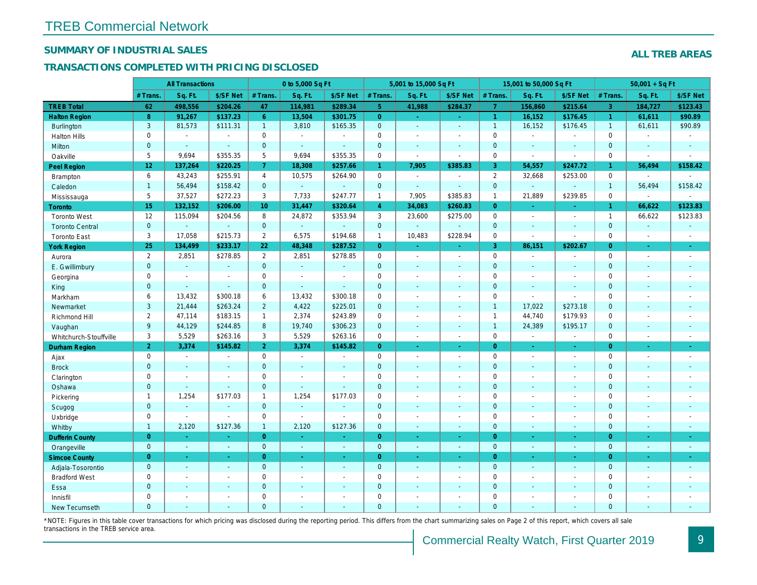# TREB Commercial Network

## SUMMARY OF INDUSTRIAL SALES

## TRANSACTIONS COMPLETED WITH PRICING DISCLOSED

**ALL TREB AREAS**

| | All Transactions | | | 0 to 5,000 Sq Ft | | | 5,001 to 15,000 Sq Ft | | | 15,001 to 50,000 Sq Ft | | | 50,001 + Sq Ft | | |
|---|---|---|---|---|---|---|---|---|---|---|---|---|---|---|---|
| | # Trans. | Sq. Ft. | $/SF Net | # Trans. | Sq. Ft. | $/SF Net | # Trans. | Sq. Ft. | $/SF Net | # Trans. | Sq. Ft. | $/SF Net | # Trans. | Sq. Ft. | $/SF Net |
| **TREB Total** | **62** | **498,556** | **$204.26** | **47** | **114,981** | **$289.34** | **5** | **41,988** | **$284.37** | **7** | **156,860** | **$215.64** | **3** | **184,727** | **$123.43** |
| **Halton Region** | **8** | **91,267** | **$137.23** | **6** | **13,504** | **$301.75** | **0** | **-** | **-** | **1** | **16,152** | **$176.45** | **1** | **61,611** | **$90.89** |
| Burlington | 3 | 81,573 | $111.31 | 1 | 3,810 | $165.35 | 0 | - | - | 1 | 16,152 | $176.45 | 1 | 61,611 | $90.89 |
| Halton Hills | 0 | - | - | 0 | - | - | 0 | - | - | 0 | - | - | 0 | - | - |
| Milton | 0 | - | - | 0 | - | - | 0 | - | - | 0 | - | - | 0 | - | - |
| Oakville | 5 | 9,694 | $355.35 | 5 | 9,694 | $355.35 | 0 | - | - | 0 | - | - | 0 | - | - |
| **Peel Region** | **12** | **137,264** | **$220.25** | **7** | **18,308** | **$257.66** | **1** | **7,905** | **$385.83** | **3** | **54,557** | **$247.72** | **1** | **56,494** | **$158.42** |
| Brampton | 6 | 43,243 | $255.91 | 4 | 10,575 | $264.90 | 0 | - | - | 2 | 32,668 | $253.00 | 0 | - | - |
| Caledon | 1 | 56,494 | $158.42 | 0 | - | - | 0 | - | - | 0 | - | - | 1 | 56,494 | $158.42 |
| Mississauga | 5 | 37,527 | $272.23 | 3 | 7,733 | $247.77 | 1 | 7,905 | $385.83 | 1 | 21,889 | $239.85 | 0 | - | - |
| **Toronto** | **15** | **132,152** | **$206.00** | **10** | **31,447** | **$320.64** | **4** | **34,083** | **$260.83** | **0** | **-** | **-** | **1** | **66,622** | **$123.83** |
| Toronto West | 12 | 115,094 | $204.56 | 8 | 24,872 | $353.94 | 3 | 23,600 | $275.00 | 0 | - | - | 1 | 66,622 | $123.83 |
| Toronto Central | 0 | - | - | 0 | - | - | 0 | - | - | 0 | - | - | 0 | - | - |
| Toronto East | 3 | 17,058 | $215.73 | 2 | 6,575 | $194.68 | 1 | 10,483 | $228.94 | 0 | - | - | 0 | - | - |
| **York Region** | **25** | **134,499** | **$233.17** | **22** | **48,348** | **$287.52** | **0** | **-** | **-** | **3** | **86,151** | **$202.67** | **0** | **-** | **-** |
| Aurora | 2 | 2,851 | $278.85 | 2 | 2,851 | $278.85 | 0 | - | - | 0 | - | - | 0 | - | - |
| E. Gwillimbury | 0 | - | - | 0 | - | - | 0 | - | - | 0 | - | - | 0 | - | - |
| Georgina | 0 | - | - | 0 | - | - | 0 | - | - | 0 | - | - | 0 | - | - |
| King | 0 | - | - | 0 | - | - | 0 | - | - | 0 | - | - | 0 | - | - |
| Markham | 6 | 13,432 | $300.18 | 6 | 13,432 | $300.18 | 0 | - | - | 0 | - | - | 0 | - | - |
| Newmarket | 3 | 21,444 | $263.24 | 2 | 4,422 | $225.01 | 0 | - | - | 1 | 17,022 | $273.18 | 0 | - | - |
| Richmond Hill | 2 | 47,114 | $183.15 | 1 | 2,374 | $243.89 | 0 | - | - | 1 | 44,740 | $179.93 | 0 | - | - |
| Vaughan | 9 | 44,129 | $244.85 | 8 | 19,740 | $306.23 | 0 | - | - | 1 | 24,389 | $195.17 | 0 | - | - |
| Whitchurch-Stouffville | 3 | 5,529 | $263.16 | 3 | 5,529 | $263.16 | 0 | - | - | 0 | - | - | 0 | - | - |
| **Durham Region** | **2** | **3,374** | **$145.82** | **2** | **3,374** | **$145.82** | **0** | **-** | **-** | **0** | **-** | **-** | **0** | **-** | **-** |
| Ajax | 0 | - | - | 0 | - | - | 0 | - | - | 0 | - | - | 0 | - | - |
| Brock | 0 | - | - | 0 | - | - | 0 | - | - | 0 | - | - | 0 | - | - |
| Clarington | 0 | - | - | 0 | - | - | 0 | - | - | 0 | - | - | 0 | - | - |
| Oshawa | 0 | - | - | 0 | - | - | 0 | - | - | 0 | - | - | 0 | - | - |
| Pickering | 1 | 1,254 | $177.03 | 1 | 1,254 | $177.03 | 0 | - | - | 0 | - | - | 0 | - | - |
| Scugog | 0 | - | - | 0 | - | - | 0 | - | - | 0 | - | - | 0 | - | - |
| Uxbridge | 0 | - | - | 0 | - | - | 0 | - | - | 0 | - | - | 0 | - | - |
| Whitby | 1 | 2,120 | $127.36 | 1 | 2,120 | $127.36 | 0 | - | - | 0 | - | - | 0 | - | - |
| **Dufferin County** | **0** | **-** | **-** | **0** | **-** | **-** | **0** | **-** | **-** | **0** | **-** | **-** | **0** | **-** | **-** |
| Orangeville | 0 | - | - | 0 | - | - | 0 | - | - | 0 | - | - | 0 | - | - |
| **Simcoe County** | **0** | **-** | **-** | **0** | **-** | **-** | **0** | **-** | **-** | **0** | **-** | **-** | **0** | **-** | **-** |
| Adjala-Tosorontio | 0 | - | - | 0 | - | - | 0 | - | - | 0 | - | - | 0 | - | - |
| Bradford West | 0 | - | - | 0 | - | - | 0 | - | - | 0 | - | - | 0 | - | - |
| Essa | 0 | - | - | 0 | - | - | 0 | - | - | 0 | - | - | 0 | - | - |
| Innisfil | 0 | - | - | 0 | - | - | 0 | - | - | 0 | - | - | 0 | - | - |
| New Tecumseth | 0 | - | - | 0 | - | - | 0 | - | - | 0 | - | - | 0 | - | - |

*NOTE: Figures in this table cover transactions for which pricing was disclosed during the reporting period. This differs from the chart summarizing sales on Page 2 of this report, which covers all sale transactions in the TREB service area.

Commercial Realty Watch, First Quarter 2019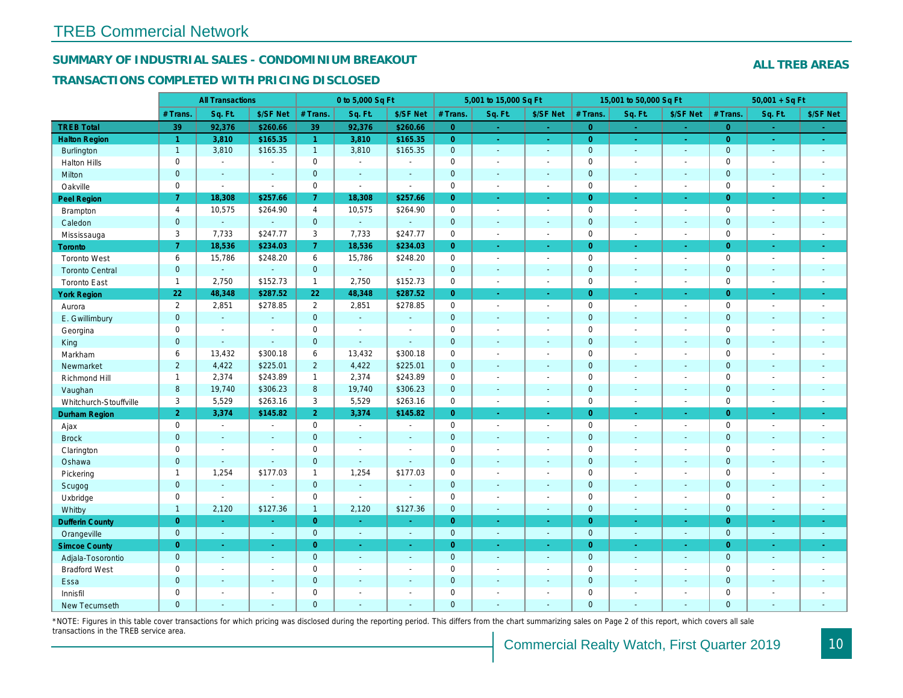TREB Commercial Network

## SUMMARY OF INDUSTRIAL SALES - CONDOMINIUM BREAKOUT

## TRANSACTIONS COMPLETED WITH PRICING DISCLOSED

**ALL TREB AREAS**

| | All Transactions | | | 0 to 5,000 Sq Ft | | | 5,001 to 15,000 Sq Ft | | | 15,001 to 50,000 Sq Ft | | | 50,001 + Sq Ft | | |
|---|---|---|---|---|---|---|---|---|---|---|---|---|---|---|---|
| | # Trans. | Sq. Ft. | $/SF Net | # Trans. | Sq. Ft. | $/SF Net | # Trans. | Sq. Ft. | $/SF Net | # Trans. | Sq. Ft. | $/SF Net | # Trans. | Sq. Ft. | $/SF Net |
| **TREB Total** | **39** | **92,376** | **$260.66** | **39** | **92,376** | **$260.66** | **0** | **-** | **-** | **0** | **-** | **-** | **0** | **-** | **-** |
| **Halton Region** | **1** | **3,810** | **$165.35** | **1** | **3,810** | **$165.35** | **0** | **-** | **-** | **0** | **-** | **-** | **0** | **-** | **-** |
| Burlington | 1 | 3,810 | $165.35 | 1 | 3,810 | $165.35 | 0 | - | - | 0 | - | - | 0 | - | - |
| Halton Hills | 0 | - | - | 0 | - | - | 0 | - | - | 0 | - | - | 0 | - | - |
| Milton | 0 | - | - | 0 | - | - | 0 | - | - | 0 | - | - | 0 | - | - |
| Oakville | 0 | - | - | 0 | - | - | 0 | - | - | 0 | - | - | 0 | - | - |
| **Peel Region** | **7** | **18,308** | **$257.66** | **7** | **18,308** | **$257.66** | **0** | **-** | **-** | **0** | **-** | **-** | **0** | **-** | **-** |
| Brampton | 4 | 10,575 | $264.90 | 4 | 10,575 | $264.90 | 0 | - | - | 0 | - | - | 0 | - | - |
| Caledon | 0 | - | - | 0 | - | - | 0 | - | - | 0 | - | - | 0 | - | - |
| Mississauga | 3 | 7,733 | $247.77 | 3 | 7,733 | $247.77 | 0 | - | - | 0 | - | - | 0 | - | - |
| **Toronto** | **7** | **18,536** | **$234.03** | **7** | **18,536** | **$234.03** | **0** | **-** | **-** | **0** | **-** | **-** | **0** | **-** | **-** |
| Toronto West | 6 | 15,786 | $248.20 | 6 | 15,786 | $248.20 | 0 | - | - | 0 | - | - | 0 | - | - |
| Toronto Central | 0 | - | - | 0 | - | - | 0 | - | - | 0 | - | - | 0 | - | - |
| Toronto East | 1 | 2,750 | $152.73 | 1 | 2,750 | $152.73 | 0 | - | - | 0 | - | - | 0 | - | - |
| **York Region** | **22** | **48,348** | **$287.52** | **22** | **48,348** | **$287.52** | **0** | **-** | **-** | **0** | **-** | **-** | **0** | **-** | **-** |
| Aurora | 2 | 2,851 | $278.85 | 2 | 2,851 | $278.85 | 0 | - | - | 0 | - | - | 0 | - | - |
| E. Gwillimbury | 0 | - | - | 0 | - | - | 0 | - | - | 0 | - | - | 0 | - | - |
| Georgina | 0 | - | - | 0 | - | - | 0 | - | - | 0 | - | - | 0 | - | - |
| King | 0 | - | - | 0 | - | - | 0 | - | - | 0 | - | - | 0 | - | - |
| Markham | 6 | 13,432 | $300.18 | 6 | 13,432 | $300.18 | 0 | - | - | 0 | - | - | 0 | - | - |
| Newmarket | 2 | 4,422 | $225.01 | 2 | 4,422 | $225.01 | 0 | - | - | 0 | - | - | 0 | - | - |
| Richmond Hill | 1 | 2,374 | $243.89 | 1 | 2,374 | $243.89 | 0 | - | - | 0 | - | - | 0 | - | - |
| Vaughan | 8 | 19,740 | $306.23 | 8 | 19,740 | $306.23 | 0 | - | - | 0 | - | - | 0 | - | - |
| Whitchurch-Stouffville | 3 | 5,529 | $263.16 | 3 | 5,529 | $263.16 | 0 | - | - | 0 | - | - | 0 | - | - |
| **Durham Region** | **2** | **3,374** | **$145.82** | **2** | **3,374** | **$145.82** | **0** | **-** | **-** | **0** | **-** | **-** | **0** | **-** | **-** |
| Ajax | 0 | - | - | 0 | - | - | 0 | - | - | 0 | - | - | 0 | - | - |
| Brock | 0 | - | - | 0 | - | - | 0 | - | - | 0 | - | - | 0 | - | - |
| Clarington | 0 | - | - | 0 | - | - | 0 | - | - | 0 | - | - | 0 | - | - |
| Oshawa | 0 | - | - | 0 | - | - | 0 | - | - | 0 | - | - | 0 | - | - |
| Pickering | 1 | 1,254 | $177.03 | 1 | 1,254 | $177.03 | 0 | - | - | 0 | - | - | 0 | - | - |
| Scugog | 0 | - | - | 0 | - | - | 0 | - | - | 0 | - | - | 0 | - | - |
| Uxbridge | 0 | - | - | 0 | - | - | 0 | - | - | 0 | - | - | 0 | - | - |
| Whitby | 1 | 2,120 | $127.36 | 1 | 2,120 | $127.36 | 0 | - | - | 0 | - | - | 0 | - | - |
| **Dufferin County** | **0** | **-** | **-** | **0** | **-** | **-** | **0** | **-** | **-** | **0** | **-** | **-** | **0** | **-** | **-** |
| Orangeville | 0 | - | - | 0 | - | - | 0 | - | - | 0 | - | - | 0 | - | - |
| **Simcoe County** | **0** | **-** | **-** | **0** | **-** | **-** | **0** | **-** | **-** | **0** | **-** | **-** | **0** | **-** | **-** |
| Adjala-Tosorontio | 0 | - | - | 0 | - | - | 0 | - | - | 0 | - | - | 0 | - | - |
| Bradford West | 0 | - | - | 0 | - | - | 0 | - | - | 0 | - | - | 0 | - | - |
| Essa | 0 | - | - | 0 | - | - | 0 | - | - | 0 | - | - | 0 | - | - |
| Innisfil | 0 | - | - | 0 | - | - | 0 | - | - | 0 | - | - | 0 | - | - |
| New Tecumseth | 0 | - | - | 0 | - | - | 0 | - | - | 0 | - | - | 0 | - | - |

*NOTE: Figures in this table cover transactions for which pricing was disclosed during the reporting period. This differs from the chart summarizing sales on Page 2 of this report, which covers all sale transactions in the TREB service area.

Commercial Realty Watch, First Quarter 2019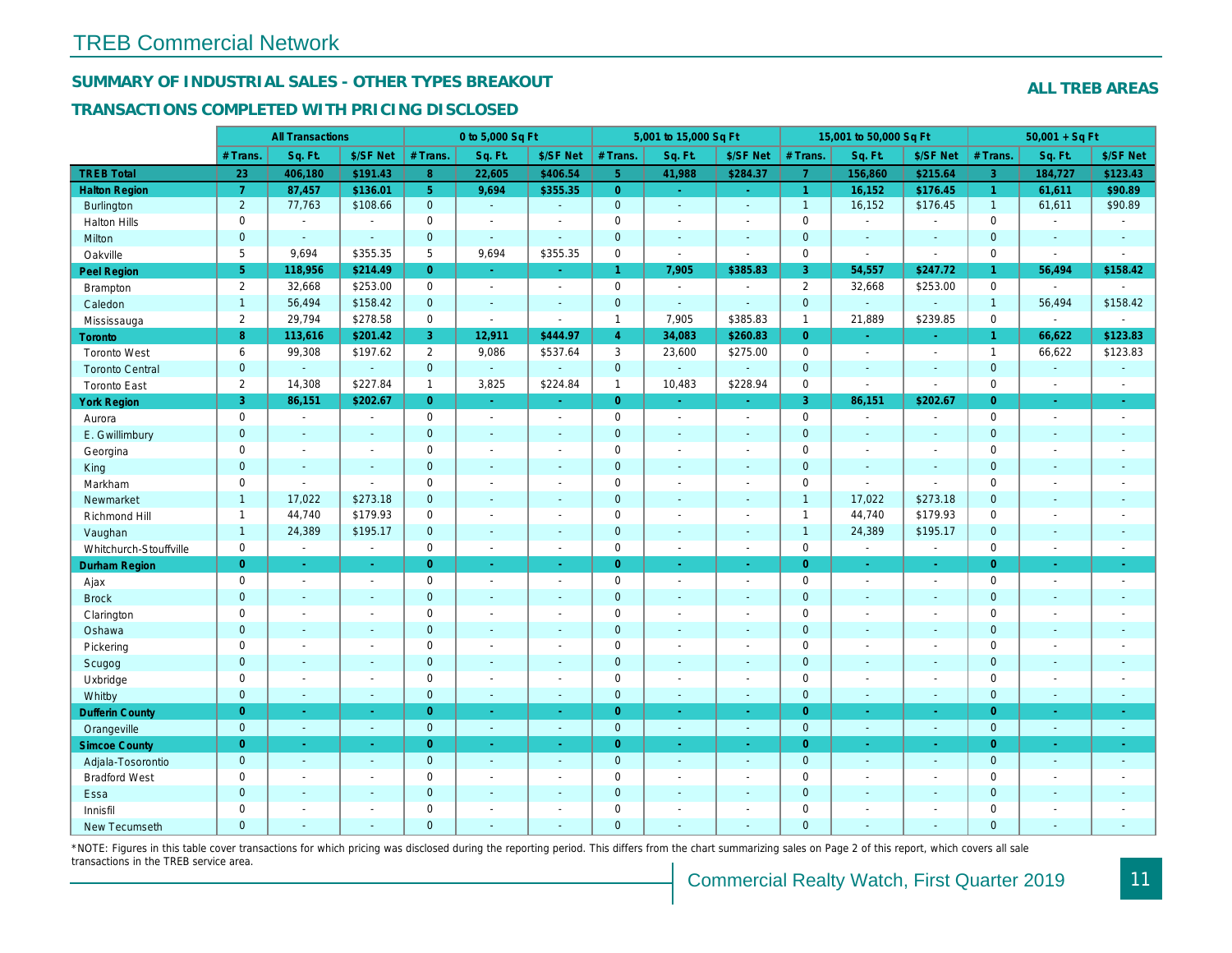# TREB Commercial Network

## SUMMARY OF INDUSTRIAL SALES - OTHER TYPES BREAKOUT

## TRANSACTIONS COMPLETED WITH PRICING DISCLOSED

**ALL TREB AREAS**

| | All Transactions | | | 0 to 5,000 Sq Ft | | | 5,001 to 15,000 Sq Ft | | | 15,001 to 50,000 Sq Ft | | | 50,001 + Sq Ft | | |
|---|---|---|---|---|---|---|---|---|---|---|---|---|---|---|---|
| | # Trans. | Sq. Ft. | $/SF Net | # Trans. | Sq. Ft. | $/SF Net | # Trans. | Sq. Ft. | $/SF Net | # Trans. | Sq. Ft. | $/SF Net | # Trans. | Sq. Ft. | $/SF Net |
| **TREB Total** | **23** | **406,180** | **$191.43** | **8** | **22,605** | **$406.54** | **5** | **41,988** | **$284.37** | **7** | **156,860** | **$215.64** | **3** | **184,727** | **$123.43** |
| **Halton Region** | **7** | **87,457** | **$136.01** | **5** | **9,694** | **$355.35** | **0** | **-** | **-** | **1** | **16,152** | **$176.45** | **1** | **61,611** | **$90.89** |
| Burlington | 2 | 77,763 | $108.66 | 0 | - | - | 0 | - | - | 1 | 16,152 | $176.45 | 1 | 61,611 | $90.89 |
| Halton Hills | 0 | - | - | 0 | - | - | 0 | - | - | 0 | - | - | 0 | - | - |
| Milton | 0 | - | - | 0 | - | - | 0 | - | - | 0 | - | - | 0 | - | - |
| Oakville | 5 | 9,694 | $355.35 | 5 | 9,694 | $355.35 | 0 | - | - | 0 | - | - | 0 | - | - |
| **Peel Region** | **5** | **118,956** | **$214.49** | **0** | **-** | **-** | **1** | **7,905** | **$385.83** | **3** | **54,557** | **$247.72** | **1** | **56,494** | **$158.42** |
| Brampton | 2 | 32,668 | $253.00 | 0 | - | - | 0 | - | - | 2 | 32,668 | $253.00 | 0 | - | - |
| Caledon | 1 | 56,494 | $158.42 | 0 | - | - | 0 | - | - | 0 | - | - | 1 | 56,494 | $158.42 |
| Mississauga | 2 | 29,794 | $278.58 | 0 | - | - | 1 | 7,905 | $385.83 | 1 | 21,889 | $239.85 | 0 | - | - |
| **Toronto** | **8** | **113,616** | **$201.42** | **3** | **12,911** | **$444.97** | **4** | **34,083** | **$260.83** | **0** | **-** | **-** | **1** | **66,622** | **$123.83** |
| Toronto West | 6 | 99,308 | $197.62 | 2 | 9,086 | $537.64 | 3 | 23,600 | $275.00 | 0 | - | - | 1 | 66,622 | $123.83 |
| Toronto Central | 0 | - | - | 0 | - | - | 0 | - | - | 0 | - | - | 0 | - | - |
| Toronto East | 2 | 14,308 | $227.84 | 1 | 3,825 | $224.84 | 1 | 10,483 | $228.94 | 0 | - | - | 0 | - | - |
| **York Region** | **3** | **86,151** | **$202.67** | **0** | **-** | **-** | **0** | **-** | **-** | **3** | **86,151** | **$202.67** | **0** | **-** | **-** |
| Aurora | 0 | - | - | 0 | - | - | 0 | - | - | 0 | - | - | 0 | - | - |
| E. Gwillimbury | 0 | - | - | 0 | - | - | 0 | - | - | 0 | - | - | 0 | - | - |
| Georgina | 0 | - | - | 0 | - | - | 0 | - | - | 0 | - | - | 0 | - | - |
| King | 0 | - | - | 0 | - | - | 0 | - | - | 0 | - | - | 0 | - | - |
| Markham | 0 | - | - | 0 | - | - | 0 | - | - | 0 | - | - | 0 | - | - |
| Newmarket | 1 | 17,022 | $273.18 | 0 | - | - | 0 | - | - | 1 | 17,022 | $273.18 | 0 | - | - |
| Richmond Hill | 1 | 44,740 | $179.93 | 0 | - | - | 0 | - | - | 1 | 44,740 | $179.93 | 0 | - | - |
| Vaughan | 1 | 24,389 | $195.17 | 0 | - | - | 0 | - | - | 1 | 24,389 | $195.17 | 0 | - | - |
| Whitchurch-Stouffville | 0 | - | - | 0 | - | - | 0 | - | - | 0 | - | - | 0 | - | - |
| **Durham Region** | **0** | **-** | **-** | **0** | **-** | **-** | **0** | **-** | **-** | **0** | **-** | **-** | **0** | **-** | **-** |
| Ajax | 0 | - | - | 0 | - | - | 0 | - | - | 0 | - | - | 0 | - | - |
| Brock | 0 | - | - | 0 | - | - | 0 | - | - | 0 | - | - | 0 | - | - |
| Clarington | 0 | - | - | 0 | - | - | 0 | - | - | 0 | - | - | 0 | - | - |
| Oshawa | 0 | - | - | 0 | - | - | 0 | - | - | 0 | - | - | 0 | - | - |
| Pickering | 0 | - | - | 0 | - | - | 0 | - | - | 0 | - | - | 0 | - | - |
| Scugog | 0 | - | - | 0 | - | - | 0 | - | - | 0 | - | - | 0 | - | - |
| Uxbridge | 0 | - | - | 0 | - | - | 0 | - | - | 0 | - | - | 0 | - | - |
| Whitby | 0 | - | - | 0 | - | - | 0 | - | - | 0 | - | - | 0 | - | - |
| **Dufferin County** | **0** | **-** | **-** | **0** | **-** | **-** | **0** | **-** | **-** | **0** | **-** | **-** | **0** | **-** | **-** |
| Orangeville | 0 | - | - | 0 | - | - | 0 | - | - | 0 | - | - | 0 | - | - |
| **Simcoe County** | **0** | **-** | **-** | **0** | **-** | **-** | **0** | **-** | **-** | **0** | **-** | **-** | **0** | **-** | **-** |
| Adjala-Tosorontio | 0 | - | - | 0 | - | - | 0 | - | - | 0 | - | - | 0 | - | - |
| Bradford West | 0 | - | - | 0 | - | - | 0 | - | - | 0 | - | - | 0 | - | - |
| Essa | 0 | - | - | 0 | - | - | 0 | - | - | 0 | - | - | 0 | - | - |
| Innisfil | 0 | - | - | 0 | - | - | 0 | - | - | 0 | - | - | 0 | - | - |
| New Tecumseth | 0 | - | - | 0 | - | - | 0 | - | - | 0 | - | - | 0 | - | - |

*NOTE: Figures in this table cover transactions for which pricing was disclosed during the reporting period. This differs from the chart summarizing sales on Page 2 of this report, which covers all sale transactions in the TREB service area.

Commercial Realty Watch, First Quarter 2019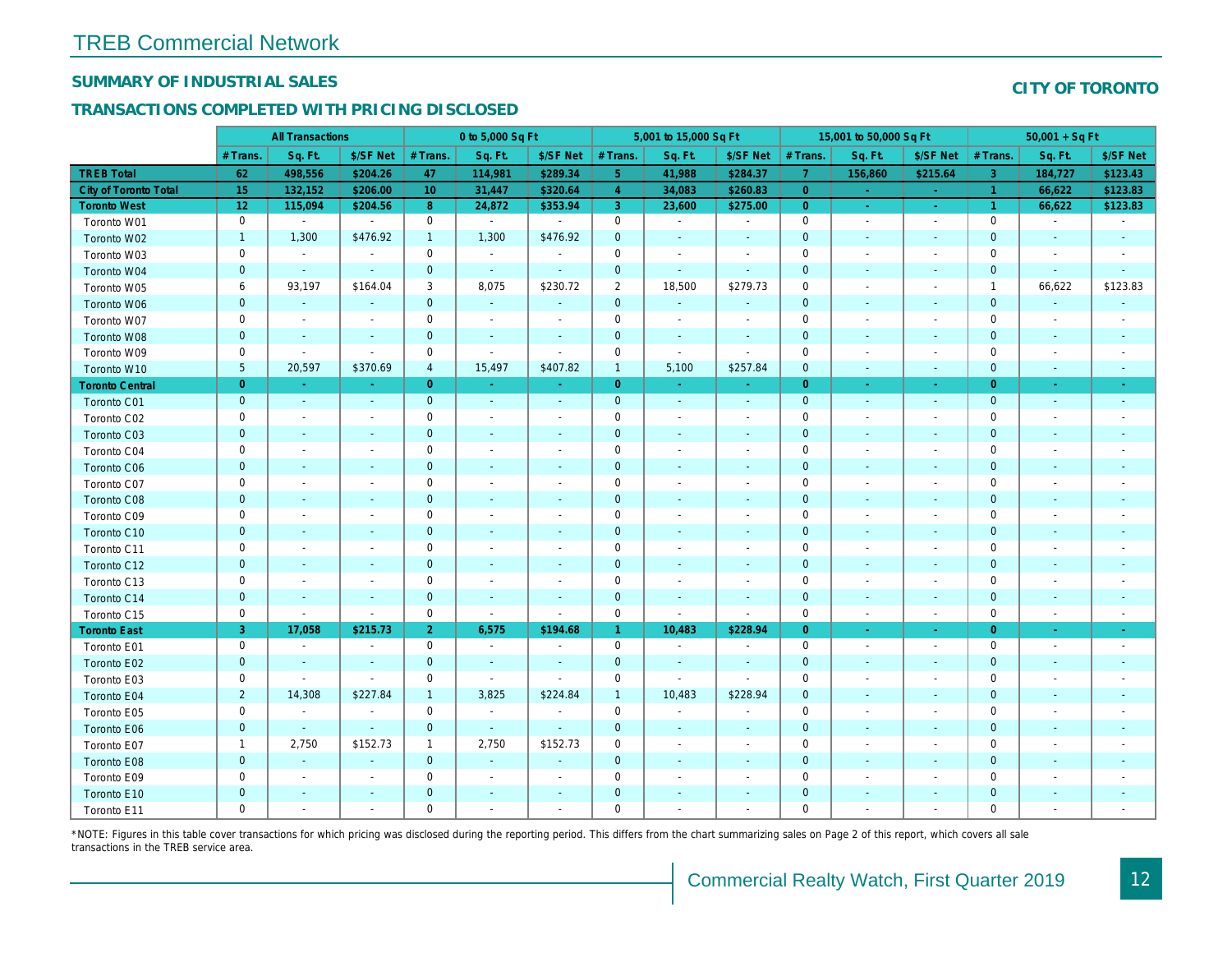# TREB Commercial Network

## SUMMARY OF INDUSTRIAL SALES

## CITY OF TORONTO

### TRANSACTIONS COMPLETED WITH PRICING DISCLOSED

| | All Transactions | | | 0 to 5,000 Sq Ft | | | 5,001 to 15,000 Sq Ft | | | 15,001 to 50,000 Sq Ft | | | 50,001 + Sq Ft | | |
|---|---|---|---|---|---|---|---|---|---|---|---|---|---|---|---|
| | # Trans. | Sq. Ft. | $/SF Net | # Trans. | Sq. Ft. | $/SF Net | # Trans. | Sq. Ft. | $/SF Net | # Trans. | Sq. Ft. | $/SF Net | # Trans. | Sq. Ft. | $/SF Net |
| **TREB Total** | **62** | **498,556** | **$204.26** | **47** | **114,981** | **$289.34** | **5** | **41,988** | **$284.37** | **7** | **156,860** | **$215.64** | **3** | **184,727** | **$123.43** |
| **City of Toronto Total** | **15** | **132,152** | **$206.00** | **10** | **31,447** | **$320.64** | **4** | **34,083** | **$260.83** | **0** | **-** | **-** | **1** | **66,622** | **$123.83** |
| **Toronto West** | **12** | **115,094** | **$204.56** | **8** | **24,872** | **$353.94** | **3** | **23,600** | **$275.00** | **0** | **-** | **-** | **1** | **66,622** | **$123.83** |
| Toronto W01 | 0 | - | - | 0 | - | - | 0 | - | - | 0 | - | - | 0 | - | - |
| Toronto W02 | 1 | 1,300 | $476.92 | 1 | 1,300 | $476.92 | 0 | - | - | 0 | - | - | 0 | - | - |
| Toronto W03 | 0 | - | - | 0 | - | - | 0 | - | - | 0 | - | - | 0 | - | - |
| Toronto W04 | 0 | - | - | 0 | - | - | 0 | - | - | 0 | - | - | 0 | - | - |
| Toronto W05 | 6 | 93,197 | $164.04 | 3 | 8,075 | $230.72 | 2 | 18,500 | $279.73 | 0 | - | - | 1 | 66,622 | $123.83 |
| Toronto W06 | 0 | - | - | 0 | - | - | 0 | - | - | 0 | - | - | 0 | - | - |
| Toronto W07 | 0 | - | - | 0 | - | - | 0 | - | - | 0 | - | - | 0 | - | - |
| Toronto W08 | 0 | - | - | 0 | - | - | 0 | - | - | 0 | - | - | 0 | - | - |
| Toronto W09 | 0 | - | - | 0 | - | - | 0 | - | - | 0 | - | - | 0 | - | - |
| Toronto W10 | 5 | 20,597 | $370.69 | 4 | 15,497 | $407.82 | 1 | 5,100 | $257.84 | 0 | - | - | 0 | - | - |
| **Toronto Central** | **0** | **-** | **-** | **0** | **-** | **-** | **0** | **-** | **-** | **0** | **-** | **-** | **0** | **-** | **-** |
| Toronto C01 | 0 | - | - | 0 | - | - | 0 | - | - | 0 | - | - | 0 | - | - |
| Toronto C02 | 0 | - | - | 0 | - | - | 0 | - | - | 0 | - | - | 0 | - | - |
| Toronto C03 | 0 | - | - | 0 | - | - | 0 | - | - | 0 | - | - | 0 | - | - |
| Toronto C04 | 0 | - | - | 0 | - | - | 0 | - | - | 0 | - | - | 0 | - | - |
| Toronto C06 | 0 | - | - | 0 | - | - | 0 | - | - | 0 | - | - | 0 | - | - |
| Toronto C07 | 0 | - | - | 0 | - | - | 0 | - | - | 0 | - | - | 0 | - | - |
| Toronto C08 | 0 | - | - | 0 | - | - | 0 | - | - | 0 | - | - | 0 | - | - |
| Toronto C09 | 0 | - | - | 0 | - | - | 0 | - | - | 0 | - | - | 0 | - | - |
| Toronto C10 | 0 | - | - | 0 | - | - | 0 | - | - | 0 | - | - | 0 | - | - |
| Toronto C11 | 0 | - | - | 0 | - | - | 0 | - | - | 0 | - | - | 0 | - | - |
| Toronto C12 | 0 | - | - | 0 | - | - | 0 | - | - | 0 | - | - | 0 | - | - |
| Toronto C13 | 0 | - | - | 0 | - | - | 0 | - | - | 0 | - | - | 0 | - | - |
| Toronto C14 | 0 | - | - | 0 | - | - | 0 | - | - | 0 | - | - | 0 | - | - |
| Toronto C15 | 0 | - | - | 0 | - | - | 0 | - | - | 0 | - | - | 0 | - | - |
| **Toronto East** | **3** | **17,058** | **$215.73** | **2** | **6,575** | **$194.68** | **1** | **10,483** | **$228.94** | **0** | **-** | **-** | **0** | **-** | **-** |
| Toronto E01 | 0 | - | - | 0 | - | - | 0 | - | - | 0 | - | - | 0 | - | - |
| Toronto E02 | 0 | - | - | 0 | - | - | 0 | - | - | 0 | - | - | 0 | - | - |
| Toronto E03 | 0 | - | - | 0 | - | - | 0 | - | - | 0 | - | - | 0 | - | - |
| Toronto E04 | 2 | 14,308 | $227.84 | 1 | 3,825 | $224.84 | 1 | 10,483 | $228.94 | 0 | - | - | 0 | - | - |
| Toronto E05 | 0 | - | - | 0 | - | - | 0 | - | - | 0 | - | - | 0 | - | - |
| Toronto E06 | 0 | - | - | 0 | - | - | 0 | - | - | 0 | - | - | 0 | - | - |
| Toronto E07 | 1 | 2,750 | $152.73 | 1 | 2,750 | $152.73 | 0 | - | - | 0 | - | - | 0 | - | - |
| Toronto E08 | 0 | - | - | 0 | - | - | 0 | - | - | 0 | - | - | 0 | - | - |
| Toronto E09 | 0 | - | - | 0 | - | - | 0 | - | - | 0 | - | - | 0 | - | - |
| Toronto E10 | 0 | - | - | 0 | - | - | 0 | - | - | 0 | - | - | 0 | - | - |
| Toronto E11 | 0 | - | - | 0 | - | - | 0 | - | - | 0 | - | - | 0 | - | - |

*NOTE: Figures in this table cover transactions for which pricing was disclosed during the reporting period. This differs from the chart summarizing sales on Page 2 of this report, which covers all sale transactions in the TREB service area.

Commercial Realty Watch, First Quarter 2019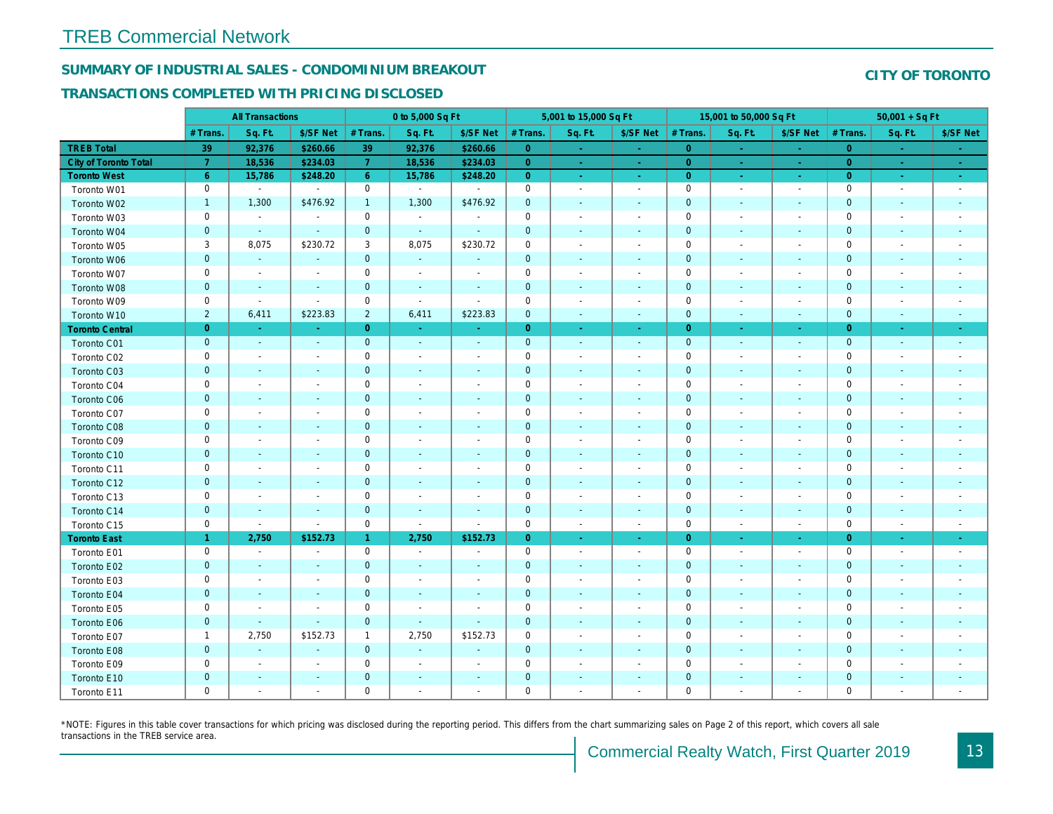# TREB Commercial Network

## SUMMARY OF INDUSTRIAL SALES - CONDOMINIUM BREAKOUT

## TRANSACTIONS COMPLETED WITH PRICING DISCLOSED

**CITY OF TORONTO**

| | All Transactions | | | 0 to 5,000 Sq Ft | | | 5,001 to 15,000 Sq Ft | | | 15,001 to 50,000 Sq Ft | | | 50,001 + Sq Ft | | |
|---|---|---|---|---|---|---|---|---|---|---|---|---|---|---|---|
| | # Trans. | Sq. Ft. | $/SF Net | # Trans. | Sq. Ft. | $/SF Net | # Trans. | Sq. Ft. | $/SF Net | # Trans. | Sq. Ft. | $/SF Net | # Trans. | Sq. Ft. | $/SF Net |
| **TREB Total** | 39 | 92,376 | $260.66 | 39 | 92,376 | $260.66 | 0 | - | - | 0 | - | - | 0 | - | - |
| **City of Toronto Total** | 7 | 18,536 | $234.03 | 7 | 18,536 | $234.03 | 0 | - | - | 0 | - | - | 0 | - | - |
| **Toronto West** | 6 | 15,786 | $248.20 | 6 | 15,786 | $248.20 | 0 | - | - | 0 | - | - | 0 | - | - |
| Toronto W01 | 0 | - | - | 0 | - | - | 0 | - | - | 0 | - | - | 0 | - | - |
| Toronto W02 | 1 | 1,300 | $476.92 | 1 | 1,300 | $476.92 | 0 | - | - | 0 | - | - | 0 | - | - |
| Toronto W03 | 0 | - | - | 0 | - | - | 0 | - | - | 0 | - | - | 0 | - | - |
| Toronto W04 | 0 | - | - | 0 | - | - | 0 | - | - | 0 | - | - | 0 | - | - |
| Toronto W05 | 3 | 8,075 | $230.72 | 3 | 8,075 | $230.72 | 0 | - | - | 0 | - | - | 0 | - | - |
| Toronto W06 | 0 | - | - | 0 | - | - | 0 | - | - | 0 | - | - | 0 | - | - |
| Toronto W07 | 0 | - | - | 0 | - | - | 0 | - | - | 0 | - | - | 0 | - | - |
| Toronto W08 | 0 | - | - | 0 | - | - | 0 | - | - | 0 | - | - | 0 | - | - |
| Toronto W09 | 0 | - | - | 0 | - | - | 0 | - | - | 0 | - | - | 0 | - | - |
| Toronto W10 | 2 | 6,411 | $223.83 | 2 | 6,411 | $223.83 | 0 | - | - | 0 | - | - | 0 | - | - |
| **Toronto Central** | 0 | - | - | 0 | - | - | 0 | - | - | 0 | - | - | 0 | - | - |
| Toronto C01 | 0 | - | - | 0 | - | - | 0 | - | - | 0 | - | - | 0 | - | - |
| Toronto C02 | 0 | - | - | 0 | - | - | 0 | - | - | 0 | - | - | 0 | - | - |
| Toronto C03 | 0 | - | - | 0 | - | - | 0 | - | - | 0 | - | - | 0 | - | - |
| Toronto C04 | 0 | - | - | 0 | - | - | 0 | - | - | 0 | - | - | 0 | - | - |
| Toronto C06 | 0 | - | - | 0 | - | - | 0 | - | - | 0 | - | - | 0 | - | - |
| Toronto C07 | 0 | - | - | 0 | - | - | 0 | - | - | 0 | - | - | 0 | - | - |
| Toronto C08 | 0 | - | - | 0 | - | - | 0 | - | - | 0 | - | - | 0 | - | - |
| Toronto C09 | 0 | - | - | 0 | - | - | 0 | - | - | 0 | - | - | 0 | - | - |
| Toronto C10 | 0 | - | - | 0 | - | - | 0 | - | - | 0 | - | - | 0 | - | - |
| Toronto C11 | 0 | - | - | 0 | - | - | 0 | - | - | 0 | - | - | 0 | - | - |
| Toronto C12 | 0 | - | - | 0 | - | - | 0 | - | - | 0 | - | - | 0 | - | - |
| Toronto C13 | 0 | - | - | 0 | - | - | 0 | - | - | 0 | - | - | 0 | - | - |
| Toronto C14 | 0 | - | - | 0 | - | - | 0 | - | - | 0 | - | - | 0 | - | - |
| Toronto C15 | 0 | - | - | 0 | - | - | 0 | - | - | 0 | - | - | 0 | - | - |
| **Toronto East** | 1 | 2,750 | $152.73 | 1 | 2,750 | $152.73 | 0 | - | - | 0 | - | - | 0 | - | - |
| Toronto E01 | 0 | - | - | 0 | - | - | 0 | - | - | 0 | - | - | 0 | - | - |
| Toronto E02 | 0 | - | - | 0 | - | - | 0 | - | - | 0 | - | - | 0 | - | - |
| Toronto E03 | 0 | - | - | 0 | - | - | 0 | - | - | 0 | - | - | 0 | - | - |
| Toronto E04 | 0 | - | - | 0 | - | - | 0 | - | - | 0 | - | - | 0 | - | - |
| Toronto E05 | 0 | - | - | 0 | - | - | 0 | - | - | 0 | - | - | 0 | - | - |
| Toronto E06 | 0 | - | - | 0 | - | - | 0 | - | - | 0 | - | - | 0 | - | - |
| Toronto E07 | 1 | 2,750 | $152.73 | 1 | 2,750 | $152.73 | 0 | - | - | 0 | - | - | 0 | - | - |
| Toronto E08 | 0 | - | - | 0 | - | - | 0 | - | - | 0 | - | - | 0 | - | - |
| Toronto E09 | 0 | - | - | 0 | - | - | 0 | - | - | 0 | - | - | 0 | - | - |
| Toronto E10 | 0 | - | - | 0 | - | - | 0 | - | - | 0 | - | - | 0 | - | - |
| Toronto E11 | 0 | - | - | 0 | - | - | 0 | - | - | 0 | - | - | 0 | - | - |

*NOTE: Figures in this table cover transactions for which pricing was disclosed during the reporting period. This differs from the chart summarizing sales on Page 2 of this report, which covers all sale transactions in the TREB service area.

Commercial Realty Watch, First Quarter 2019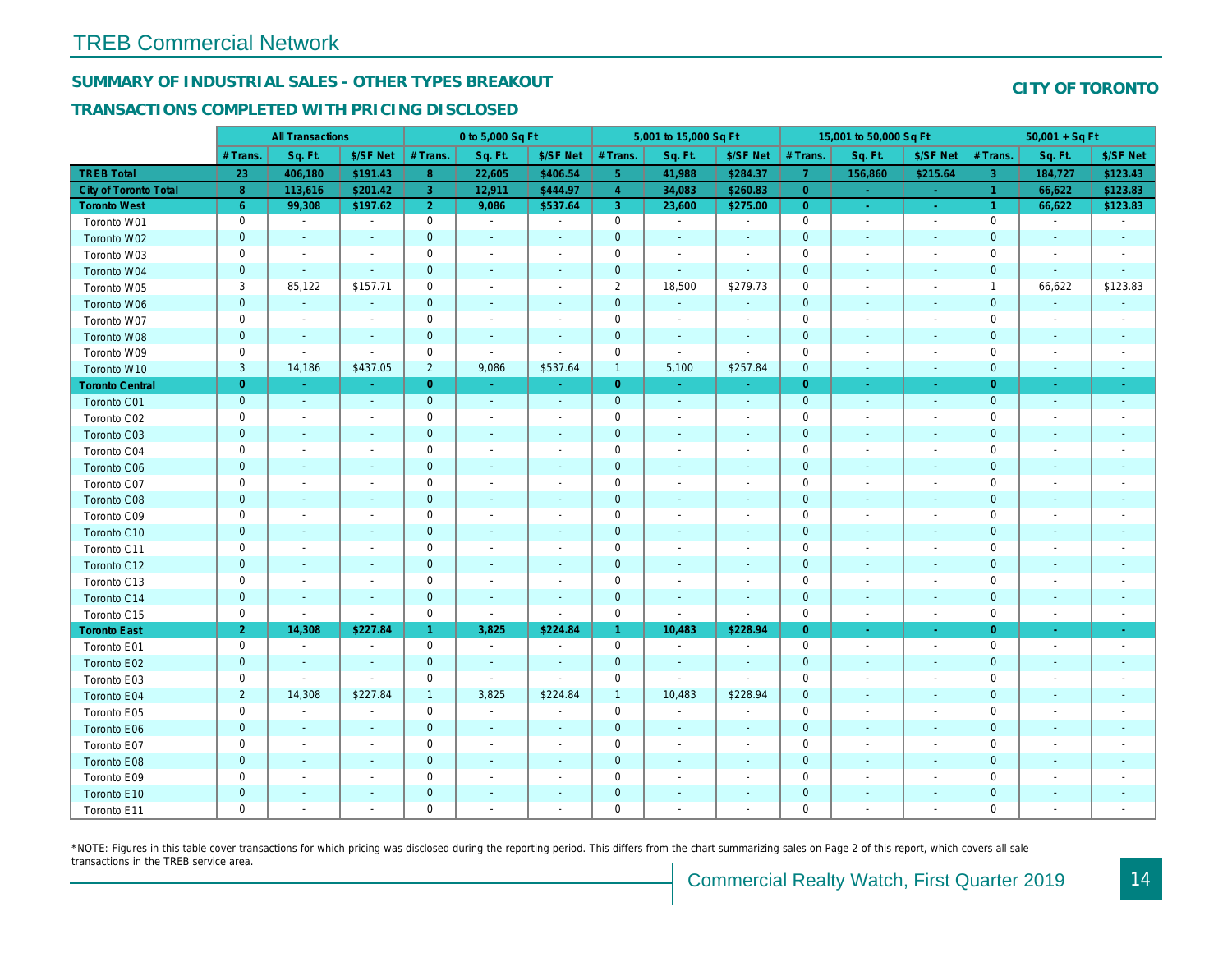# TREB Commercial Network

## SUMMARY OF INDUSTRIAL SALES - OTHER TYPES BREAKOUT

## TRANSACTIONS COMPLETED WITH PRICING DISCLOSED

## CITY OF TORONTO

| | All Transactions | | | 0 to 5,000 Sq Ft | | | 5,001 to 15,000 Sq Ft | | | 15,001 to 50,000 Sq Ft | | | 50,001 + Sq Ft | | |
|---|---|---|---|---|---|---|---|---|---|---|---|---|---|---|---|
| | # Trans. | Sq. Ft. | $/SF Net | # Trans. | Sq. Ft. | $/SF Net | # Trans. | Sq. Ft. | $/SF Net | # Trans. | Sq. Ft. | $/SF Net | # Trans. | Sq. Ft. | $/SF Net |
| **TREB Total** | 23 | 406,180 | $191.43 | 8 | 22,605 | $406.54 | 5 | 41,988 | $284.37 | 7 | 156,860 | $215.64 | 3 | 184,727 | $123.43 |
| **City of Toronto Total** | 8 | 113,616 | $201.42 | 3 | 12,911 | $444.97 | 4 | 34,083 | $260.83 | 0 | - | - | 1 | 66,622 | $123.83 |
| **Toronto West** | 6 | 99,308 | $197.62 | 2 | 9,086 | $537.64 | 3 | 23,600 | $275.00 | 0 | - | - | 1 | 66,622 | $123.83 |
| Toronto W01 | 0 | - | - | 0 | - | - | 0 | - | - | 0 | - | - | 0 | - | - |
| Toronto W02 | 0 | - | - | 0 | - | - | 0 | - | - | 0 | - | - | 0 | - | - |
| Toronto W03 | 0 | - | - | 0 | - | - | 0 | - | - | 0 | - | - | 0 | - | - |
| Toronto W04 | 0 | - | - | 0 | - | - | 0 | - | - | 0 | - | - | 0 | - | - |
| Toronto W05 | 3 | 85,122 | $157.71 | 0 | - | - | 2 | 18,500 | $279.73 | 0 | - | - | 1 | 66,622 | $123.83 |
| Toronto W06 | 0 | - | - | 0 | - | - | 0 | - | - | 0 | - | - | 0 | - | - |
| Toronto W07 | 0 | - | - | 0 | - | - | 0 | - | - | 0 | - | - | 0 | - | - |
| Toronto W08 | 0 | - | - | 0 | - | - | 0 | - | - | 0 | - | - | 0 | - | - |
| Toronto W09 | 0 | - | - | 0 | - | - | 0 | - | - | 0 | - | - | 0 | - | - |
| Toronto W10 | 3 | 14,186 | $437.05 | 2 | 9,086 | $537.64 | 1 | 5,100 | $257.84 | 0 | - | - | 0 | - | - |
| **Toronto Central** | 0 | - | - | 0 | - | - | 0 | - | - | 0 | - | - | 0 | - | - |
| Toronto C01 | 0 | - | - | 0 | - | - | 0 | - | - | 0 | - | - | 0 | - | - |
| Toronto C02 | 0 | - | - | 0 | - | - | 0 | - | - | 0 | - | - | 0 | - | - |
| Toronto C03 | 0 | - | - | 0 | - | - | 0 | - | - | 0 | - | - | 0 | - | - |
| Toronto C04 | 0 | - | - | 0 | - | - | 0 | - | - | 0 | - | - | 0 | - | - |
| Toronto C06 | 0 | - | - | 0 | - | - | 0 | - | - | 0 | - | - | 0 | - | - |
| Toronto C07 | 0 | - | - | 0 | - | - | 0 | - | - | 0 | - | - | 0 | - | - |
| Toronto C08 | 0 | - | - | 0 | - | - | 0 | - | - | 0 | - | - | 0 | - | - |
| Toronto C09 | 0 | - | - | 0 | - | - | 0 | - | - | 0 | - | - | 0 | - | - |
| Toronto C10 | 0 | - | - | 0 | - | - | 0 | - | - | 0 | - | - | 0 | - | - |
| Toronto C11 | 0 | - | - | 0 | - | - | 0 | - | - | 0 | - | - | 0 | - | - |
| Toronto C12 | 0 | - | - | 0 | - | - | 0 | - | - | 0 | - | - | 0 | - | - |
| Toronto C13 | 0 | - | - | 0 | - | - | 0 | - | - | 0 | - | - | 0 | - | - |
| Toronto C14 | 0 | - | - | 0 | - | - | 0 | - | - | 0 | - | - | 0 | - | - |
| Toronto C15 | 0 | - | - | 0 | - | - | 0 | - | - | 0 | - | - | 0 | - | - |
| **Toronto East** | 2 | 14,308 | $227.84 | 1 | 3,825 | $224.84 | 1 | 10,483 | $228.94 | 0 | - | - | 0 | - | - |
| Toronto E01 | 0 | - | - | 0 | - | - | 0 | - | - | 0 | - | - | 0 | - | - |
| Toronto E02 | 0 | - | - | 0 | - | - | 0 | - | - | 0 | - | - | 0 | - | - |
| Toronto E03 | 0 | - | - | 0 | - | - | 0 | - | - | 0 | - | - | 0 | - | - |
| Toronto E04 | 2 | 14,308 | $227.84 | 1 | 3,825 | $224.84 | 1 | 10,483 | $228.94 | 0 | - | - | 0 | - | - |
| Toronto E05 | 0 | - | - | 0 | - | - | 0 | - | - | 0 | - | - | 0 | - | - |
| Toronto E06 | 0 | - | - | 0 | - | - | 0 | - | - | 0 | - | - | 0 | - | - |
| Toronto E07 | 0 | - | - | 0 | - | - | 0 | - | - | 0 | - | - | 0 | - | - |
| Toronto E08 | 0 | - | - | 0 | - | - | 0 | - | - | 0 | - | - | 0 | - | - |
| Toronto E09 | 0 | - | - | 0 | - | - | 0 | - | - | 0 | - | - | 0 | - | - |
| Toronto E10 | 0 | - | - | 0 | - | - | 0 | - | - | 0 | - | - | 0 | - | - |
| Toronto E11 | 0 | - | - | 0 | - | - | 0 | - | - | 0 | - | - | 0 | - | - |

*NOTE: Figures in this table cover transactions for which pricing was disclosed during the reporting period. This differs from the chart summarizing sales on Page 2 of this report, which covers all sale transactions in the TREB service area.

Commercial Realty Watch, First Quarter 2019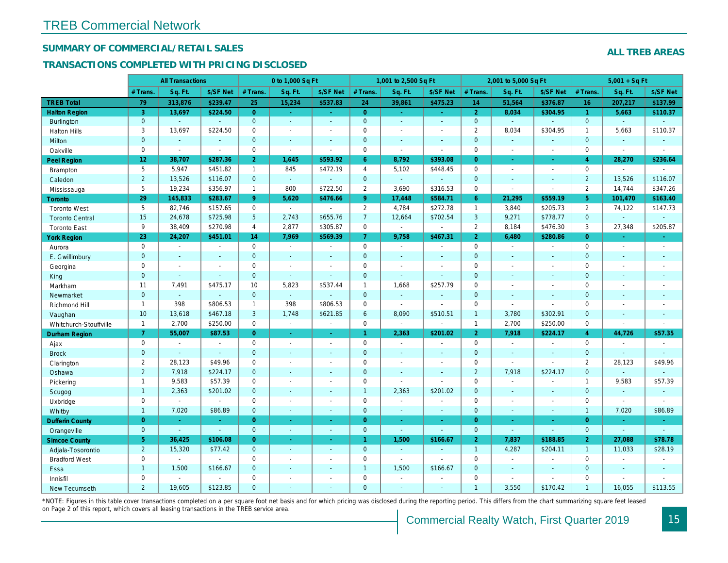# TREB Commercial Network

## SUMMARY OF COMMERCIAL/RETAIL SALES

## TRANSACTIONS COMPLETED WITH PRICING DISCLOSED

**ALL TREB AREAS**

| | All Transactions | | | 0 to 1,000 Sq Ft | | | 1,001 to 2,500 Sq Ft | | | 2,001 to 5,000 Sq Ft | | | 5,001 + Sq Ft | | |
|---|---|---|---|---|---|---|---|---|---|---|---|---|---|---|---|
| | # Trans. | Sq. Ft. | $/SF Net | # Trans. | Sq. Ft. | $/SF Net | # Trans. | Sq. Ft. | $/SF Net | # Trans. | Sq. Ft. | $/SF Net | # Trans. | Sq. Ft. | $/SF Net |
| **TREB Total** | **79** | **313,876** | **$239.47** | **25** | **15,234** | **$537.83** | **24** | **39,861** | **$475.23** | **14** | **51,564** | **$376.87** | **16** | **207,217** | **$137.99** |
| **Halton Region** | **3** | **13,697** | **$224.50** | **0** | **-** | **-** | **0** | **-** | **-** | **2** | **8,034** | **$304.95** | **1** | **5,663** | **$110.37** |
| Burlington | 0 | - | - | 0 | - | - | 0 | - | - | 0 | - | - | 0 | - | - |
| Halton Hills | 3 | 13,697 | $224.50 | 0 | - | - | 0 | - | - | 2 | 8,034 | $304.95 | 1 | 5,663 | $110.37 |
| Milton | 0 | - | - | 0 | - | - | 0 | - | - | 0 | - | - | 0 | - | - |
| Oakville | 0 | - | - | 0 | - | - | 0 | - | - | 0 | - | - | 0 | - | - |
| **Peel Region** | **12** | **38,707** | **$287.36** | **2** | **1,645** | **$593.92** | **6** | **8,792** | **$393.08** | **0** | **-** | **-** | **4** | **28,270** | **$236.64** |
| Brampton | 5 | 5,947 | $451.82 | 1 | 845 | $472.19 | 4 | 5,102 | $448.45 | 0 | - | - | 0 | - | - |
| Caledon | 2 | 13,526 | $116.07 | 0 | - | - | 0 | - | - | 0 | - | - | 2 | 13,526 | $116.07 |
| Mississauga | 5 | 19,234 | $356.97 | 1 | 800 | $722.50 | 2 | 3,690 | $316.53 | 0 | - | - | 2 | 14,744 | $347.26 |
| **Toronto** | **29** | **145,833** | **$283.67** | **9** | **5,620** | **$476.66** | **9** | **17,448** | **$584.71** | **6** | **21,295** | **$559.19** | **5** | **101,470** | **$163.40** |
| Toronto West | 5 | 82,746 | $157.65 | 0 | - | - | 2 | 4,784 | $272.78 | 1 | 3,840 | $205.73 | 2 | 74,122 | $147.73 |
| Toronto Central | 15 | 24,678 | $725.98 | 5 | 2,743 | $655.76 | 7 | 12,664 | $702.54 | 3 | 9,271 | $778.77 | 0 | - | - |
| Toronto East | 9 | 38,409 | $270.98 | 4 | 2,877 | $305.87 | 0 | - | - | 2 | 8,184 | $476.30 | 3 | 27,348 | $205.87 |
| **York Region** | **23** | **24,207** | **$451.01** | **14** | **7,969** | **$569.39** | **7** | **9,758** | **$467.31** | **2** | **6,480** | **$280.86** | **0** | **-** | **-** |
| Aurora | 0 | - | - | 0 | - | - | 0 | - | - | 0 | - | - | 0 | - | - |
| E. Gwillimbury | 0 | - | - | 0 | - | - | 0 | - | - | 0 | - | - | 0 | - | - |
| Georgina | 0 | - | - | 0 | - | - | 0 | - | - | 0 | - | - | 0 | - | - |
| King | 0 | - | - | 0 | - | - | 0 | - | - | 0 | - | - | 0 | - | - |
| Markham | 11 | 7,491 | $475.17 | 10 | 5,823 | $537.44 | 1 | 1,668 | $257.79 | 0 | - | - | 0 | - | - |
| Newmarket | 0 | - | - | 0 | - | - | 0 | - | - | 0 | - | - | 0 | - | - |
| Richmond Hill | 1 | 398 | $806.53 | 1 | 398 | $806.53 | 0 | - | - | 0 | - | - | 0 | - | - |
| Vaughan | 10 | 13,618 | $467.18 | 3 | 1,748 | $621.85 | 6 | 8,090 | $510.51 | 1 | 3,780 | $302.91 | 0 | - | - |
| Whitchurch-Stouffville | 1 | 2,700 | $250.00 | 0 | - | - | 0 | - | - | 1 | 2,700 | $250.00 | 0 | - | - |
| **Durham Region** | **7** | **55,007** | **$87.53** | **0** | **-** | **-** | **1** | **2,363** | **$201.02** | **2** | **7,918** | **$224.17** | **4** | **44,726** | **$57.35** |
| Ajax | 0 | - | - | 0 | - | - | 0 | - | - | 0 | - | - | 0 | - | - |
| Brock | 0 | - | - | 0 | - | - | 0 | - | - | 0 | - | - | 0 | - | - |
| Clarington | 2 | 28,123 | $49.96 | 0 | - | - | 0 | - | - | 0 | - | - | 2 | 28,123 | $49.96 |
| Oshawa | 2 | 7,918 | $224.17 | 0 | - | - | 0 | - | - | 2 | 7,918 | $224.17 | 0 | - | - |
| Pickering | 1 | 9,583 | $57.39 | 0 | - | - | 0 | - | - | 0 | - | - | 1 | 9,583 | $57.39 |
| Scugog | 1 | 2,363 | $201.02 | 0 | - | - | 1 | 2,363 | $201.02 | 0 | - | - | 0 | - | - |
| Uxbridge | 0 | - | - | 0 | - | - | 0 | - | - | 0 | - | - | 0 | - | - |
| Whitby | 1 | 7,020 | $86.89 | 0 | - | - | 0 | - | - | 0 | - | - | 1 | 7,020 | $86.89 |
| **Dufferin County** | **0** | **-** | **-** | **0** | **-** | **-** | **0** | **-** | **-** | **0** | **-** | **-** | **0** | **-** | **-** |
| Orangeville | 0 | - | - | 0 | - | - | 0 | - | - | 0 | - | - | 0 | - | - |
| **Simcoe County** | **5** | **36,425** | **$106.08** | **0** | **-** | **-** | **1** | **1,500** | **$166.67** | **2** | **7,837** | **$188.85** | **2** | **27,088** | **$78.78** |
| Adjala-Tosorontio | 2 | 15,320 | $77.42 | 0 | - | - | 0 | - | - | 1 | 4,287 | $204.11 | 1 | 11,033 | $28.19 |
| Bradford West | 0 | - | - | 0 | - | - | 0 | - | - | 0 | - | - | 0 | - | - |
| Essa | 1 | 1,500 | $166.67 | 0 | - | - | 1 | 1,500 | $166.67 | 0 | - | - | 0 | - | - |
| Innisfil | 0 | - | - | 0 | - | - | 0 | - | - | 0 | - | - | 0 | - | - |
| New Tecumseth | 2 | 19,605 | $123.85 | 0 | - | - | 0 | - | - | 1 | 3,550 | $170.42 | 1 | 16,055 | $113.55 |

*NOTE: Figures in this table cover transactions completed on a per square foot net basis and for which pricing was disclosed during the reporting period. This differs from the chart summarizing square feet leased on Page 2 of this report, which covers all leasing transactions in the TREB service area.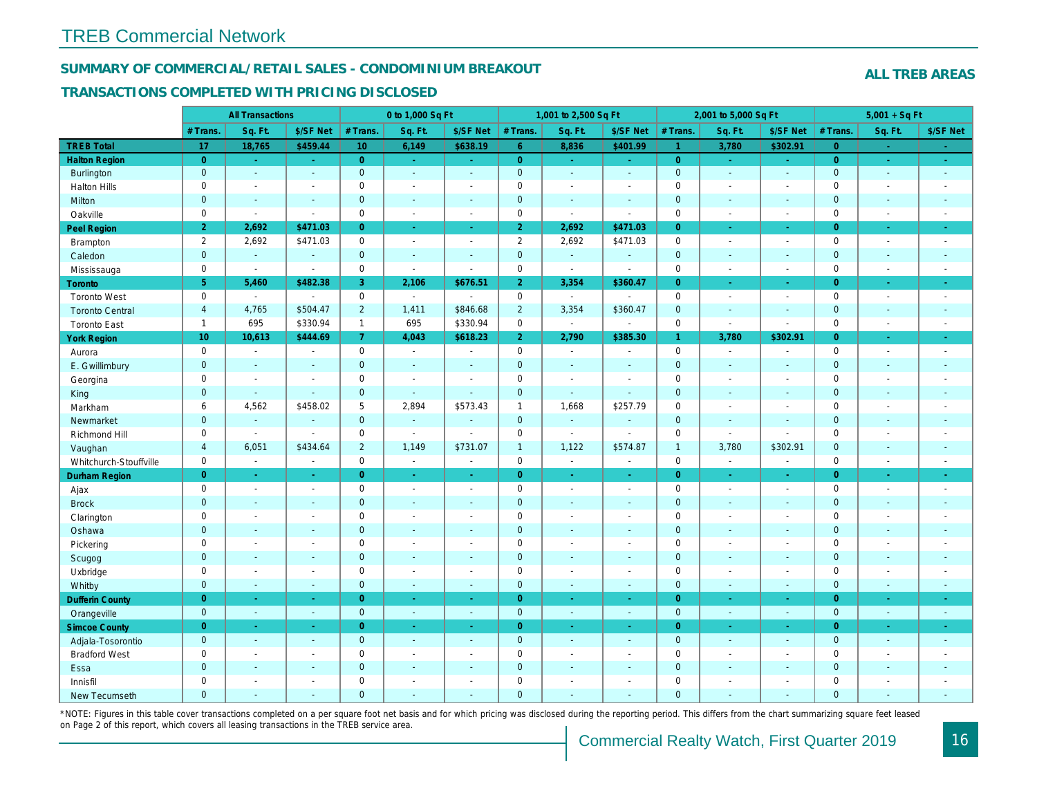# TREB Commercial Network

## SUMMARY OF COMMERCIAL/RETAIL SALES - CONDOMINIUM BREAKOUT

**ALL TREB AREAS**

## TRANSACTIONS COMPLETED WITH PRICING DISCLOSED

| | All Transactions | | | 0 to 1,000 Sq Ft | | | 1,001 to 2,500 Sq Ft | | | 2,001 to 5,000 Sq Ft | | | 5,001 + Sq Ft | | |
|---|---|---|---|---|---|---|---|---|---|---|---|---|---|---|---|
| | # Trans. | Sq. Ft. | $/SF Net | # Trans. | Sq. Ft. | $/SF Net | # Trans. | Sq. Ft. | $/SF Net | # Trans. | Sq. Ft. | $/SF Net | # Trans. | Sq. Ft. | $/SF Net |
| **TREB Total** | 17 | 18,765 | $459.44 | 10 | 6,149 | $638.19 | 6 | 8,836 | $401.99 | 1 | 3,780 | $302.91 | 0 | - | - |
| **Halton Region** | 0 | - | - | 0 | - | - | 0 | - | - | 0 | - | - | 0 | - | - |
| Burlington | 0 | - | - | 0 | - | - | 0 | - | - | 0 | - | - | 0 | - | - |
| Halton Hills | 0 | - | - | 0 | - | - | 0 | - | - | 0 | - | - | 0 | - | - |
| Milton | 0 | - | - | 0 | - | - | 0 | - | - | 0 | - | - | 0 | - | - |
| Oakville | 0 | - | - | 0 | - | - | 0 | - | - | 0 | - | - | 0 | - | - |
| **Peel Region** | 2 | 2,692 | $471.03 | 0 | - | - | 2 | 2,692 | $471.03 | 0 | - | - | 0 | - | - |
| Brampton | 2 | 2,692 | $471.03 | 0 | - | - | 2 | 2,692 | $471.03 | 0 | - | - | 0 | - | - |
| Caledon | 0 | - | - | 0 | - | - | 0 | - | - | 0 | - | - | 0 | - | - |
| Mississauga | 0 | - | - | 0 | - | - | 0 | - | - | 0 | - | - | 0 | - | - |
| **Toronto** | 5 | 5,460 | $482.38 | 3 | 2,106 | $676.51 | 2 | 3,354 | $360.47 | 0 | - | - | 0 | - | - |
| Toronto West | 0 | - | - | 0 | - | - | 0 | - | - | 0 | - | - | 0 | - | - |
| Toronto Central | 4 | 4,765 | $504.47 | 2 | 1,411 | $846.68 | 2 | 3,354 | $360.47 | 0 | - | - | 0 | - | - |
| Toronto East | 1 | 695 | $330.94 | 1 | 695 | $330.94 | 0 | - | - | 0 | - | - | 0 | - | - |
| **York Region** | 10 | 10,613 | $444.69 | 7 | 4,043 | $618.23 | 2 | 2,790 | $385.30 | 1 | 3,780 | $302.91 | 0 | - | - |
| Aurora | 0 | - | - | 0 | - | - | 0 | - | - | 0 | - | - | 0 | - | - |
| E. Gwillimbury | 0 | - | - | 0 | - | - | 0 | - | - | 0 | - | - | 0 | - | - |
| Georgina | 0 | - | - | 0 | - | - | 0 | - | - | 0 | - | - | 0 | - | - |
| King | 0 | - | - | 0 | - | - | 0 | - | - | 0 | - | - | 0 | - | - |
| Markham | 6 | 4,562 | $458.02 | 5 | 2,894 | $573.43 | 1 | 1,668 | $257.79 | 0 | - | - | 0 | - | - |
| Newmarket | 0 | - | - | 0 | - | - | 0 | - | - | 0 | - | - | 0 | - | - |
| Richmond Hill | 0 | - | - | 0 | - | - | 0 | - | - | 0 | - | - | 0 | - | - |
| Vaughan | 4 | 6,051 | $434.64 | 2 | 1,149 | $731.07 | 1 | 1,122 | $574.87 | 1 | 3,780 | $302.91 | 0 | - | - |
| Whitchurch-Stouffville | 0 | - | - | 0 | - | - | 0 | - | - | 0 | - | - | 0 | - | - |
| **Durham Region** | 0 | - | - | 0 | - | - | 0 | - | - | 0 | - | - | 0 | - | - |
| Ajax | 0 | - | - | 0 | - | - | 0 | - | - | 0 | - | - | 0 | - | - |
| Brock | 0 | - | - | 0 | - | - | 0 | - | - | 0 | - | - | 0 | - | - |
| Clarington | 0 | - | - | 0 | - | - | 0 | - | - | 0 | - | - | 0 | - | - |
| Oshawa | 0 | - | - | 0 | - | - | 0 | - | - | 0 | - | - | 0 | - | - |
| Pickering | 0 | - | - | 0 | - | - | 0 | - | - | 0 | - | - | 0 | - | - |
| Scugog | 0 | - | - | 0 | - | - | 0 | - | - | 0 | - | - | 0 | - | - |
| Uxbridge | 0 | - | - | 0 | - | - | 0 | - | - | 0 | - | - | 0 | - | - |
| Whitby | 0 | - | - | 0 | - | - | 0 | - | - | 0 | - | - | 0 | - | - |
| **Dufferin County** | 0 | - | - | 0 | - | - | 0 | - | - | 0 | - | - | 0 | - | - |
| Orangeville | 0 | - | - | 0 | - | - | 0 | - | - | 0 | - | - | 0 | - | - |
| **Simcoe County** | 0 | - | - | 0 | - | - | 0 | - | - | 0 | - | - | 0 | - | - |
| Adjala-Tosorontio | 0 | - | - | 0 | - | - | 0 | - | - | 0 | - | - | 0 | - | - |
| Bradford West | 0 | - | - | 0 | - | - | 0 | - | - | 0 | - | - | 0 | - | - |
| Essa | 0 | - | - | 0 | - | - | 0 | - | - | 0 | - | - | 0 | - | - |
| Innisfil | 0 | - | - | 0 | - | - | 0 | - | - | 0 | - | - | 0 | - | - |
| New Tecumseth | 0 | - | - | 0 | - | - | 0 | - | - | 0 | - | - | 0 | - | - |

*NOTE: Figures in this table cover transactions completed on a per square foot net basis and for which pricing was disclosed during the reporting period. This differs from the chart summarizing square feet leased on Page 2 of this report, which covers all leasing transactions in the TREB service area.

Commercial Realty Watch, First Quarter 2019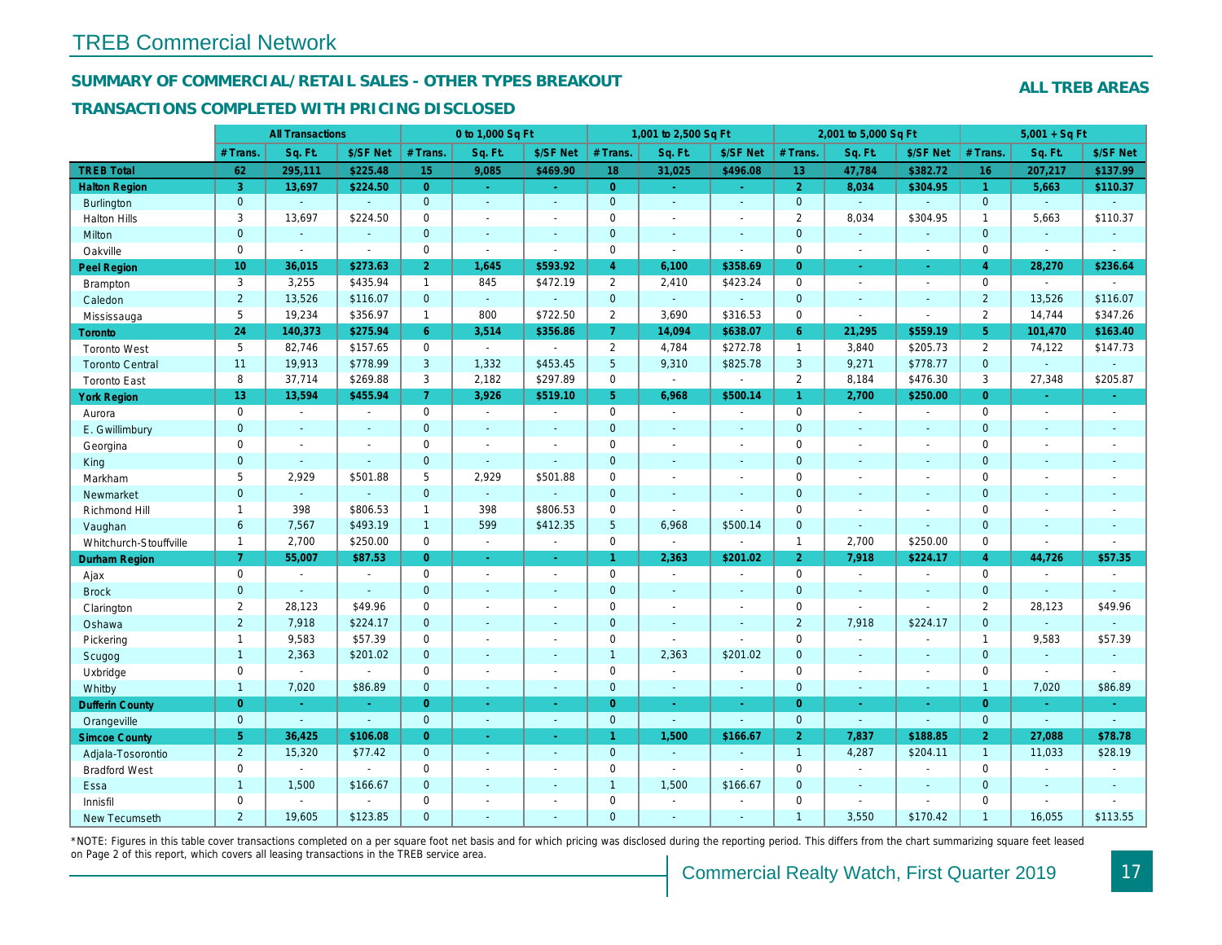# TREB Commercial Network

## SUMMARY OF COMMERCIAL/RETAIL SALES - OTHER TYPES BREAKOUT

**ALL TREB AREAS**

### TRANSACTIONS COMPLETED WITH PRICING DISCLOSED

| | All Transactions | | | 0 to 1,000 Sq Ft | | | 1,001 to 2,500 Sq Ft | | | 2,001 to 5,000 Sq Ft | | | 5,001 + Sq Ft | | |
|---|---|---|---|---|---|---|---|---|---|---|---|---|---|---|---|
| | # Trans. | Sq. Ft. | $/SF Net | # Trans. | Sq. Ft. | $/SF Net | # Trans. | Sq. Ft. | $/SF Net | # Trans. | Sq. Ft. | $/SF Net | # Trans. | Sq. Ft. | $/SF Net |
| **TREB Total** | **62** | **295,111** | **$225.48** | **15** | **9,085** | **$469.90** | **18** | **31,025** | **$496.08** | **13** | **47,784** | **$382.72** | **16** | **207,217** | **$137.99** |
| **Halton Region** | **3** | **13,697** | **$224.50** | **0** | **-** | **-** | **0** | **-** | **-** | **2** | **8,034** | **$304.95** | **1** | **5,663** | **$110.37** |
| Burlington | 0 | - | - | 0 | - | - | 0 | - | - | 0 | - | - | 0 | - | - |
| Halton Hills | 3 | 13,697 | $224.50 | 0 | - | - | 0 | - | - | 2 | 8,034 | $304.95 | 1 | 5,663 | $110.37 |
| Milton | 0 | - | - | 0 | - | - | 0 | - | - | 0 | - | - | 0 | - | - |
| Oakville | 0 | - | - | 0 | - | - | 0 | - | - | 0 | - | - | 0 | - | - |
| **Peel Region** | **10** | **36,015** | **$273.63** | **2** | **1,645** | **$593.92** | **4** | **6,100** | **$358.69** | **0** | **-** | **-** | **4** | **28,270** | **$236.64** |
| Brampton | 3 | 3,255 | $435.94 | 1 | 845 | $472.19 | 2 | 2,410 | $423.24 | 0 | - | - | 0 | - | - |
| Caledon | 2 | 13,526 | $116.07 | 0 | - | - | 0 | - | - | 0 | - | - | 2 | 13,526 | $116.07 |
| Mississauga | 5 | 19,234 | $356.97 | 1 | 800 | $722.50 | 2 | 3,690 | $316.53 | 0 | - | - | 2 | 14,744 | $347.26 |
| **Toronto** | **24** | **140,373** | **$275.94** | **6** | **3,514** | **$356.86** | **7** | **14,094** | **$638.07** | **6** | **21,295** | **$559.19** | **5** | **101,470** | **$163.40** |
| Toronto West | 5 | 82,746 | $157.65 | 0 | - | - | 2 | 4,784 | $272.78 | 1 | 3,840 | $205.73 | 2 | 74,122 | $147.73 |
| Toronto Central | 11 | 19,913 | $778.99 | 3 | 1,332 | $453.45 | 5 | 9,310 | $825.78 | 3 | 9,271 | $778.77 | 0 | - | - |
| Toronto East | 8 | 37,714 | $269.88 | 3 | 2,182 | $297.89 | 0 | - | - | 2 | 8,184 | $476.30 | 3 | 27,348 | $205.87 |
| **York Region** | **13** | **13,594** | **$455.94** | **7** | **3,926** | **$519.10** | **5** | **6,968** | **$500.14** | **1** | **2,700** | **$250.00** | **0** | **-** | **-** |
| Aurora | 0 | - | - | 0 | - | - | 0 | - | - | 0 | - | - | 0 | - | - |
| E. Gwillimbury | 0 | - | - | 0 | - | - | 0 | - | - | 0 | - | - | 0 | - | - |
| Georgina | 0 | - | - | 0 | - | - | 0 | - | - | 0 | - | - | 0 | - | - |
| King | 0 | - | - | 0 | - | - | 0 | - | - | 0 | - | - | 0 | - | - |
| Markham | 5 | 2,929 | $501.88 | 5 | 2,929 | $501.88 | 0 | - | - | 0 | - | - | 0 | - | - |
| Newmarket | 0 | - | - | 0 | - | - | 0 | - | - | 0 | - | - | 0 | - | - |
| Richmond Hill | 1 | 398 | $806.53 | 1 | 398 | $806.53 | 0 | - | - | 0 | - | - | 0 | - | - |
| Vaughan | 6 | 7,567 | $493.19 | 1 | 599 | $412.35 | 5 | 6,968 | $500.14 | 0 | - | - | 0 | - | - |
| Whitchurch-Stouffville | 1 | 2,700 | $250.00 | 0 | - | - | 0 | - | - | 1 | 2,700 | $250.00 | 0 | - | - |
| **Durham Region** | **7** | **55,007** | **$87.53** | **0** | **-** | **-** | **1** | **2,363** | **$201.02** | **2** | **7,918** | **$224.17** | **4** | **44,726** | **$57.35** |
| Ajax | 0 | - | - | 0 | - | - | 0 | - | - | 0 | - | - | 0 | - | - |
| Brock | 0 | - | - | 0 | - | - | 0 | - | - | 0 | - | - | 0 | - | - |
| Clarington | 2 | 28,123 | $49.96 | 0 | - | - | 0 | - | - | 0 | - | - | 2 | 28,123 | $49.96 |
| Oshawa | 2 | 7,918 | $224.17 | 0 | - | - | 0 | - | - | 2 | 7,918 | $224.17 | 0 | - | - |
| Pickering | 1 | 9,583 | $57.39 | 0 | - | - | 0 | - | - | 0 | - | - | 1 | 9,583 | $57.39 |
| Scugog | 1 | 2,363 | $201.02 | 0 | - | - | 1 | 2,363 | $201.02 | 0 | - | - | 0 | - | - |
| Uxbridge | 0 | - | - | 0 | - | - | 0 | - | - | 0 | - | - | 0 | - | - |
| Whitby | 1 | 7,020 | $86.89 | 0 | - | - | 0 | - | - | 0 | - | - | 1 | 7,020 | $86.89 |
| **Dufferin County** | **0** | **-** | **-** | **0** | **-** | **-** | **0** | **-** | **-** | **0** | **-** | **-** | **0** | **-** | **-** |
| Orangeville | 0 | - | - | 0 | - | - | 0 | - | - | 0 | - | - | 0 | - | - |
| **Simcoe County** | **5** | **36,425** | **$106.08** | **0** | **-** | **-** | **1** | **1,500** | **$166.67** | **2** | **7,837** | **$188.85** | **2** | **27,088** | **$78.78** |
| Adjala-Tosorontio | 2 | 15,320 | $77.42 | 0 | - | - | 0 | - | - | 1 | 4,287 | $204.11 | 1 | 11,033 | $28.19 |
| Bradford West | 0 | - | - | 0 | - | - | 0 | - | - | 0 | - | - | 0 | - | - |
| Essa | 1 | 1,500 | $166.67 | 0 | - | - | 1 | 1,500 | $166.67 | 0 | - | - | 0 | - | - |
| Innisfil | 0 | - | - | 0 | - | - | 0 | - | - | 0 | - | - | 0 | - | - |
| New Tecumseth | 2 | 19,605 | $123.85 | 0 | - | - | 0 | - | - | 1 | 3,550 | $170.42 | 1 | 16,055 | $113.55 |

*NOTE: Figures in this table cover transactions completed on a per square foot net basis and for which pricing was disclosed during the reporting period. This differs from the chart summarizing square feet leased on Page 2 of this report, which covers all leasing transactions in the TREB service area.

Commercial Realty Watch, First Quarter 2019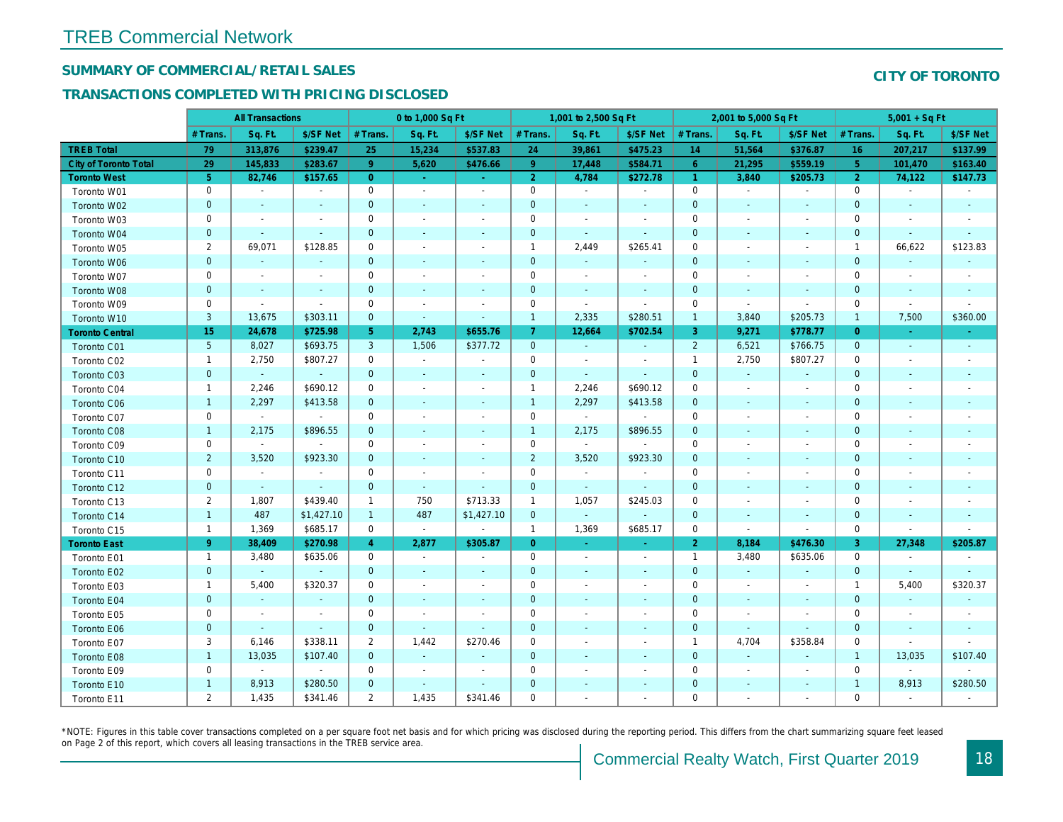# TREB Commercial Network

## SUMMARY OF COMMERCIAL/RETAIL SALES

## TRANSACTIONS COMPLETED WITH PRICING DISCLOSED

**CITY OF TORONTO**

| | All Transactions | | | 0 to 1,000 Sq Ft | | | 1,001 to 2,500 Sq Ft | | | 2,001 to 5,000 Sq Ft | | | 5,001 + Sq Ft | | |
|---|---|---|---|---|---|---|---|---|---|---|---|---|---|---|---|
| | # Trans. | Sq. Ft. | $/SF Net | # Trans. | Sq. Ft. | $/SF Net | # Trans. | Sq. Ft. | $/SF Net | # Trans. | Sq. Ft. | $/SF Net | # Trans. | Sq. Ft. | $/SF Net |
| **TREB Total** | **79** | **313,876** | **$239.47** | **25** | **15,234** | **$537.83** | **24** | **39,861** | **$475.23** | **14** | **51,564** | **$376.87** | **16** | **207,217** | **$137.99** |
| **City of Toronto Total** | **29** | **145,833** | **$283.67** | **9** | **5,620** | **$476.66** | **9** | **17,448** | **$584.71** | **6** | **21,295** | **$559.19** | **5** | **101,470** | **$163.40** |
| **Toronto West** | **5** | **82,746** | **$157.65** | **0** | **-** | **-** | **2** | **4,784** | **$272.78** | **1** | **3,840** | **$205.73** | **2** | **74,122** | **$147.73** |
| Toronto W01 | 0 | - | - | 0 | - | - | 0 | - | - | 0 | - | - | 0 | - | - |
| Toronto W02 | 0 | - | - | 0 | - | - | 0 | - | - | 0 | - | - | 0 | - | - |
| Toronto W03 | 0 | - | - | 0 | - | - | 0 | - | - | 0 | - | - | 0 | - | - |
| Toronto W04 | 0 | - | - | 0 | - | - | 0 | - | - | 0 | - | - | 0 | - | - |
| Toronto W05 | 2 | 69,071 | $128.85 | 0 | - | - | 1 | 2,449 | $265.41 | 0 | - | - | 1 | 66,622 | $123.83 |
| Toronto W06 | 0 | - | - | 0 | - | - | 0 | - | - | 0 | - | - | 0 | - | - |
| Toronto W07 | 0 | - | - | 0 | - | - | 0 | - | - | 0 | - | - | 0 | - | - |
| Toronto W08 | 0 | - | - | 0 | - | - | 0 | - | - | 0 | - | - | 0 | - | - |
| Toronto W09 | 0 | - | - | 0 | - | - | 0 | - | - | 0 | - | - | 0 | - | - |
| Toronto W10 | 3 | 13,675 | $303.11 | 0 | - | - | 1 | 2,335 | $280.51 | 1 | 3,840 | $205.73 | 1 | 7,500 | $360.00 |
| **Toronto Central** | **15** | **24,678** | **$725.98** | **5** | **2,743** | **$655.76** | **7** | **12,664** | **$702.54** | **3** | **9,271** | **$778.77** | **0** | **-** | **-** |
| Toronto C01 | 5 | 8,027 | $693.75 | 3 | 1,506 | $377.72 | 0 | - | - | 2 | 6,521 | $766.75 | 0 | - | - |
| Toronto C02 | 1 | 2,750 | $807.27 | 0 | - | - | 0 | - | - | 1 | 2,750 | $807.27 | 0 | - | - |
| Toronto C03 | 0 | - | - | 0 | - | - | 0 | - | - | 0 | - | - | 0 | - | - |
| Toronto C04 | 1 | 2,246 | $690.12 | 0 | - | - | 1 | 2,246 | $690.12 | 0 | - | - | 0 | - | - |
| Toronto C06 | 1 | 2,297 | $413.58 | 0 | - | - | 1 | 2,297 | $413.58 | 0 | - | - | 0 | - | - |
| Toronto C07 | 0 | - | - | 0 | - | - | 0 | - | - | 0 | - | - | 0 | - | - |
| Toronto C08 | 1 | 2,175 | $896.55 | 0 | - | - | 1 | 2,175 | $896.55 | 0 | - | - | 0 | - | - |
| Toronto C09 | 0 | - | - | 0 | - | - | 0 | - | - | 0 | - | - | 0 | - | - |
| Toronto C10 | 2 | 3,520 | $923.30 | 0 | - | - | 2 | 3,520 | $923.30 | 0 | - | - | 0 | - | - |
| Toronto C11 | 0 | - | - | 0 | - | - | 0 | - | - | 0 | - | - | 0 | - | - |
| Toronto C12 | 0 | - | - | 0 | - | - | 0 | - | - | 0 | - | - | 0 | - | - |
| Toronto C13 | 2 | 1,807 | $439.40 | 1 | 750 | $713.33 | 1 | 1,057 | $245.03 | 0 | - | - | 0 | - | - |
| Toronto C14 | 1 | 487 | $1,427.10 | 1 | 487 | $1,427.10 | 0 | - | - | 0 | - | - | 0 | - | - |
| Toronto C15 | 1 | 1,369 | $685.17 | 0 | - | - | 1 | 1,369 | $685.17 | 0 | - | - | 0 | - | - |
| **Toronto East** | **9** | **38,409** | **$270.98** | **4** | **2,877** | **$305.87** | **0** | **-** | **-** | **2** | **8,184** | **$476.30** | **3** | **27,348** | **$205.87** |
| Toronto E01 | 1 | 3,480 | $635.06 | 0 | - | - | 0 | - | - | 1 | 3,480 | $635.06 | 0 | - | - |
| Toronto E02 | 0 | - | - | 0 | - | - | 0 | - | - | 0 | - | - | 0 | - | - |
| Toronto E03 | 1 | 5,400 | $320.37 | 0 | - | - | 0 | - | - | 0 | - | - | 1 | 5,400 | $320.37 |
| Toronto E04 | 0 | - | - | 0 | - | - | 0 | - | - | 0 | - | - | 0 | - | - |
| Toronto E05 | 0 | - | - | 0 | - | - | 0 | - | - | 0 | - | - | 0 | - | - |
| Toronto E06 | 0 | - | - | 0 | - | - | 0 | - | - | 0 | - | - | 0 | - | - |
| Toronto E07 | 3 | 6,146 | $338.11 | 2 | 1,442 | $270.46 | 0 | - | - | 1 | 4,704 | $358.84 | 0 | - | - |
| Toronto E08 | 1 | 13,035 | $107.40 | 0 | - | - | 0 | - | - | 0 | - | - | 1 | 13,035 | $107.40 |
| Toronto E09 | 0 | - | - | 0 | - | - | 0 | - | - | 0 | - | - | 0 | - | - |
| Toronto E10 | 1 | 8,913 | $280.50 | 0 | - | - | 0 | - | - | 0 | - | - | 1 | 8,913 | $280.50 |
| Toronto E11 | 2 | 1,435 | $341.46 | 2 | 1,435 | $341.46 | 0 | - | - | 0 | - | - | 0 | - | - |

*NOTE: Figures in this table cover transactions completed on a per square foot net basis and for which pricing was disclosed during the reporting period. This differs from the chart summarizing square feet leased on Page 2 of this report, which covers all leasing transactions in the TREB service area.

Commercial Realty Watch, First Quarter 2019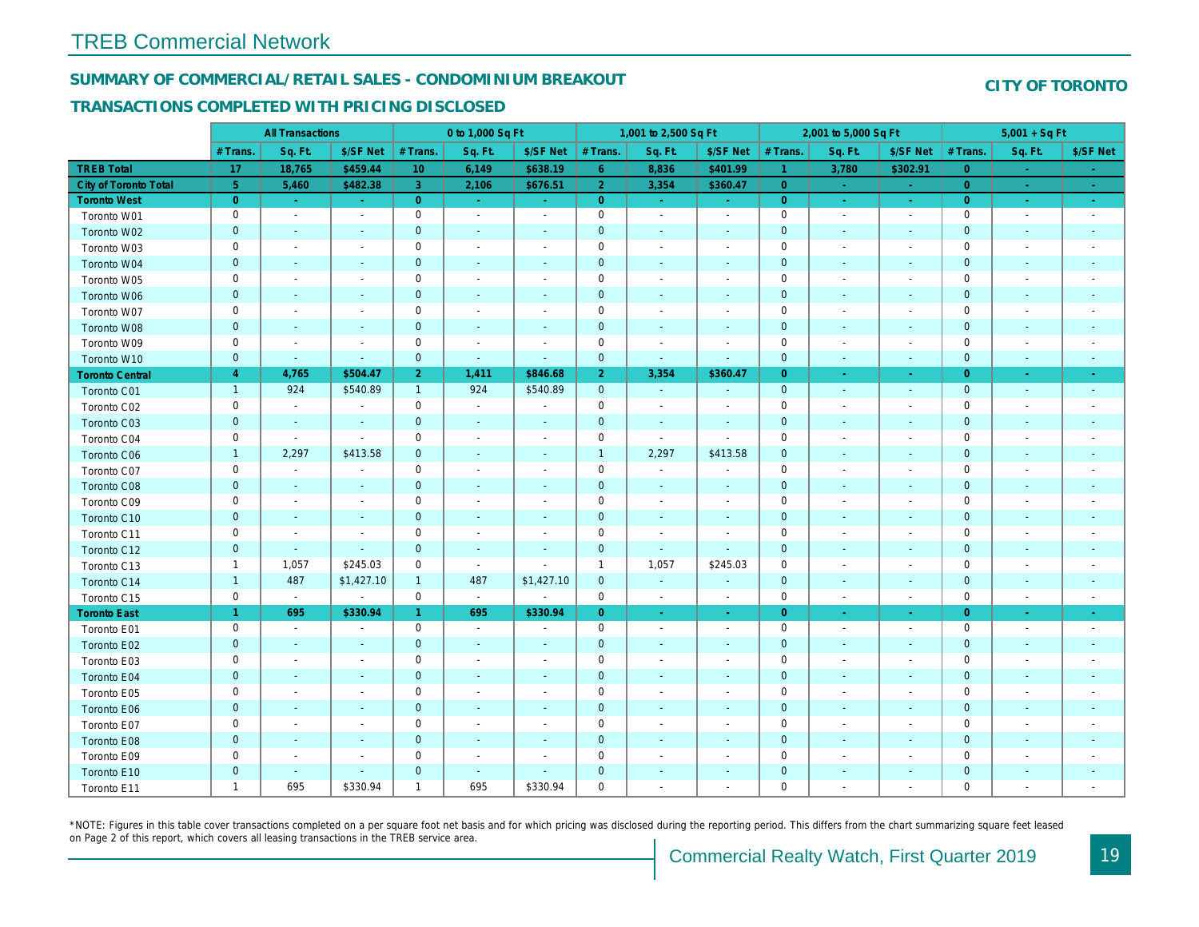# TREB Commercial Network

## SUMMARY OF COMMERCIAL/RETAIL SALES - CONDOMINIUM BREAKOUT

## TRANSACTIONS COMPLETED WITH PRICING DISCLOSED

**CITY OF TORONTO**

| | All Transactions | | | 0 to 1,000 Sq Ft | | | 1,001 to 2,500 Sq Ft | | | 2,001 to 5,000 Sq Ft | | | 5,001 + Sq Ft | | |
|---|---|---|---|---|---|---|---|---|---|---|---|---|---|---|---|
| | # Trans. | Sq. Ft. | $/SF Net | # Trans. | Sq. Ft. | $/SF Net | # Trans. | Sq. Ft. | $/SF Net | # Trans. | Sq. Ft. | $/SF Net | # Trans. | Sq. Ft. | $/SF Net |
| **TREB Total** | 17 | 18,765 | $459.44 | 10 | 6,149 | $638.19 | 6 | 8,836 | $401.99 | 1 | 3,780 | $302.91 | 0 | - | - |
| **City of Toronto Total** | 5 | 5,460 | $482.38 | 3 | 2,106 | $676.51 | 2 | 3,354 | $360.47 | 0 | - | - | 0 | - | - |
| **Toronto West** | 0 | - | - | 0 | - | - | 0 | - | - | 0 | - | - | 0 | - | - |
| Toronto W01 | 0 | - | - | 0 | - | - | 0 | - | - | 0 | - | - | 0 | - | - |
| Toronto W02 | 0 | - | - | 0 | - | - | 0 | - | - | 0 | - | - | 0 | - | - |
| Toronto W03 | 0 | - | - | 0 | - | - | 0 | - | - | 0 | - | - | 0 | - | - |
| Toronto W04 | 0 | - | - | 0 | - | - | 0 | - | - | 0 | - | - | 0 | - | - |
| Toronto W05 | 0 | - | - | 0 | - | - | 0 | - | - | 0 | - | - | 0 | - | - |
| Toronto W06 | 0 | - | - | 0 | - | - | 0 | - | - | 0 | - | - | 0 | - | - |
| Toronto W07 | 0 | - | - | 0 | - | - | 0 | - | - | 0 | - | - | 0 | - | - |
| Toronto W08 | 0 | - | - | 0 | - | - | 0 | - | - | 0 | - | - | 0 | - | - |
| Toronto W09 | 0 | - | - | 0 | - | - | 0 | - | - | 0 | - | - | 0 | - | - |
| Toronto W10 | 0 | - | - | 0 | - | - | 0 | - | - | 0 | - | - | 0 | - | - |
| **Toronto Central** | 4 | 4,765 | $504.47 | 2 | 1,411 | $846.68 | 2 | 3,354 | $360.47 | 0 | - | - | 0 | - | - |
| Toronto C01 | 1 | 924 | $540.89 | 1 | 924 | $540.89 | 0 | - | - | 0 | - | - | 0 | - | - |
| Toronto C02 | 0 | - | - | 0 | - | - | 0 | - | - | 0 | - | - | 0 | - | - |
| Toronto C03 | 0 | - | - | 0 | - | - | 0 | - | - | 0 | - | - | 0 | - | - |
| Toronto C04 | 0 | - | - | 0 | - | - | 0 | - | - | 0 | - | - | 0 | - | - |
| Toronto C06 | 1 | 2,297 | $413.58 | 0 | - | - | 1 | 2,297 | $413.58 | 0 | - | - | 0 | - | - |
| Toronto C07 | 0 | - | - | 0 | - | - | 0 | - | - | 0 | - | - | 0 | - | - |
| Toronto C08 | 0 | - | - | 0 | - | - | 0 | - | - | 0 | - | - | 0 | - | - |
| Toronto C09 | 0 | - | - | 0 | - | - | 0 | - | - | 0 | - | - | 0 | - | - |
| Toronto C10 | 0 | - | - | 0 | - | - | 0 | - | - | 0 | - | - | 0 | - | - |
| Toronto C11 | 0 | - | - | 0 | - | - | 0 | - | - | 0 | - | - | 0 | - | - |
| Toronto C12 | 0 | - | - | 0 | - | - | 0 | - | - | 0 | - | - | 0 | - | - |
| Toronto C13 | 1 | 1,057 | $245.03 | 0 | - | - | 1 | 1,057 | $245.03 | 0 | - | - | 0 | - | - |
| Toronto C14 | 1 | 487 | $1,427.10 | 1 | 487 | $1,427.10 | 0 | - | - | 0 | - | - | 0 | - | - |
| Toronto C15 | 0 | - | - | 0 | - | - | 0 | - | - | 0 | - | - | 0 | - | - |
| **Toronto East** | 1 | 695 | $330.94 | 1 | 695 | $330.94 | 0 | - | - | 0 | - | - | 0 | - | - |
| Toronto E01 | 0 | - | - | 0 | - | - | 0 | - | - | 0 | - | - | 0 | - | - |
| Toronto E02 | 0 | - | - | 0 | - | - | 0 | - | - | 0 | - | - | 0 | - | - |
| Toronto E03 | 0 | - | - | 0 | - | - | 0 | - | - | 0 | - | - | 0 | - | - |
| Toronto E04 | 0 | - | - | 0 | - | - | 0 | - | - | 0 | - | - | 0 | - | - |
| Toronto E05 | 0 | - | - | 0 | - | - | 0 | - | - | 0 | - | - | 0 | - | - |
| Toronto E06 | 0 | - | - | 0 | - | - | 0 | - | - | 0 | - | - | 0 | - | - |
| Toronto E07 | 0 | - | - | 0 | - | - | 0 | - | - | 0 | - | - | 0 | - | - |
| Toronto E08 | 0 | - | - | 0 | - | - | 0 | - | - | 0 | - | - | 0 | - | - |
| Toronto E09 | 0 | - | - | 0 | - | - | 0 | - | - | 0 | - | - | 0 | - | - |
| Toronto E10 | 0 | - | - | 0 | - | - | 0 | - | - | 0 | - | - | 0 | - | - |
| Toronto E11 | 1 | 695 | $330.94 | 1 | 695 | $330.94 | 0 | - | - | 0 | - | - | 0 | - | - |

*NOTE: Figures in this table cover transactions completed on a per square foot net basis and for which pricing was disclosed during the reporting period. This differs from the chart summarizing square feet leased on Page 2 of this report, which covers all leasing transactions in the TREB service area.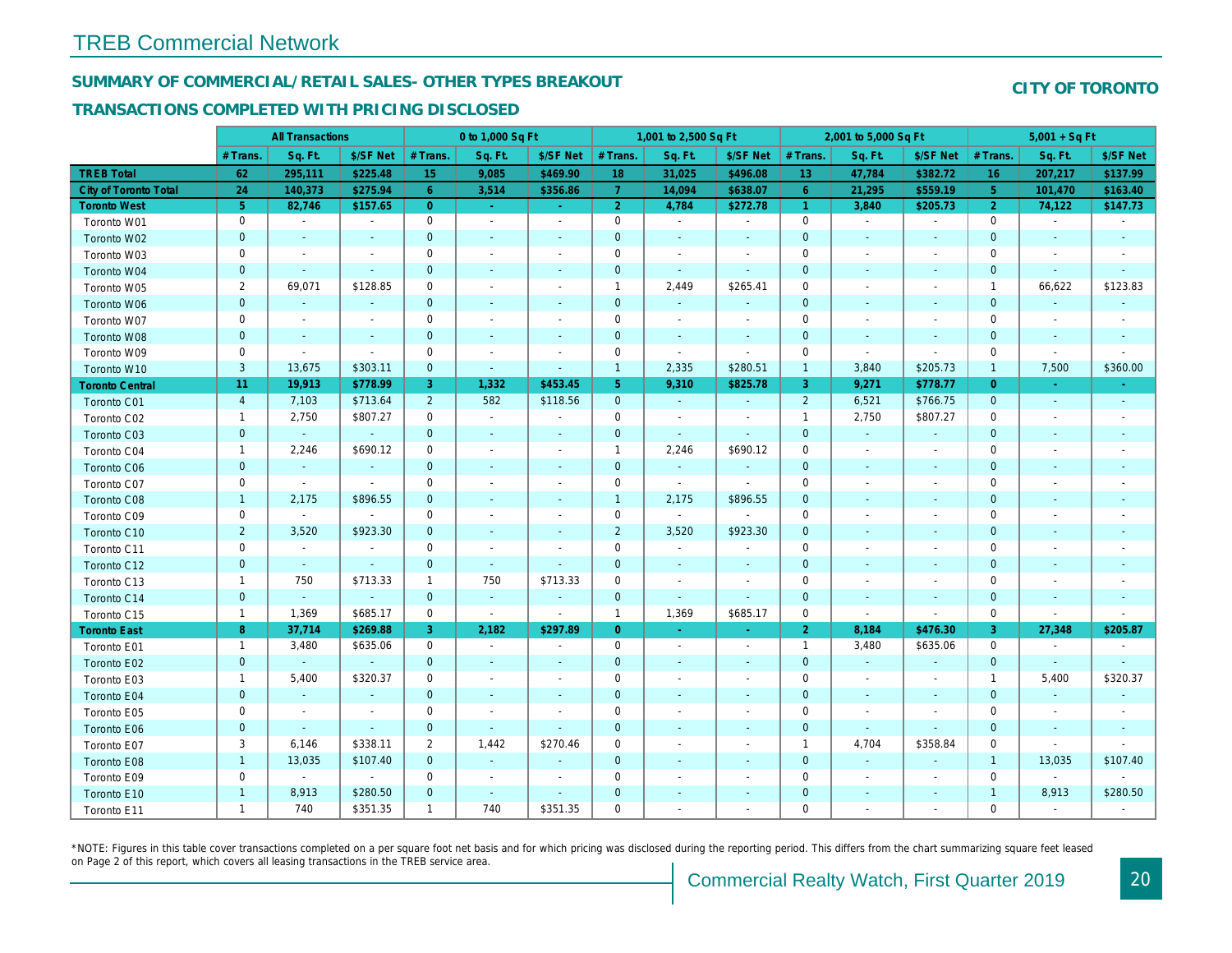# TREB Commercial Network

## SUMMARY OF COMMERCIAL/RETAIL SALES- OTHER TYPES BREAKOUT

## TRANSACTIONS COMPLETED WITH PRICING DISCLOSED

### CITY OF TORONTO

| | All Transactions | | | 0 to 1,000 Sq Ft | | | 1,001 to 2,500 Sq Ft | | | 2,001 to 5,000 Sq Ft | | | 5,001 + Sq Ft | | |
|---|---|---|---|---|---|---|---|---|---|---|---|---|---|---|---|
| | # Trans. | Sq. Ft. | $/SF Net | # Trans. | Sq. Ft. | $/SF Net | # Trans. | Sq. Ft. | $/SF Net | # Trans. | Sq. Ft. | $/SF Net | # Trans. | Sq. Ft. | $/SF Net |
| **TREB Total** | **62** | **295,111** | **$225.48** | **15** | **9,085** | **$469.90** | **18** | **31,025** | **$496.08** | **13** | **47,784** | **$382.72** | **16** | **207,217** | **$137.99** |
| **City of Toronto Total** | **24** | **140,373** | **$275.94** | **6** | **3,514** | **$356.86** | **7** | **14,094** | **$638.07** | **6** | **21,295** | **$559.19** | **5** | **101,470** | **$163.40** |
| **Toronto West** | **5** | **82,746** | **$157.65** | **0** | **-** | **-** | **2** | **4,784** | **$272.78** | **1** | **3,840** | **$205.73** | **2** | **74,122** | **$147.73** |
| Toronto W01 | 0 | - | - | 0 | - | - | 0 | - | - | 0 | - | - | 0 | - | - |
| Toronto W02 | 0 | - | - | 0 | - | - | 0 | - | - | 0 | - | - | 0 | - | - |
| Toronto W03 | 0 | - | - | 0 | - | - | 0 | - | - | 0 | - | - | 0 | - | - |
| Toronto W04 | 0 | - | - | 0 | - | - | 0 | - | - | 0 | - | - | 0 | - | - |
| Toronto W05 | 2 | 69,071 | $128.85 | 0 | - | - | 1 | 2,449 | $265.41 | 0 | - | - | 1 | 66,622 | $123.83 |
| Toronto W06 | 0 | - | - | 0 | - | - | 0 | - | - | 0 | - | - | 0 | - | - |
| Toronto W07 | 0 | - | - | 0 | - | - | 0 | - | - | 0 | - | - | 0 | - | - |
| Toronto W08 | 0 | - | - | 0 | - | - | 0 | - | - | 0 | - | - | 0 | - | - |
| Toronto W09 | 0 | - | - | 0 | - | - | 0 | - | - | 0 | - | - | 0 | - | - |
| Toronto W10 | 3 | 13,675 | $303.11 | 0 | - | - | 1 | 2,335 | $280.51 | 1 | 3,840 | $205.73 | 1 | 7,500 | $360.00 |
| **Toronto Central** | **11** | **19,913** | **$778.99** | **3** | **1,332** | **$453.45** | **5** | **9,310** | **$825.78** | **3** | **9,271** | **$778.77** | **0** | **-** | **-** |
| Toronto C01 | 4 | 7,103 | $713.64 | 2 | 582 | $118.56 | 0 | - | - | 2 | 6,521 | $766.75 | 0 | - | - |
| Toronto C02 | 1 | 2,750 | $807.27 | 0 | - | - | 0 | - | - | 1 | 2,750 | $807.27 | 0 | - | - |
| Toronto C03 | 0 | - | - | 0 | - | - | 0 | - | - | 0 | - | - | 0 | - | - |
| Toronto C04 | 1 | 2,246 | $690.12 | 0 | - | - | 1 | 2,246 | $690.12 | 0 | - | - | 0 | - | - |
| Toronto C06 | 0 | - | - | 0 | - | - | 0 | - | - | 0 | - | - | 0 | - | - |
| Toronto C07 | 0 | - | - | 0 | - | - | 0 | - | - | 0 | - | - | 0 | - | - |
| Toronto C08 | 1 | 2,175 | $896.55 | 0 | - | - | 1 | 2,175 | $896.55 | 0 | - | - | 0 | - | - |
| Toronto C09 | 0 | - | - | 0 | - | - | 0 | - | - | 0 | - | - | 0 | - | - |
| Toronto C10 | 2 | 3,520 | $923.30 | 0 | - | - | 2 | 3,520 | $923.30 | 0 | - | - | 0 | - | - |
| Toronto C11 | 0 | - | - | 0 | - | - | 0 | - | - | 0 | - | - | 0 | - | - |
| Toronto C12 | 0 | - | - | 0 | - | - | 0 | - | - | 0 | - | - | 0 | - | - |
| Toronto C13 | 1 | 750 | $713.33 | 1 | 750 | $713.33 | 0 | - | - | 0 | - | - | 0 | - | - |
| Toronto C14 | 0 | - | - | 0 | - | - | 0 | - | - | 0 | - | - | 0 | - | - |
| Toronto C15 | 1 | 1,369 | $685.17 | 0 | - | - | 1 | 1,369 | $685.17 | 0 | - | - | 0 | - | - |
| **Toronto East** | **8** | **37,714** | **$269.88** | **3** | **2,182** | **$297.89** | **0** | **-** | **-** | **2** | **8,184** | **$476.30** | **3** | **27,348** | **$205.87** |
| Toronto E01 | 1 | 3,480 | $635.06 | 0 | - | - | 0 | - | - | 1 | 3,480 | $635.06 | 0 | - | - |
| Toronto E02 | 0 | - | - | 0 | - | - | 0 | - | - | 0 | - | - | 0 | - | - |
| Toronto E03 | 1 | 5,400 | $320.37 | 0 | - | - | 0 | - | - | 0 | - | - | 1 | 5,400 | $320.37 |
| Toronto E04 | 0 | - | - | 0 | - | - | 0 | - | - | 0 | - | - | 0 | - | - |
| Toronto E05 | 0 | - | - | 0 | - | - | 0 | - | - | 0 | - | - | 0 | - | - |
| Toronto E06 | 0 | - | - | 0 | - | - | 0 | - | - | 0 | - | - | 0 | - | - |
| Toronto E07 | 3 | 6,146 | $338.11 | 2 | 1,442 | $270.46 | 0 | - | - | 1 | 4,704 | $358.84 | 0 | - | - |
| Toronto E08 | 1 | 13,035 | $107.40 | 0 | - | - | 0 | - | - | 0 | - | - | 1 | 13,035 | $107.40 |
| Toronto E09 | 0 | - | - | 0 | - | - | 0 | - | - | 0 | - | - | 0 | - | - |
| Toronto E10 | 1 | 8,913 | $280.50 | 0 | - | - | 0 | - | - | 0 | - | - | 1 | 8,913 | $280.50 |
| Toronto E11 | 1 | 740 | $351.35 | 1 | 740 | $351.35 | 0 | - | - | 0 | - | - | 0 | - | - |

*NOTE: Figures in this table cover transactions completed on a per square foot net basis and for which pricing was disclosed during the reporting period. This differs from the chart summarizing square feet leased on Page 2 of this report, which covers all leasing transactions in the TREB service area.

Commercial Realty Watch, First Quarter 2019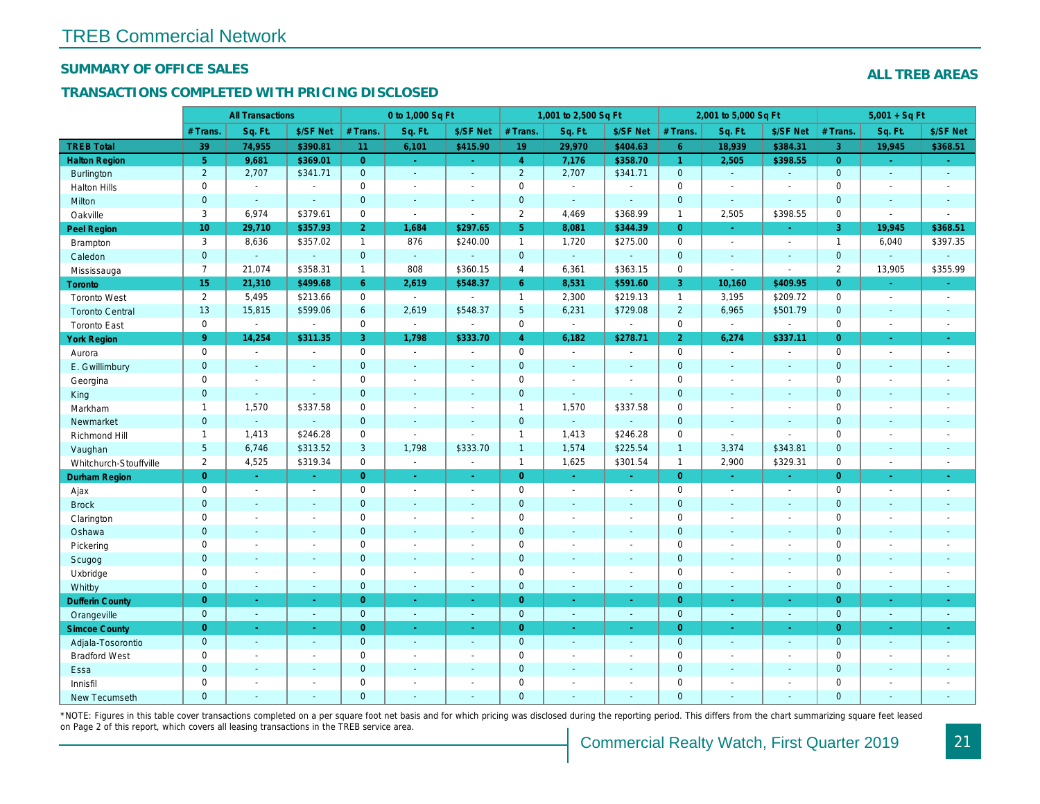# TREB Commercial Network

## SUMMARY OF OFFICE SALES

## TRANSACTIONS COMPLETED WITH PRICING DISCLOSED

## ALL TREB AREAS

| | All Transactions | | | 0 to 1,000 Sq Ft | | | 1,001 to 2,500 Sq Ft | | | 2,001 to 5,000 Sq Ft | | | 5,001 + Sq Ft | | |
|---|---|---|---|---|---|---|---|---|---|---|---|---|---|---|---|
| | # Trans. | Sq. Ft. | $/SF Net | # Trans. | Sq. Ft. | $/SF Net | # Trans. | Sq. Ft. | $/SF Net | # Trans. | Sq. Ft. | $/SF Net | # Trans. | Sq. Ft. | $/SF Net |
| **TREB Total** | **39** | **74,955** | **$390.81** | **11** | **6,101** | **$415.90** | **19** | **29,970** | **$404.63** | **6** | **18,939** | **$384.31** | **3** | **19,945** | **$368.51** |
| **Halton Region** | **5** | **9,681** | **$369.01** | **0** | **-** | **-** | **4** | **7,176** | **$358.70** | **1** | **2,505** | **$398.55** | **0** | **-** | **-** |
| Burlington | 2 | 2,707 | $341.71 | 0 | - | - | 2 | 2,707 | $341.71 | 0 | - | - | 0 | - | - |
| Halton Hills | 0 | - | - | 0 | - | - | 0 | - | - | 0 | - | - | 0 | - | - |
| Milton | 0 | - | - | 0 | - | - | 0 | - | - | 0 | - | - | 0 | - | - |
| Oakville | 3 | 6,974 | $379.61 | 0 | - | - | 2 | 4,469 | $368.99 | 1 | 2,505 | $398.55 | 0 | - | - |
| **Peel Region** | **10** | **29,710** | **$357.93** | **2** | **1,684** | **$297.65** | **5** | **8,081** | **$344.39** | **0** | **-** | **-** | **3** | **19,945** | **$368.51** |
| Brampton | 3 | 8,636 | $357.02 | 1 | 876 | $240.00 | 1 | 1,720 | $275.00 | 0 | - | - | 1 | 6,040 | $397.35 |
| Caledon | 0 | - | - | 0 | - | - | 0 | - | - | 0 | - | - | 0 | - | - |
| Mississauga | 7 | 21,074 | $358.31 | 1 | 808 | $360.15 | 4 | 6,361 | $363.15 | 0 | - | - | 2 | 13,905 | $355.99 |
| **Toronto** | **15** | **21,310** | **$499.68** | **6** | **2,619** | **$548.37** | **6** | **8,531** | **$591.60** | **3** | **10,160** | **$409.95** | **0** | **-** | **-** |
| Toronto West | 2 | 5,495 | $213.66 | 0 | - | - | 1 | 2,300 | $219.13 | 1 | 3,195 | $209.72 | 0 | - | - |
| Toronto Central | 13 | 15,815 | $599.06 | 6 | 2,619 | $548.37 | 5 | 6,231 | $729.08 | 2 | 6,965 | $501.79 | 0 | - | - |
| Toronto East | 0 | - | - | 0 | - | - | 0 | - | - | 0 | - | - | 0 | - | - |
| **York Region** | **9** | **14,254** | **$311.35** | **3** | **1,798** | **$333.70** | **4** | **6,182** | **$278.71** | **2** | **6,274** | **$337.11** | **0** | **-** | **-** |
| Aurora | 0 | - | - | 0 | - | - | 0 | - | - | 0 | - | - | 0 | - | - |
| E. Gwillimbury | 0 | - | - | 0 | - | - | 0 | - | - | 0 | - | - | 0 | - | - |
| Georgina | 0 | - | - | 0 | - | - | 0 | - | - | 0 | - | - | 0 | - | - |
| King | 0 | - | - | 0 | - | - | 0 | - | - | 0 | - | - | 0 | - | - |
| Markham | 1 | 1,570 | $337.58 | 0 | - | - | 1 | 1,570 | $337.58 | 0 | - | - | 0 | - | - |
| Newmarket | 0 | - | - | 0 | - | - | 0 | - | - | 0 | - | - | 0 | - | - |
| Richmond Hill | 1 | 1,413 | $246.28 | 0 | - | - | 1 | 1,413 | $246.28 | 0 | - | - | 0 | - | - |
| Vaughan | 5 | 6,746 | $313.52 | 3 | 1,798 | $333.70 | 1 | 1,574 | $225.54 | 1 | 3,374 | $343.81 | 0 | - | - |
| Whitchurch-Stouffville | 2 | 4,525 | $319.34 | 0 | - | - | 1 | 1,625 | $301.54 | 1 | 2,900 | $329.31 | 0 | - | - |
| **Durham Region** | **0** | **-** | **-** | **0** | **-** | **-** | **0** | **-** | **-** | **0** | **-** | **-** | **0** | **-** | **-** |
| Ajax | 0 | - | - | 0 | - | - | 0 | - | - | 0 | - | - | 0 | - | - |
| Brock | 0 | - | - | 0 | - | - | 0 | - | - | 0 | - | - | 0 | - | - |
| Clarington | 0 | - | - | 0 | - | - | 0 | - | - | 0 | - | - | 0 | - | - |
| Oshawa | 0 | - | - | 0 | - | - | 0 | - | - | 0 | - | - | 0 | - | - |
| Pickering | 0 | - | - | 0 | - | - | 0 | - | - | 0 | - | - | 0 | - | - |
| Scugog | 0 | - | - | 0 | - | - | 0 | - | - | 0 | - | - | 0 | - | - |
| Uxbridge | 0 | - | - | 0 | - | - | 0 | - | - | 0 | - | - | 0 | - | - |
| Whitby | 0 | - | - | 0 | - | - | 0 | - | - | 0 | - | - | 0 | - | - |
| **Dufferin County** | **0** | **-** | **-** | **0** | **-** | **-** | **0** | **-** | **-** | **0** | **-** | **-** | **0** | **-** | **-** |
| Orangeville | 0 | - | - | 0 | - | - | 0 | - | - | 0 | - | - | 0 | - | - |
| **Simcoe County** | **0** | **-** | **-** | **0** | **-** | **-** | **0** | **-** | **-** | **0** | **-** | **-** | **0** | **-** | **-** |
| Adjala-Tosorontio | 0 | - | - | 0 | - | - | 0 | - | - | 0 | - | - | 0 | - | - |
| Bradford West | 0 | - | - | 0 | - | - | 0 | - | - | 0 | - | - | 0 | - | - |
| Essa | 0 | - | - | 0 | - | - | 0 | - | - | 0 | - | - | 0 | - | - |
| Innisfil | 0 | - | - | 0 | - | - | 0 | - | - | 0 | - | - | 0 | - | - |
| New Tecumseth | 0 | - | - | 0 | - | - | 0 | - | - | 0 | - | - | 0 | - | - |

*NOTE: Figures in this table cover transactions completed on a per square foot net basis and for which pricing was disclosed during the reporting period. This differs from the chart summarizing square feet leased on Page 2 of this report, which covers all leasing transactions in the TREB service area.

Commercial Realty Watch, First Quarter 2019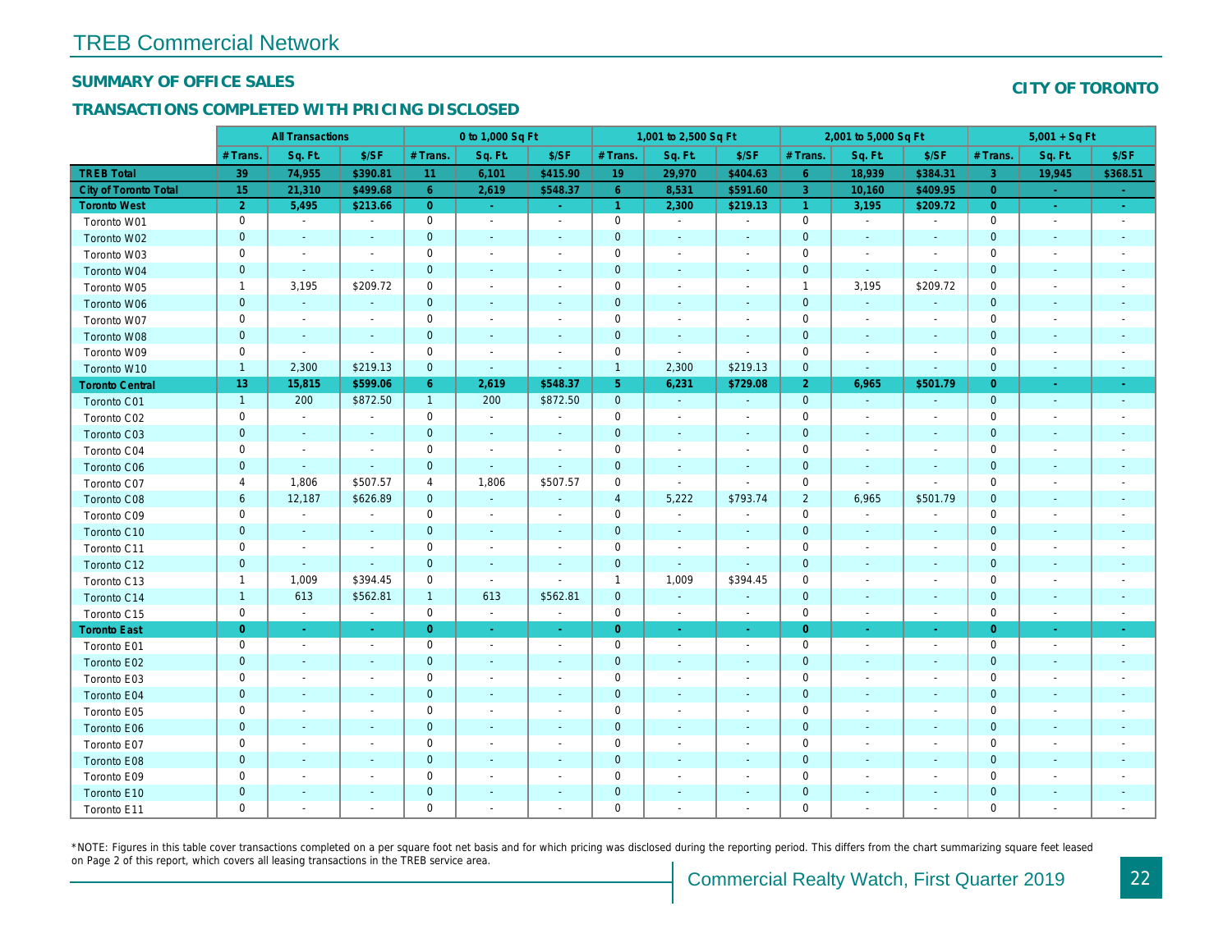# TREB Commercial Network

## SUMMARY OF OFFICE SALES

## TRANSACTIONS COMPLETED WITH PRICING DISCLOSED

**CITY OF TORONTO**

| | All Transactions | | | 0 to 1,000 Sq Ft | | | 1,001 to 2,500 Sq Ft | | | 2,001 to 5,000 Sq Ft | | | 5,001 + Sq Ft | | |
|---|---|---|---|---|---|---|---|---|---|---|---|---|---|---|---|
| | # Trans. | Sq. Ft. | $/SF | # Trans. | Sq. Ft. | $/SF | # Trans. | Sq. Ft. | $/SF | # Trans. | Sq. Ft. | $/SF | # Trans. | Sq. Ft. | $/SF |
| **TREB Total** | **39** | **74,955** | **$390.81** | **11** | **6,101** | **$415.90** | **19** | **29,970** | **$404.63** | **6** | **18,939** | **$384.31** | **3** | **19,945** | **$368.51** |
| **City of Toronto Total** | **15** | **21,310** | **$499.68** | **6** | **2,619** | **$548.37** | **6** | **8,531** | **$591.60** | **3** | **10,160** | **$409.95** | **0** | **-** | **-** |
| **Toronto West** | **2** | **5,495** | **$213.66** | **0** | **-** | **-** | **1** | **2,300** | **$219.13** | **1** | **3,195** | **$209.72** | **0** | **-** | **-** |
| Toronto W01 | 0 | - | - | 0 | - | - | 0 | - | - | 0 | - | - | 0 | - | - |
| Toronto W02 | 0 | - | - | 0 | - | - | 0 | - | - | 0 | - | - | 0 | - | - |
| Toronto W03 | 0 | - | - | 0 | - | - | 0 | - | - | 0 | - | - | 0 | - | - |
| Toronto W04 | 0 | - | - | 0 | - | - | 0 | - | - | 0 | - | - | 0 | - | - |
| Toronto W05 | 1 | 3,195 | $209.72 | 0 | - | - | 0 | - | - | 1 | 3,195 | $209.72 | 0 | - | - |
| Toronto W06 | 0 | - | - | 0 | - | - | 0 | - | - | 0 | - | - | 0 | - | - |
| Toronto W07 | 0 | - | - | 0 | - | - | 0 | - | - | 0 | - | - | 0 | - | - |
| Toronto W08 | 0 | - | - | 0 | - | - | 0 | - | - | 0 | - | - | 0 | - | - |
| Toronto W09 | 0 | - | - | 0 | - | - | 0 | - | - | 0 | - | - | 0 | - | - |
| Toronto W10 | 1 | 2,300 | $219.13 | 0 | - | - | 1 | 2,300 | $219.13 | 0 | - | - | 0 | - | - |
| **Toronto Central** | **13** | **15,815** | **$599.06** | **6** | **2,619** | **$548.37** | **5** | **6,231** | **$729.08** | **2** | **6,965** | **$501.79** | **0** | **-** | **-** |
| Toronto C01 | 1 | 200 | $872.50 | 1 | 200 | $872.50 | 0 | - | - | 0 | - | - | 0 | - | - |
| Toronto C02 | 0 | - | - | 0 | - | - | 0 | - | - | 0 | - | - | 0 | - | - |
| Toronto C03 | 0 | - | - | 0 | - | - | 0 | - | - | 0 | - | - | 0 | - | - |
| Toronto C04 | 0 | - | - | 0 | - | - | 0 | - | - | 0 | - | - | 0 | - | - |
| Toronto C06 | 0 | - | - | 0 | - | - | 0 | - | - | 0 | - | - | 0 | - | - |
| Toronto C07 | 4 | 1,806 | $507.57 | 4 | 1,806 | $507.57 | 0 | - | - | 0 | - | - | 0 | - | - |
| Toronto C08 | 6 | 12,187 | $626.89 | 0 | - | - | 4 | 5,222 | $793.74 | 2 | 6,965 | $501.79 | 0 | - | - |
| Toronto C09 | 0 | - | - | 0 | - | - | 0 | - | - | 0 | - | - | 0 | - | - |
| Toronto C10 | 0 | - | - | 0 | - | - | 0 | - | - | 0 | - | - | 0 | - | - |
| Toronto C11 | 0 | - | - | 0 | - | - | 0 | - | - | 0 | - | - | 0 | - | - |
| Toronto C12 | 0 | - | - | 0 | - | - | 0 | - | - | 0 | - | - | 0 | - | - |
| Toronto C13 | 1 | 1,009 | $394.45 | 0 | - | - | 1 | 1,009 | $394.45 | 0 | - | - | 0 | - | - |
| Toronto C14 | 1 | 613 | $562.81 | 1 | 613 | $562.81 | 0 | - | - | 0 | - | - | 0 | - | - |
| Toronto C15 | 0 | - | - | 0 | - | - | 0 | - | - | 0 | - | - | 0 | - | - |
| **Toronto East** | **0** | **-** | **-** | **0** | **-** | **-** | **0** | **-** | **-** | **0** | **-** | **-** | **0** | **-** | **-** |
| Toronto E01 | 0 | - | - | 0 | - | - | 0 | - | - | 0 | - | - | 0 | - | - |
| Toronto E02 | 0 | - | - | 0 | - | - | 0 | - | - | 0 | - | - | 0 | - | - |
| Toronto E03 | 0 | - | - | 0 | - | - | 0 | - | - | 0 | - | - | 0 | - | - |
| Toronto E04 | 0 | - | - | 0 | - | - | 0 | - | - | 0 | - | - | 0 | - | - |
| Toronto E05 | 0 | - | - | 0 | - | - | 0 | - | - | 0 | - | - | 0 | - | - |
| Toronto E06 | 0 | - | - | 0 | - | - | 0 | - | - | 0 | - | - | 0 | - | - |
| Toronto E07 | 0 | - | - | 0 | - | - | 0 | - | - | 0 | - | - | 0 | - | - |
| Toronto E08 | 0 | - | - | 0 | - | - | 0 | - | - | 0 | - | - | 0 | - | - |
| Toronto E09 | 0 | - | - | 0 | - | - | 0 | - | - | 0 | - | - | 0 | - | - |
| Toronto E10 | 0 | - | - | 0 | - | - | 0 | - | - | 0 | - | - | 0 | - | - |
| Toronto E11 | 0 | - | - | 0 | - | - | 0 | - | - | 0 | - | - | 0 | - | - |

*NOTE: Figures in this table cover transactions completed on a per square foot net basis and for which pricing was disclosed during the reporting period. This differs from the chart summarizing square feet leased on Page 2 of this report, which covers all leasing transactions in the TREB service area.

Commercial Realty Watch, First Quarter 2019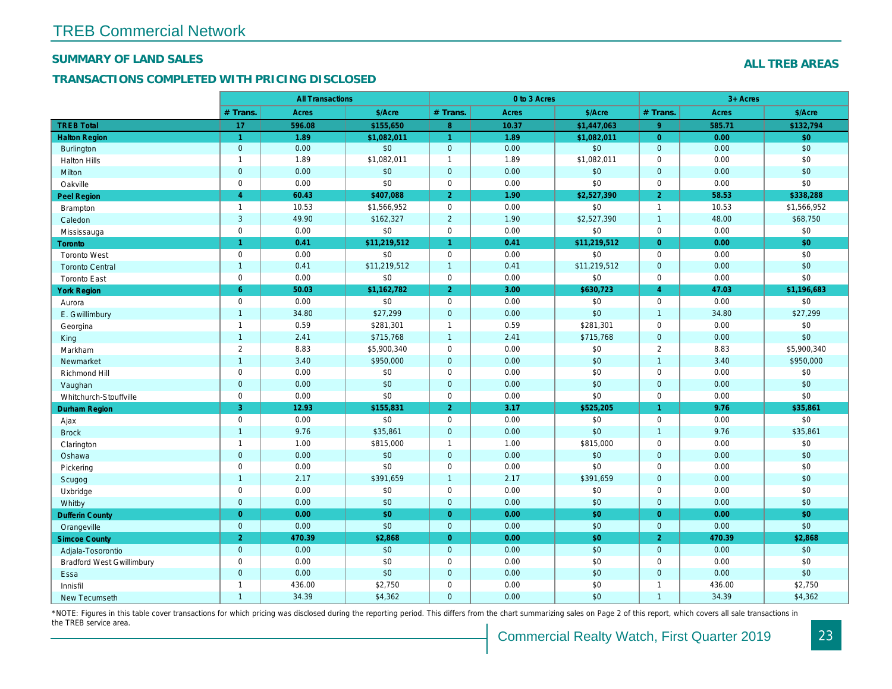# TREB Commercial Network

## SUMMARY OF LAND SALES

## TRANSACTIONS COMPLETED WITH PRICING DISCLOSED

**ALL TREB AREAS**

| | All Transactions | | | 0 to 3 Acres | | | 3+ Acres | | |
|---|---|---|---|---|---|---|---|---|---|
| | # Trans. | Acres | $/Acre | # Trans. | Acres | $/Acre | # Trans. | Acres | $/Acre |
| **TREB Total** | **17** | **596.08** | **$155,650** | **8** | **10.37** | **$1,447,063** | **9** | **585.71** | **$132,794** |
| **Halton Region** | **1** | **1.89** | **$1,082,011** | **1** | **1.89** | **$1,082,011** | **0** | **0.00** | **$0** |
| Burlington | 0 | 0.00 | $0 | 0 | 0.00 | $0 | 0 | 0.00 | $0 |
| Halton Hills | 1 | 1.89 | $1,082,011 | 1 | 1.89 | $1,082,011 | 0 | 0.00 | $0 |
| Milton | 0 | 0.00 | $0 | 0 | 0.00 | $0 | 0 | 0.00 | $0 |
| Oakville | 0 | 0.00 | $0 | 0 | 0.00 | $0 | 0 | 0.00 | $0 |
| **Peel Region** | **4** | **60.43** | **$407,088** | **2** | **1.90** | **$2,527,390** | **2** | **58.53** | **$338,288** |
| Brampton | 1 | 10.53 | $1,566,952 | 0 | 0.00 | $0 | 1 | 10.53 | $1,566,952 |
| Caledon | 3 | 49.90 | $162,327 | 2 | 1.90 | $2,527,390 | 1 | 48.00 | $68,750 |
| Mississauga | 0 | 0.00 | $0 | 0 | 0.00 | $0 | 0 | 0.00 | $0 |
| **Toronto** | **1** | **0.41** | **$11,219,512** | **1** | **0.41** | **$11,219,512** | **0** | **0.00** | **$0** |
| Toronto West | 0 | 0.00 | $0 | 0 | 0.00 | $0 | 0 | 0.00 | $0 |
| Toronto Central | 1 | 0.41 | $11,219,512 | 1 | 0.41 | $11,219,512 | 0 | 0.00 | $0 |
| Toronto East | 0 | 0.00 | $0 | 0 | 0.00 | $0 | 0 | 0.00 | $0 |
| **York Region** | **6** | **50.03** | **$1,162,782** | **2** | **3.00** | **$630,723** | **4** | **47.03** | **$1,196,683** |
| Aurora | 0 | 0.00 | $0 | 0 | 0.00 | $0 | 0 | 0.00 | $0 |
| E. Gwillimbury | 1 | 34.80 | $27,299 | 0 | 0.00 | $0 | 1 | 34.80 | $27,299 |
| Georgina | 1 | 0.59 | $281,301 | 1 | 0.59 | $281,301 | 0 | 0.00 | $0 |
| King | 1 | 2.41 | $715,768 | 1 | 2.41 | $715,768 | 0 | 0.00 | $0 |
| Markham | 2 | 8.83 | $5,900,340 | 0 | 0.00 | $0 | 2 | 8.83 | $5,900,340 |
| Newmarket | 1 | 3.40 | $950,000 | 0 | 0.00 | $0 | 1 | 3.40 | $950,000 |
| Richmond Hill | 0 | 0.00 | $0 | 0 | 0.00 | $0 | 0 | 0.00 | $0 |
| Vaughan | 0 | 0.00 | $0 | 0 | 0.00 | $0 | 0 | 0.00 | $0 |
| Whitchurch-Stouffville | 0 | 0.00 | $0 | 0 | 0.00 | $0 | 0 | 0.00 | $0 |
| **Durham Region** | **3** | **12.93** | **$155,831** | **2** | **3.17** | **$525,205** | **1** | **9.76** | **$35,861** |
| Ajax | 0 | 0.00 | $0 | 0 | 0.00 | $0 | 0 | 0.00 | $0 |
| Brock | 1 | 9.76 | $35,861 | 0 | 0.00 | $0 | 1 | 9.76 | $35,861 |
| Clarington | 1 | 1.00 | $815,000 | 1 | 1.00 | $815,000 | 0 | 0.00 | $0 |
| Oshawa | 0 | 0.00 | $0 | 0 | 0.00 | $0 | 0 | 0.00 | $0 |
| Pickering | 0 | 0.00 | $0 | 0 | 0.00 | $0 | 0 | 0.00 | $0 |
| Scugog | 1 | 2.17 | $391,659 | 1 | 2.17 | $391,659 | 0 | 0.00 | $0 |
| Uxbridge | 0 | 0.00 | $0 | 0 | 0.00 | $0 | 0 | 0.00 | $0 |
| Whitby | 0 | 0.00 | $0 | 0 | 0.00 | $0 | 0 | 0.00 | $0 |
| **Dufferin County** | **0** | **0.00** | **$0** | **0** | **0.00** | **$0** | **0** | **0.00** | **$0** |
| Orangeville | 0 | 0.00 | $0 | 0 | 0.00 | $0 | 0 | 0.00 | $0 |
| **Simcoe County** | **2** | **470.39** | **$2,868** | **0** | **0.00** | **$0** | **2** | **470.39** | **$2,868** |
| Adjala-Tosorontio | 0 | 0.00 | $0 | 0 | 0.00 | $0 | 0 | 0.00 | $0 |
| Bradford West Gwillimbury | 0 | 0.00 | $0 | 0 | 0.00 | $0 | 0 | 0.00 | $0 |
| Essa | 0 | 0.00 | $0 | 0 | 0.00 | $0 | 0 | 0.00 | $0 |
| Innisfil | 1 | 436.00 | $2,750 | 0 | 0.00 | $0 | 1 | 436.00 | $2,750 |
| New Tecumseth | 1 | 34.39 | $4,362 | 0 | 0.00 | $0 | 1 | 34.39 | $4,362 |

*NOTE: Figures in this table cover transactions for which pricing was disclosed during the reporting period. This differs from the chart summarizing sales on Page 2 of this report, which covers all sale transactions in the TREB service area.

Commercial Realty Watch, First Quarter 2019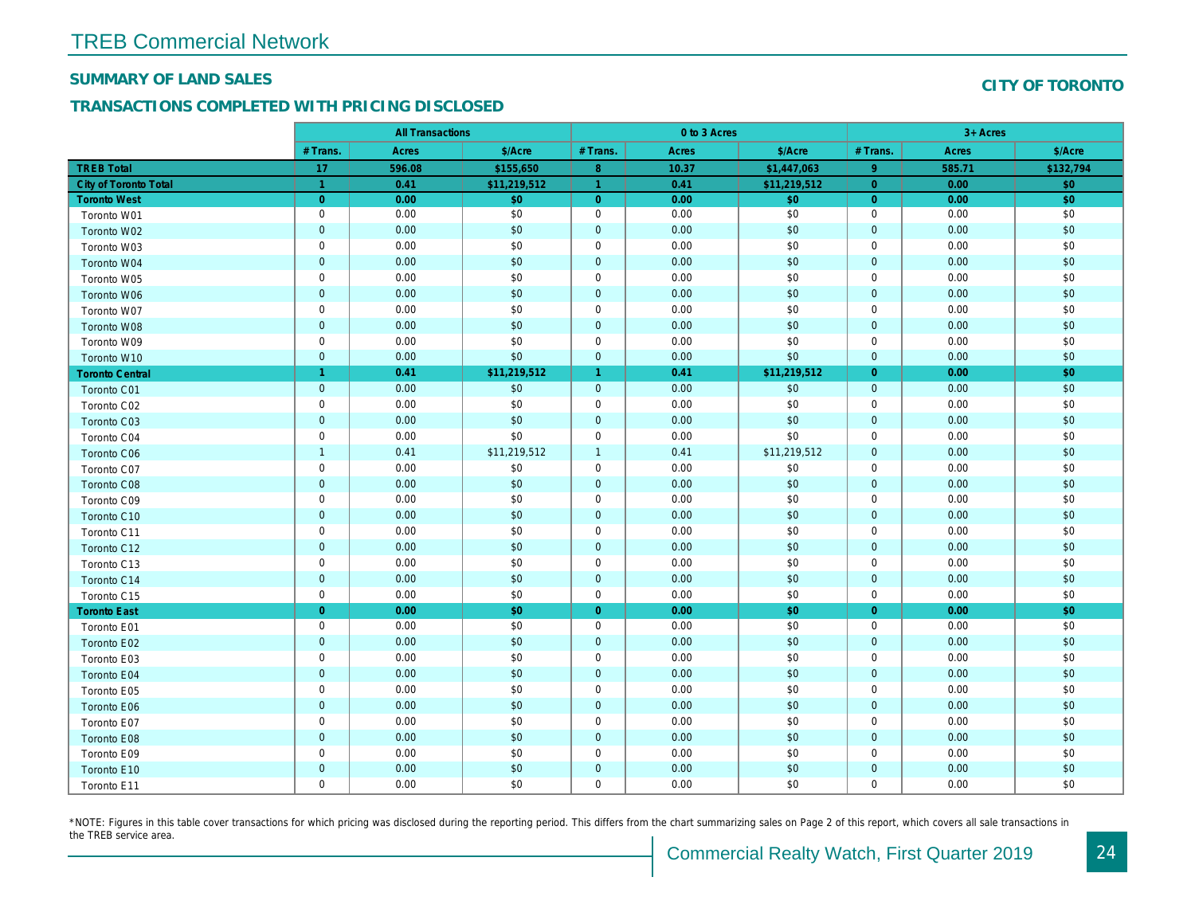# TREB Commercial Network

## SUMMARY OF LAND SALES

## CITY OF TORONTO

## TRANSACTIONS COMPLETED WITH PRICING DISCLOSED

| | All Transactions | | | 0 to 3 Acres | | | 3+ Acres | | |
|---|---|---|---|---|---|---|---|---|---|
| | # Trans. | Acres | $/Acre | # Trans. | Acres | $/Acre | # Trans. | Acres | $/Acre |
| **TREB Total** | **17** | **596.08** | **$155,650** | **8** | **10.37** | **$1,447,063** | **9** | **585.71** | **$132,794** |
| **City of Toronto Total** | **1** | **0.41** | **$11,219,512** | **1** | **0.41** | **$11,219,512** | **0** | **0.00** | **$0** |
| **Toronto West** | **0** | **0.00** | **$0** | **0** | **0.00** | **$0** | **0** | **0.00** | **$0** |
| Toronto W01 | 0 | 0.00 | $0 | 0 | 0.00 | $0 | 0 | 0.00 | $0 |
| Toronto W02 | 0 | 0.00 | $0 | 0 | 0.00 | $0 | 0 | 0.00 | $0 |
| Toronto W03 | 0 | 0.00 | $0 | 0 | 0.00 | $0 | 0 | 0.00 | $0 |
| Toronto W04 | 0 | 0.00 | $0 | 0 | 0.00 | $0 | 0 | 0.00 | $0 |
| Toronto W05 | 0 | 0.00 | $0 | 0 | 0.00 | $0 | 0 | 0.00 | $0 |
| Toronto W06 | 0 | 0.00 | $0 | 0 | 0.00 | $0 | 0 | 0.00 | $0 |
| Toronto W07 | 0 | 0.00 | $0 | 0 | 0.00 | $0 | 0 | 0.00 | $0 |
| Toronto W08 | 0 | 0.00 | $0 | 0 | 0.00 | $0 | 0 | 0.00 | $0 |
| Toronto W09 | 0 | 0.00 | $0 | 0 | 0.00 | $0 | 0 | 0.00 | $0 |
| Toronto W10 | 0 | 0.00 | $0 | 0 | 0.00 | $0 | 0 | 0.00 | $0 |
| **Toronto Central** | **1** | **0.41** | **$11,219,512** | **1** | **0.41** | **$11,219,512** | **0** | **0.00** | **$0** |
| Toronto C01 | 0 | 0.00 | $0 | 0 | 0.00 | $0 | 0 | 0.00 | $0 |
| Toronto C02 | 0 | 0.00 | $0 | 0 | 0.00 | $0 | 0 | 0.00 | $0 |
| Toronto C03 | 0 | 0.00 | $0 | 0 | 0.00 | $0 | 0 | 0.00 | $0 |
| Toronto C04 | 0 | 0.00 | $0 | 0 | 0.00 | $0 | 0 | 0.00 | $0 |
| Toronto C06 | 1 | 0.41 | $11,219,512 | 1 | 0.41 | $11,219,512 | 0 | 0.00 | $0 |
| Toronto C07 | 0 | 0.00 | $0 | 0 | 0.00 | $0 | 0 | 0.00 | $0 |
| Toronto C08 | 0 | 0.00 | $0 | 0 | 0.00 | $0 | 0 | 0.00 | $0 |
| Toronto C09 | 0 | 0.00 | $0 | 0 | 0.00 | $0 | 0 | 0.00 | $0 |
| Toronto C10 | 0 | 0.00 | $0 | 0 | 0.00 | $0 | 0 | 0.00 | $0 |
| Toronto C11 | 0 | 0.00 | $0 | 0 | 0.00 | $0 | 0 | 0.00 | $0 |
| Toronto C12 | 0 | 0.00 | $0 | 0 | 0.00 | $0 | 0 | 0.00 | $0 |
| Toronto C13 | 0 | 0.00 | $0 | 0 | 0.00 | $0 | 0 | 0.00 | $0 |
| Toronto C14 | 0 | 0.00 | $0 | 0 | 0.00 | $0 | 0 | 0.00 | $0 |
| Toronto C15 | 0 | 0.00 | $0 | 0 | 0.00 | $0 | 0 | 0.00 | $0 |
| **Toronto East** | **0** | **0.00** | **$0** | **0** | **0.00** | **$0** | **0** | **0.00** | **$0** |
| Toronto E01 | 0 | 0.00 | $0 | 0 | 0.00 | $0 | 0 | 0.00 | $0 |
| Toronto E02 | 0 | 0.00 | $0 | 0 | 0.00 | $0 | 0 | 0.00 | $0 |
| Toronto E03 | 0 | 0.00 | $0 | 0 | 0.00 | $0 | 0 | 0.00 | $0 |
| Toronto E04 | 0 | 0.00 | $0 | 0 | 0.00 | $0 | 0 | 0.00 | $0 |
| Toronto E05 | 0 | 0.00 | $0 | 0 | 0.00 | $0 | 0 | 0.00 | $0 |
| Toronto E06 | 0 | 0.00 | $0 | 0 | 0.00 | $0 | 0 | 0.00 | $0 |
| Toronto E07 | 0 | 0.00 | $0 | 0 | 0.00 | $0 | 0 | 0.00 | $0 |
| Toronto E08 | 0 | 0.00 | $0 | 0 | 0.00 | $0 | 0 | 0.00 | $0 |
| Toronto E09 | 0 | 0.00 | $0 | 0 | 0.00 | $0 | 0 | 0.00 | $0 |
| Toronto E10 | 0 | 0.00 | $0 | 0 | 0.00 | $0 | 0 | 0.00 | $0 |
| Toronto E11 | 0 | 0.00 | $0 | 0 | 0.00 | $0 | 0 | 0.00 | $0 |

*NOTE: Figures in this table cover transactions for which pricing was disclosed during the reporting period. This differs from the chart summarizing sales on Page 2 of this report, which covers all sale transactions in the TREB service area.

Commercial Realty Watch, First Quarter 2019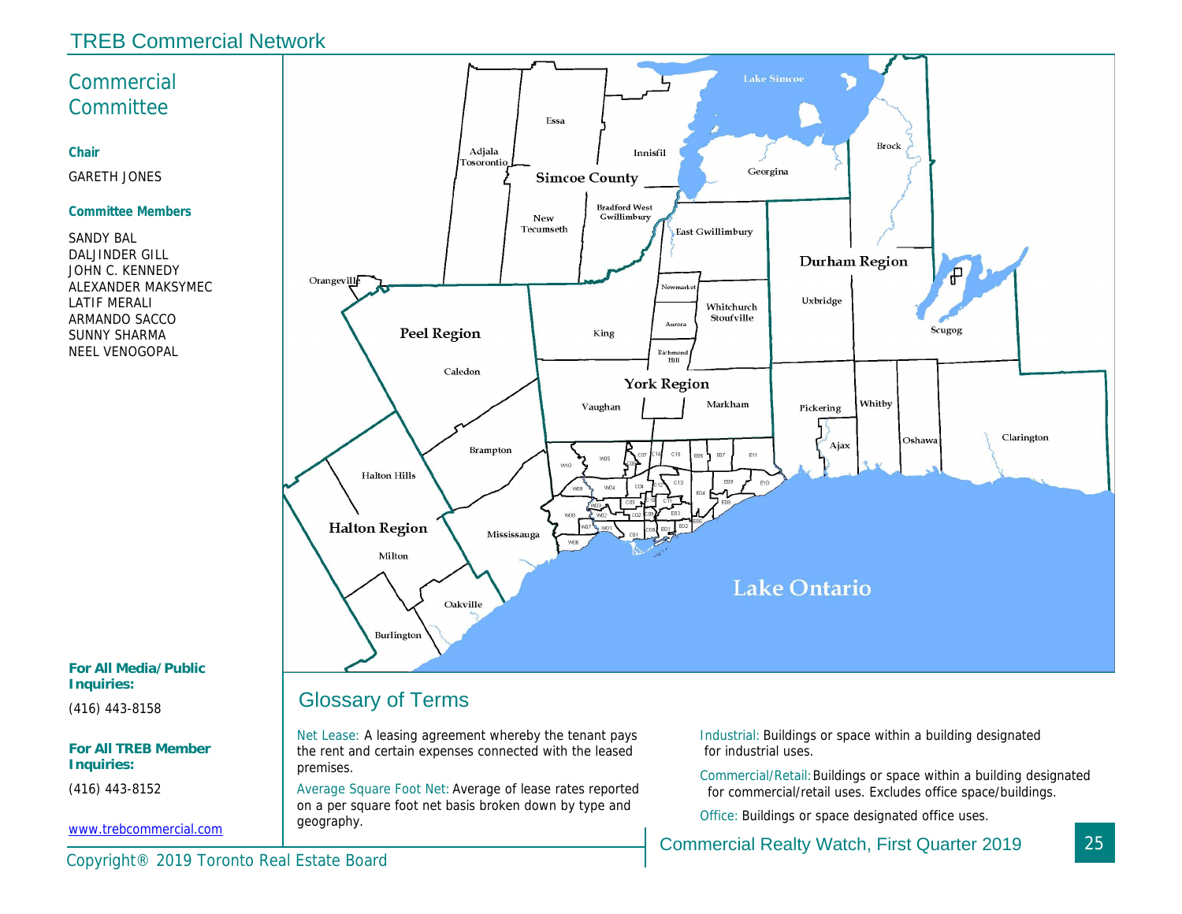# TREB Commercial Network

## Commercial Committee

**Chair**

GARETH JONES

**Committee Members**

SANDY BAL
DALJINDER GILL
JOHN C. KENNEDY
ALEXANDER MAKSYMEC
LATIF MERALI
ARMANDO SACCO
SUNNY SHARMA
NEEL VENOGOPAL

**For All Media/Public Inquiries:**

(416) 443-8158

**For All TREB Member Inquiries:**

(416) 443-8152

www.trebcommercial.com

Lake Simcoe
Essa
Adjala Tosorontio
Innisfil
Simcoe County
Brock
Georgina
Bradford West Gwillimbury
New Tecumseth
East Gwillimbury
Durham Region
Orangeville
Newmarket
Uxbridge
Whitchurch Stoufville
Aurora
Peel Region
King
Scugog
Richmond Hill
Caledon
York Region
Vaughan
Markham
Pickering
Whitby
Ajax
Oshawa
Clarington
Brampton
Halton Hills
Halton Region
Mississauga
Milton
Lake Ontario
Oakville
Burlington

## Glossary of Terms

Net Lease: A leasing agreement whereby the tenant pays the rent and certain expenses connected with the leased premises.

Average Square Foot Net: Average of lease rates reported on a per square foot net basis broken down by type and geography.

Industrial: Buildings or space within a building designated for industrial uses.

Commercial/Retail: Buildings or space within a building designated for commercial/retail uses. Excludes office space/buildings.

Office: Buildings or space designated office uses.

Copyright® 2019 Toronto Real Estate Board